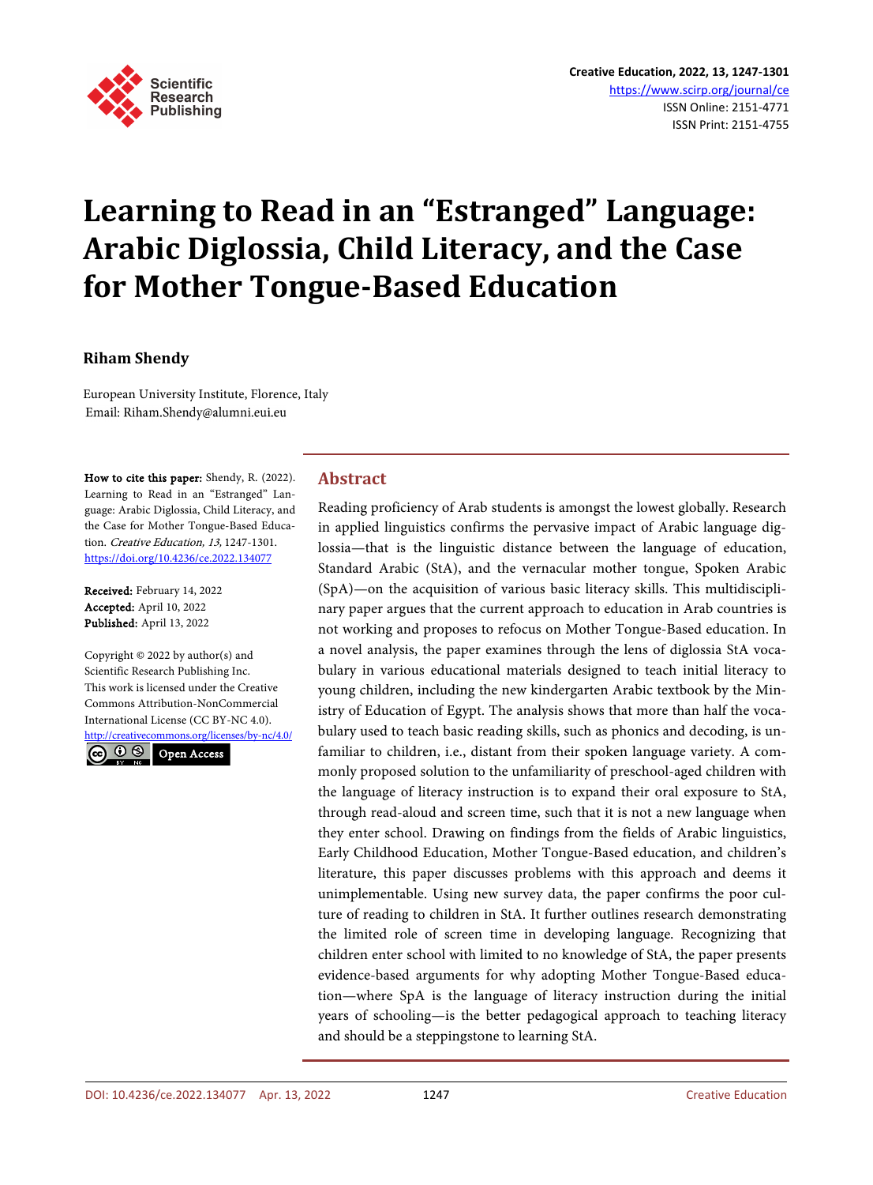# Learning to Read in an "Estranged" Language: Arabic Diglossia, Child Literacy, and the Case for Mother Tongue-Based Education

**Riham Shendy**

European University Institute, Florence, Italy
Email: Riham.Shendy@alumni.eui.eu

**How to cite this paper:** Shendy, R. (2022). Learning to Read in an "Estranged" Language: Arabic Diglossia, Child Literacy, and the Case for Mother Tongue-Based Education. *Creative Education, 13,* 1247-1301.
https://doi.org/10.4236/ce.2022.134077

**Received:** February 14, 2022
**Accepted:** April 10, 2022
**Published:** April 13, 2022

Copyright © 2022 by author(s) and Scientific Research Publishing Inc.
This work is licensed under the Creative Commons Attribution-NonCommercial International License (CC BY-NC 4.0).
http://creativecommons.org/licenses/by-nc/4.0/

Open Access

## Abstract

Reading proficiency of Arab students is amongst the lowest globally. Research in applied linguistics confirms the pervasive impact of Arabic language diglossia—that is the linguistic distance between the language of education, Standard Arabic (StA), and the vernacular mother tongue, Spoken Arabic (SpA)—on the acquisition of various basic literacy skills. This multidisciplinary paper argues that the current approach to education in Arab countries is not working and proposes to refocus on Mother Tongue-Based education. In a novel analysis, the paper examines through the lens of diglossia StA vocabulary in various educational materials designed to teach initial literacy to young children, including the new kindergarten Arabic textbook by the Ministry of Education of Egypt. The analysis shows that more than half the vocabulary used to teach basic reading skills, such as phonics and decoding, is unfamiliar to children, i.e., distant from their spoken language variety. A commonly proposed solution to the unfamiliarity of preschool-aged children with the language of literacy instruction is to expand their oral exposure to StA, through read-aloud and screen time, such that it is not a new language when they enter school. Drawing on findings from the fields of Arabic linguistics, Early Childhood Education, Mother Tongue-Based education, and children's literature, this paper discusses problems with this approach and deems it unimplementable. Using new survey data, the paper confirms the poor culture of reading to children in StA. It further outlines research demonstrating the limited role of screen time in developing language. Recognizing that children enter school with limited to no knowledge of StA, the paper presents evidence-based arguments for why adopting Mother Tongue-Based education—where SpA is the language of literacy instruction during the initial years of schooling—is the better pedagogical approach to teaching literacy and should be a steppingstone to learning StA.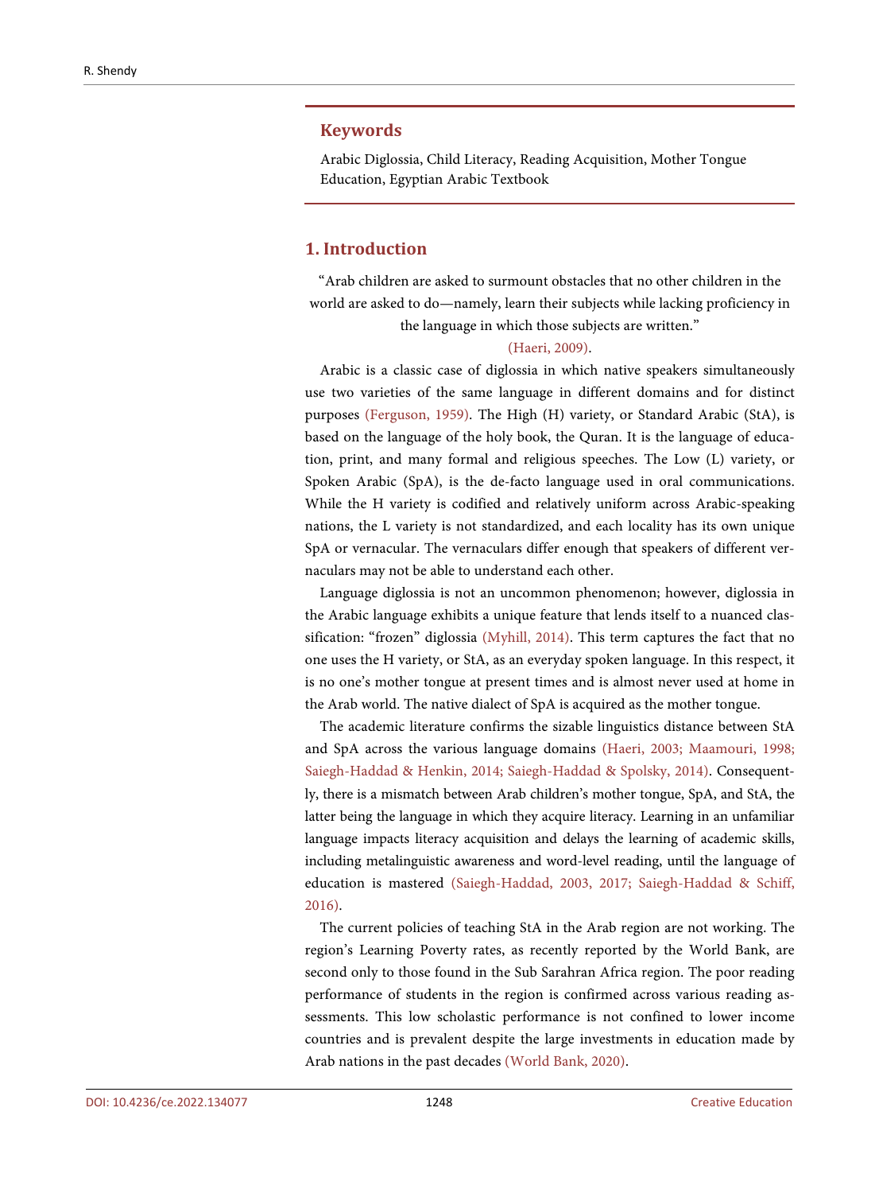## Keywords

Arabic Diglossia, Child Literacy, Reading Acquisition, Mother Tongue Education, Egyptian Arabic Textbook

## 1. Introduction

> "Arab children are asked to surmount obstacles that no other children in the world are asked to do—namely, learn their subjects while lacking proficiency in the language in which those subjects are written."
>
> (Haeri, 2009).

Arabic is a classic case of diglossia in which native speakers simultaneously use two varieties of the same language in different domains and for distinct purposes (Ferguson, 1959). The High (H) variety, or Standard Arabic (StA), is based on the language of the holy book, the Quran. It is the language of education, print, and many formal and religious speeches. The Low (L) variety, or Spoken Arabic (SpA), is the de-facto language used in oral communications. While the H variety is codified and relatively uniform across Arabic-speaking nations, the L variety is not standardized, and each locality has its own unique SpA or vernacular. The vernaculars differ enough that speakers of different vernaculars may not be able to understand each other.

Language diglossia is not an uncommon phenomenon; however, diglossia in the Arabic language exhibits a unique feature that lends itself to a nuanced classification: "frozen" diglossia (Myhill, 2014). This term captures the fact that no one uses the H variety, or StA, as an everyday spoken language. In this respect, it is no one's mother tongue at present times and is almost never used at home in the Arab world. The native dialect of SpA is acquired as the mother tongue.

The academic literature confirms the sizable linguistics distance between StA and SpA across the various language domains (Haeri, 2003; Maamouri, 1998; Saiegh-Haddad & Henkin, 2014; Saiegh-Haddad & Spolsky, 2014). Consequently, there is a mismatch between Arab children's mother tongue, SpA, and StA, the latter being the language in which they acquire literacy. Learning in an unfamiliar language impacts literacy acquisition and delays the learning of academic skills, including metalinguistic awareness and word-level reading, until the language of education is mastered (Saiegh-Haddad, 2003, 2017; Saiegh-Haddad & Schiff, 2016).

The current policies of teaching StA in the Arab region are not working. The region's Learning Poverty rates, as recently reported by the World Bank, are second only to those found in the Sub Sarahran Africa region. The poor reading performance of students in the region is confirmed across various reading assessments. This low scholastic performance is not confined to lower income countries and is prevalent despite the large investments in education made by Arab nations in the past decades (World Bank, 2020).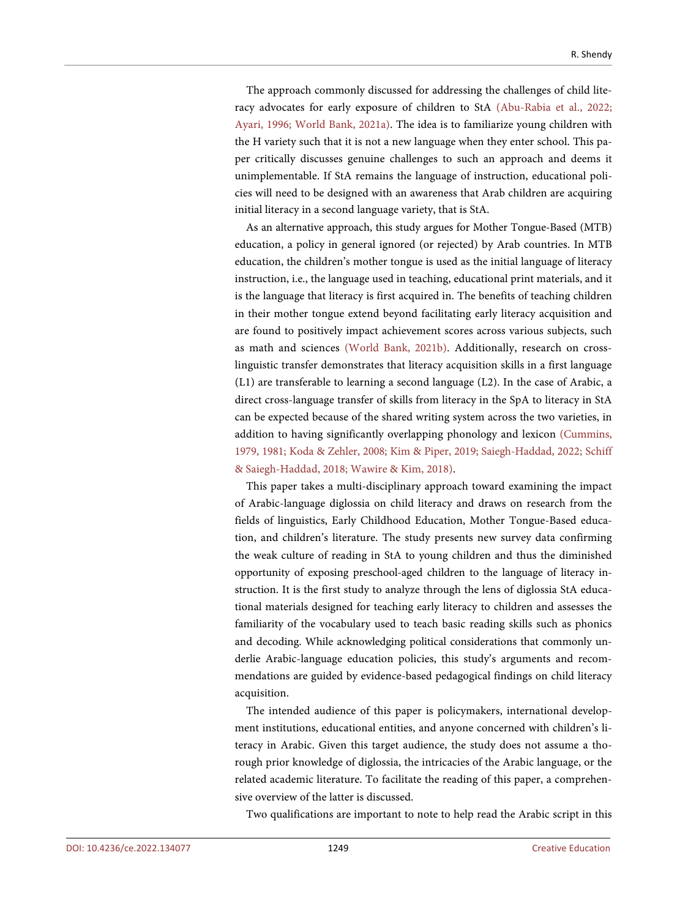The approach commonly discussed for addressing the challenges of child literacy advocates for early exposure of children to StA (Abu-Rabia et al., 2022; Ayari, 1996; World Bank, 2021a). The idea is to familiarize young children with the H variety such that it is not a new language when they enter school. This paper critically discusses genuine challenges to such an approach and deems it unimplementable. If StA remains the language of instruction, educational policies will need to be designed with an awareness that Arab children are acquiring initial literacy in a second language variety, that is StA.

As an alternative approach, this study argues for Mother Tongue-Based (MTB) education, a policy in general ignored (or rejected) by Arab countries. In MTB education, the children's mother tongue is used as the initial language of literacy instruction, i.e., the language used in teaching, educational print materials, and it is the language that literacy is first acquired in. The benefits of teaching children in their mother tongue extend beyond facilitating early literacy acquisition and are found to positively impact achievement scores across various subjects, such as math and sciences (World Bank, 2021b). Additionally, research on cross-linguistic transfer demonstrates that literacy acquisition skills in a first language (L1) are transferable to learning a second language (L2). In the case of Arabic, a direct cross-language transfer of skills from literacy in the SpA to literacy in StA can be expected because of the shared writing system across the two varieties, in addition to having significantly overlapping phonology and lexicon (Cummins, 1979, 1981; Koda & Zehler, 2008; Kim & Piper, 2019; Saiegh-Haddad, 2022; Schiff & Saiegh-Haddad, 2018; Wawire & Kim, 2018).

This paper takes a multi-disciplinary approach toward examining the impact of Arabic-language diglossia on child literacy and draws on research from the fields of linguistics, Early Childhood Education, Mother Tongue-Based education, and children's literature. The study presents new survey data confirming the weak culture of reading in StA to young children and thus the diminished opportunity of exposing preschool-aged children to the language of literacy instruction. It is the first study to analyze through the lens of diglossia StA educational materials designed for teaching early literacy to children and assesses the familiarity of the vocabulary used to teach basic reading skills such as phonics and decoding. While acknowledging political considerations that commonly underlie Arabic-language education policies, this study's arguments and recommendations are guided by evidence-based pedagogical findings on child literacy acquisition.

The intended audience of this paper is policymakers, international development institutions, educational entities, and anyone concerned with children's literacy in Arabic. Given this target audience, the study does not assume a thorough prior knowledge of diglossia, the intricacies of the Arabic language, or the related academic literature. To facilitate the reading of this paper, a comprehensive overview of the latter is discussed.

Two qualifications are important to note to help read the Arabic script in this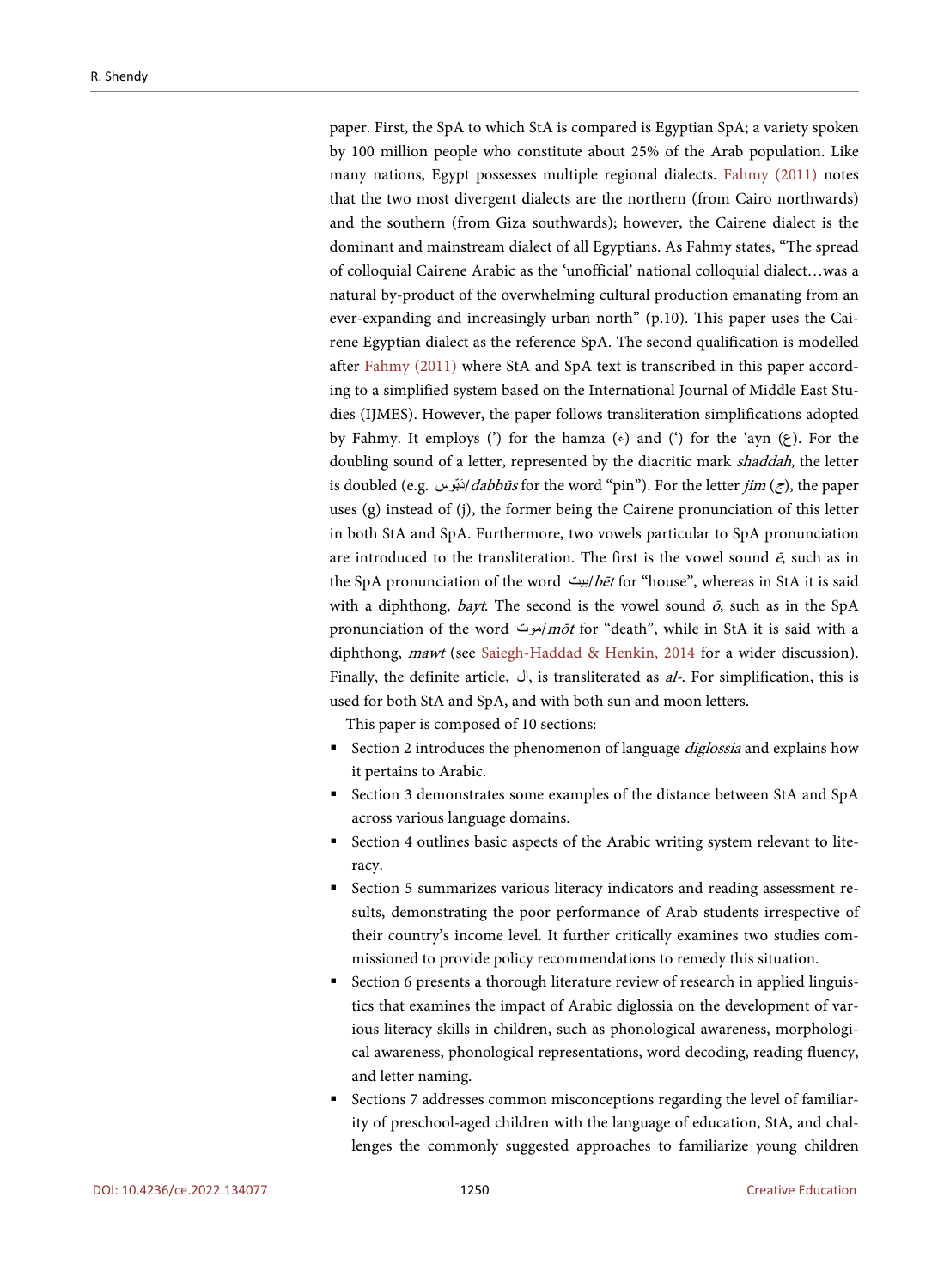paper. First, the SpA to which StA is compared is Egyptian SpA; a variety spoken by 100 million people who constitute about 25% of the Arab population. Like many nations, Egypt possesses multiple regional dialects. Fahmy (2011) notes that the two most divergent dialects are the northern (from Cairo northwards) and the southern (from Giza southwards); however, the Cairene dialect is the dominant and mainstream dialect of all Egyptians. As Fahmy states, "The spread of colloquial Cairene Arabic as the 'unofficial' national colloquial dialect…was a natural by-product of the overwhelming cultural production emanating from an ever-expanding and increasingly urban north" (p.10). This paper uses the Cairene Egyptian dialect as the reference SpA. The second qualification is modelled after Fahmy (2011) where StA and SpA text is transcribed in this paper according to a simplified system based on the International Journal of Middle East Studies (IJMES). However, the paper follows transliteration simplifications adopted by Fahmy. It employs (') for the hamza (ء) and (') for the 'ayn (ع). For the doubling sound of a letter, represented by the diacritic mark *shaddah*, the letter is doubled (e.g. دبّوس/*dabbūs* for the word "pin"). For the letter *jim* (ج), the paper uses (g) instead of (j), the former being the Cairene pronunciation of this letter in both StA and SpA. Furthermore, two vowels particular to SpA pronunciation are introduced to the transliteration. The first is the vowel sound *ē*, such as in the SpA pronunciation of the word بيت/*bēt* for "house", whereas in StA it is said with a diphthong, *bayt*. The second is the vowel sound *ō*, such as in the SpA pronunciation of the word موت/*mōt* for "death", while in StA it is said with a diphthong, *mawt* (see Saiegh-Haddad & Henkin, 2014 for a wider discussion). Finally, the definite article, ال, is transliterated as *al-*. For simplification, this is used for both StA and SpA, and with both sun and moon letters.

This paper is composed of 10 sections:

- Section 2 introduces the phenomenon of language *diglossia* and explains how it pertains to Arabic.
- Section 3 demonstrates some examples of the distance between StA and SpA across various language domains.
- Section 4 outlines basic aspects of the Arabic writing system relevant to literacy.
- Section 5 summarizes various literacy indicators and reading assessment results, demonstrating the poor performance of Arab students irrespective of their country's income level. It further critically examines two studies commissioned to provide policy recommendations to remedy this situation.
- Section 6 presents a thorough literature review of research in applied linguistics that examines the impact of Arabic diglossia on the development of various literacy skills in children, such as phonological awareness, morphological awareness, phonological representations, word decoding, reading fluency, and letter naming.
- Sections 7 addresses common misconceptions regarding the level of familiarity of preschool-aged children with the language of education, StA, and challenges the commonly suggested approaches to familiarize young children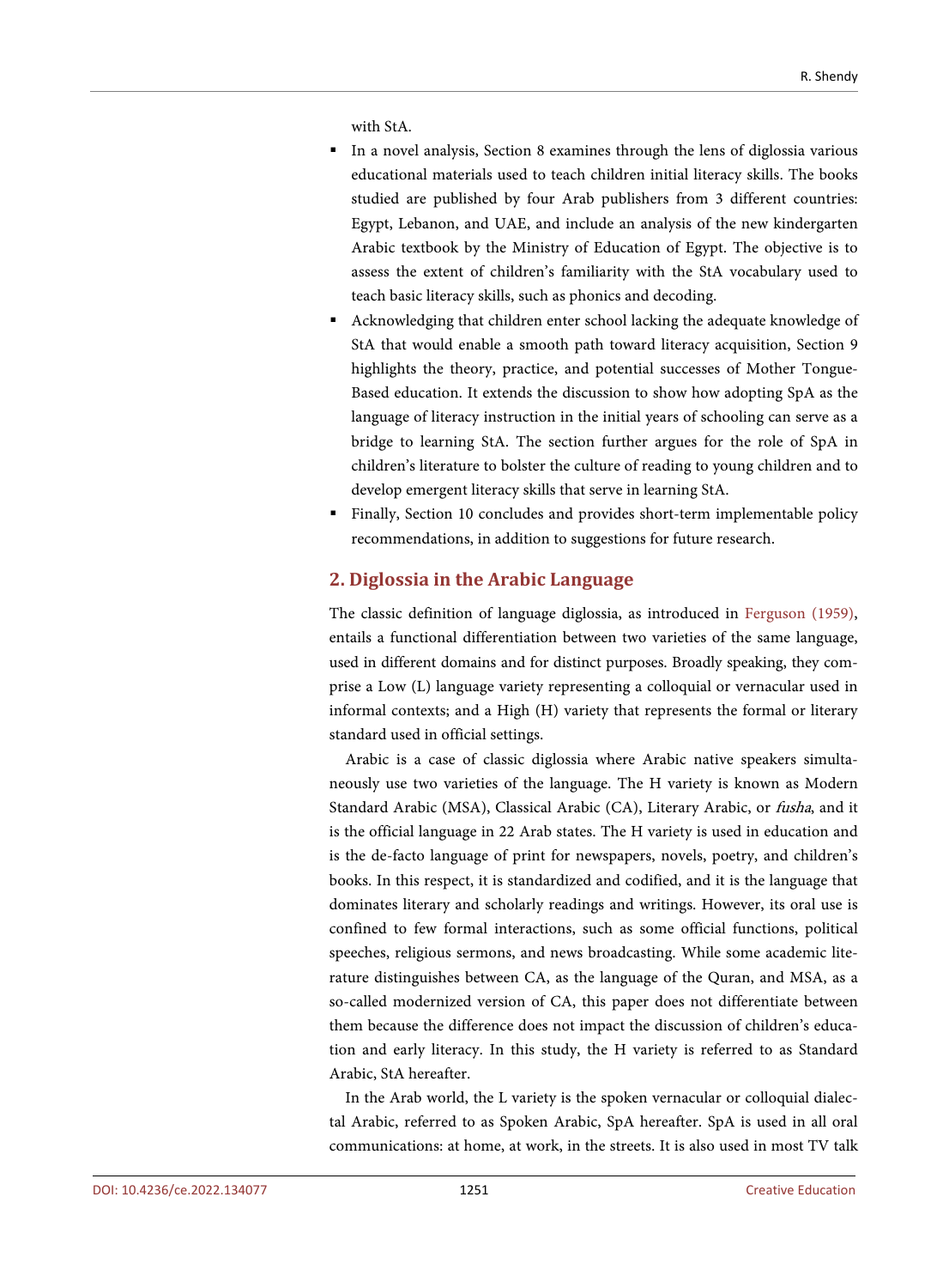with StA.

- In a novel analysis, Section 8 examines through the lens of diglossia various educational materials used to teach children initial literacy skills. The books studied are published by four Arab publishers from 3 different countries: Egypt, Lebanon, and UAE, and include an analysis of the new kindergarten Arabic textbook by the Ministry of Education of Egypt. The objective is to assess the extent of children's familiarity with the StA vocabulary used to teach basic literacy skills, such as phonics and decoding.
- Acknowledging that children enter school lacking the adequate knowledge of StA that would enable a smooth path toward literacy acquisition, Section 9 highlights the theory, practice, and potential successes of Mother Tongue-Based education. It extends the discussion to show how adopting SpA as the language of literacy instruction in the initial years of schooling can serve as a bridge to learning StA. The section further argues for the role of SpA in children's literature to bolster the culture of reading to young children and to develop emergent literacy skills that serve in learning StA.
- Finally, Section 10 concludes and provides short-term implementable policy recommendations, in addition to suggestions for future research.

## 2. Diglossia in the Arabic Language

The classic definition of language diglossia, as introduced in Ferguson (1959), entails a functional differentiation between two varieties of the same language, used in different domains and for distinct purposes. Broadly speaking, they comprise a Low (L) language variety representing a colloquial or vernacular used in informal contexts; and a High (H) variety that represents the formal or literary standard used in official settings.

Arabic is a case of classic diglossia where Arabic native speakers simultaneously use two varieties of the language. The H variety is known as Modern Standard Arabic (MSA), Classical Arabic (CA), Literary Arabic, or *fusha*, and it is the official language in 22 Arab states. The H variety is used in education and is the de-facto language of print for newspapers, novels, poetry, and children's books. In this respect, it is standardized and codified, and it is the language that dominates literary and scholarly readings and writings. However, its oral use is confined to few formal interactions, such as some official functions, political speeches, religious sermons, and news broadcasting. While some academic literature distinguishes between CA, as the language of the Quran, and MSA, as a so-called modernized version of CA, this paper does not differentiate between them because the difference does not impact the discussion of children's education and early literacy. In this study, the H variety is referred to as Standard Arabic, StA hereafter.

In the Arab world, the L variety is the spoken vernacular or colloquial dialectal Arabic, referred to as Spoken Arabic, SpA hereafter. SpA is used in all oral communications: at home, at work, in the streets. It is also used in most TV talk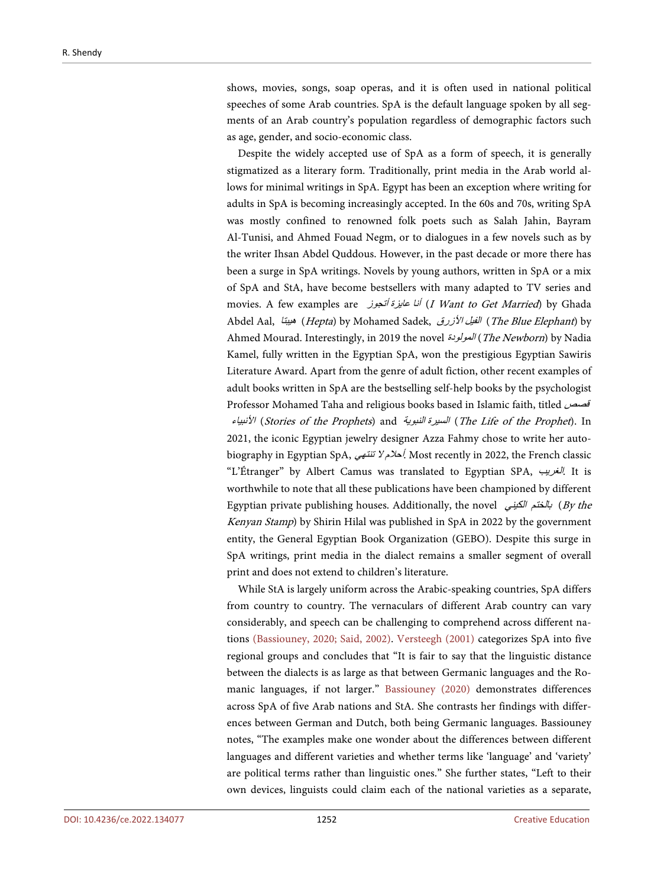shows, movies, songs, soap operas, and it is often used in national political speeches of some Arab countries. SpA is the default language spoken by all segments of an Arab country's population regardless of demographic factors such as age, gender, and socio-economic class.

Despite the widely accepted use of SpA as a form of speech, it is generally stigmatized as a literary form. Traditionally, print media in the Arab world allows for minimal writings in SpA. Egypt has been an exception where writing for adults in SpA is becoming increasingly accepted. In the 60s and 70s, writing SpA was mostly confined to renowned folk poets such as Salah Jahin, Bayram Al-Tunisi, and Ahmed Fouad Negm, or to dialogues in a few novels such as by the writer Ihsan Abdel Quddous. However, in the past decade or more there has been a surge in SpA writings. Novels by young authors, written in SpA or a mix of SpA and StA, have become bestsellers with many adapted to TV series and movies. A few examples are *أنا عايزة أتجوز* (*I Want to Get Married*) by Ghada Abdel Aal, *هيبتا* (*Hepta*) by Mohamed Sadek, *الفيل الأزرق* (*The Blue Elephant*) by Ahmed Mourad. Interestingly, in 2019 the novel *المولودة* (*The Newborn*) by Nadia Kamel, fully written in the Egyptian SpA, won the prestigious Egyptian Sawiris Literature Award. Apart from the genre of adult fiction, other recent examples of adult books written in SpA are the bestselling self-help books by the psychologist Professor Mohamed Taha and religious books based in Islamic faith, titled *قصص الأنبياء* (*Stories of the Prophets*) and *السيرة النبوية* (*The Life of the Prophet*). In 2021, the iconic Egyptian jewelry designer Azza Fahmy chose to write her autobiography in Egyptian SpA, *أحلام لا تنتهي*. Most recently in 2022, the French classic "L'Étranger" by Albert Camus was translated to Egyptian SPA, *الغريب*. It is worthwhile to note that all these publications have been championed by different Egyptian private publishing houses. Additionally, the novel *بالختم الكيني* (*By the Kenyan Stamp*) by Shirin Hilal was published in SpA in 2022 by the government entity, the General Egyptian Book Organization (GEBO). Despite this surge in SpA writings, print media in the dialect remains a smaller segment of overall print and does not extend to children's literature.

While StA is largely uniform across the Arabic-speaking countries, SpA differs from country to country. The vernaculars of different Arab country can vary considerably, and speech can be challenging to comprehend across different nations (Bassiouney, 2020; Said, 2002). Versteegh (2001) categorizes SpA into five regional groups and concludes that "It is fair to say that the linguistic distance between the dialects is as large as that between Germanic languages and the Romanic languages, if not larger." Bassiouney (2020) demonstrates differences across SpA of five Arab nations and StA. She contrasts her findings with differences between German and Dutch, both being Germanic languages. Bassiouney notes, "The examples make one wonder about the differences between different languages and different varieties and whether terms like 'language' and 'variety' are political terms rather than linguistic ones." She further states, "Left to their own devices, linguists could claim each of the national varieties as a separate,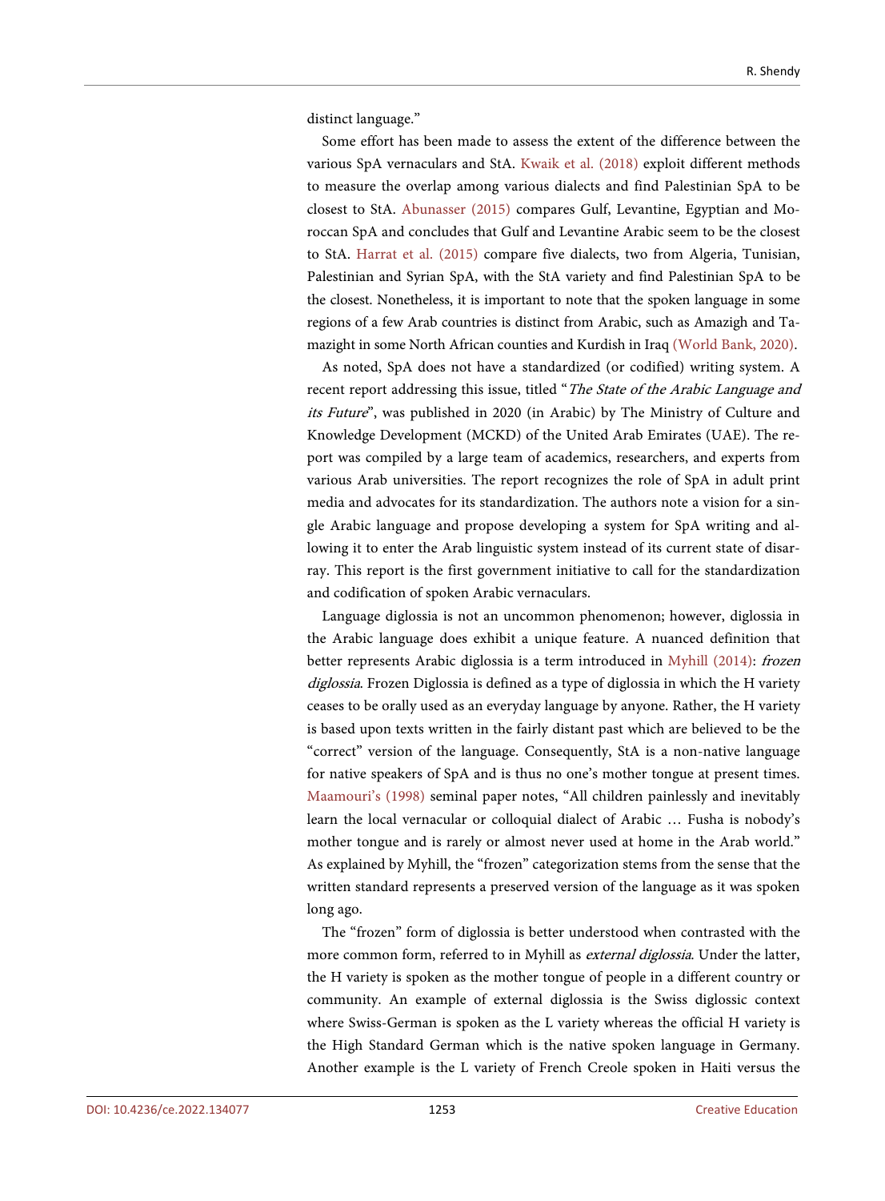distinct language."

Some effort has been made to assess the extent of the difference between the various SpA vernaculars and StA. Kwaik et al. (2018) exploit different methods to measure the overlap among various dialects and find Palestinian SpA to be closest to StA. Abunasser (2015) compares Gulf, Levantine, Egyptian and Moroccan SpA and concludes that Gulf and Levantine Arabic seem to be the closest to StA. Harrat et al. (2015) compare five dialects, two from Algeria, Tunisian, Palestinian and Syrian SpA, with the StA variety and find Palestinian SpA to be the closest. Nonetheless, it is important to note that the spoken language in some regions of a few Arab countries is distinct from Arabic, such as Amazigh and Tamazight in some North African counties and Kurdish in Iraq (World Bank, 2020).

As noted, SpA does not have a standardized (or codified) writing system. A recent report addressing this issue, titled "*The State of the Arabic Language and its Future*", was published in 2020 (in Arabic) by The Ministry of Culture and Knowledge Development (MCKD) of the United Arab Emirates (UAE). The report was compiled by a large team of academics, researchers, and experts from various Arab universities. The report recognizes the role of SpA in adult print media and advocates for its standardization. The authors note a vision for a single Arabic language and propose developing a system for SpA writing and allowing it to enter the Arab linguistic system instead of its current state of disarray. This report is the first government initiative to call for the standardization and codification of spoken Arabic vernaculars.

Language diglossia is not an uncommon phenomenon; however, diglossia in the Arabic language does exhibit a unique feature. A nuanced definition that better represents Arabic diglossia is a term introduced in Myhill (2014): *frozen diglossia*. Frozen Diglossia is defined as a type of diglossia in which the H variety ceases to be orally used as an everyday language by anyone. Rather, the H variety is based upon texts written in the fairly distant past which are believed to be the "correct" version of the language. Consequently, StA is a non-native language for native speakers of SpA and is thus no one's mother tongue at present times. Maamouri's (1998) seminal paper notes, "All children painlessly and inevitably learn the local vernacular or colloquial dialect of Arabic … Fusha is nobody's mother tongue and is rarely or almost never used at home in the Arab world." As explained by Myhill, the "frozen" categorization stems from the sense that the written standard represents a preserved version of the language as it was spoken long ago.

The "frozen" form of diglossia is better understood when contrasted with the more common form, referred to in Myhill as *external diglossia*. Under the latter, the H variety is spoken as the mother tongue of people in a different country or community. An example of external diglossia is the Swiss diglossic context where Swiss-German is spoken as the L variety whereas the official H variety is the High Standard German which is the native spoken language in Germany. Another example is the L variety of French Creole spoken in Haiti versus the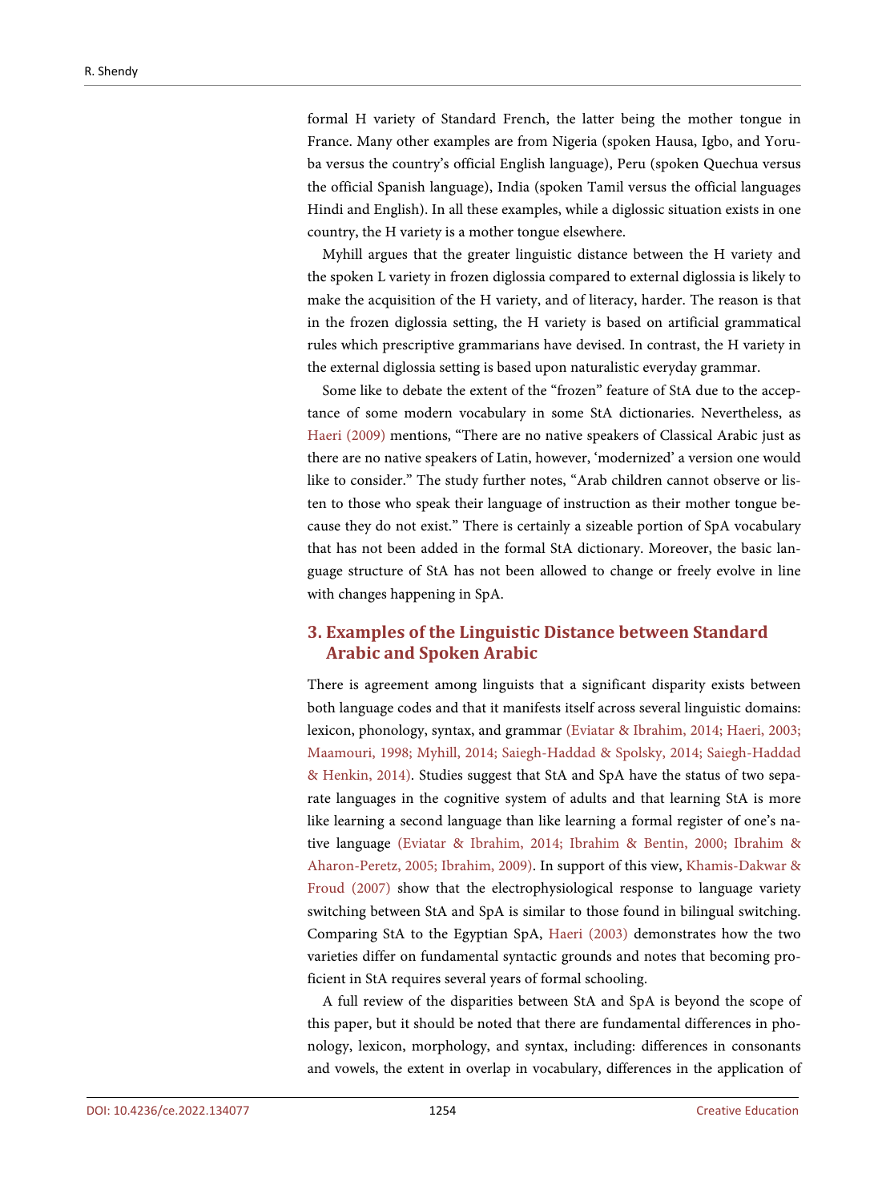formal H variety of Standard French, the latter being the mother tongue in France. Many other examples are from Nigeria (spoken Hausa, Igbo, and Yoruba versus the country's official English language), Peru (spoken Quechua versus the official Spanish language), India (spoken Tamil versus the official languages Hindi and English). In all these examples, while a diglossic situation exists in one country, the H variety is a mother tongue elsewhere.

Myhill argues that the greater linguistic distance between the H variety and the spoken L variety in frozen diglossia compared to external diglossia is likely to make the acquisition of the H variety, and of literacy, harder. The reason is that in the frozen diglossia setting, the H variety is based on artificial grammatical rules which prescriptive grammarians have devised. In contrast, the H variety in the external diglossia setting is based upon naturalistic everyday grammar.

Some like to debate the extent of the "frozen" feature of StA due to the acceptance of some modern vocabulary in some StA dictionaries. Nevertheless, as Haeri (2009) mentions, "There are no native speakers of Classical Arabic just as there are no native speakers of Latin, however, 'modernized' a version one would like to consider." The study further notes, "Arab children cannot observe or listen to those who speak their language of instruction as their mother tongue because they do not exist." There is certainly a sizeable portion of SpA vocabulary that has not been added in the formal StA dictionary. Moreover, the basic language structure of StA has not been allowed to change or freely evolve in line with changes happening in SpA.

## 3. Examples of the Linguistic Distance between Standard Arabic and Spoken Arabic

There is agreement among linguists that a significant disparity exists between both language codes and that it manifests itself across several linguistic domains: lexicon, phonology, syntax, and grammar (Eviatar & Ibrahim, 2014; Haeri, 2003; Maamouri, 1998; Myhill, 2014; Saiegh-Haddad & Spolsky, 2014; Saiegh-Haddad & Henkin, 2014). Studies suggest that StA and SpA have the status of two separate languages in the cognitive system of adults and that learning StA is more like learning a second language than like learning a formal register of one's native language (Eviatar & Ibrahim, 2014; Ibrahim & Bentin, 2000; Ibrahim & Aharon-Peretz, 2005; Ibrahim, 2009). In support of this view, Khamis-Dakwar & Froud (2007) show that the electrophysiological response to language variety switching between StA and SpA is similar to those found in bilingual switching. Comparing StA to the Egyptian SpA, Haeri (2003) demonstrates how the two varieties differ on fundamental syntactic grounds and notes that becoming proficient in StA requires several years of formal schooling.

A full review of the disparities between StA and SpA is beyond the scope of this paper, but it should be noted that there are fundamental differences in phonology, lexicon, morphology, and syntax, including: differences in consonants and vowels, the extent in overlap in vocabulary, differences in the application of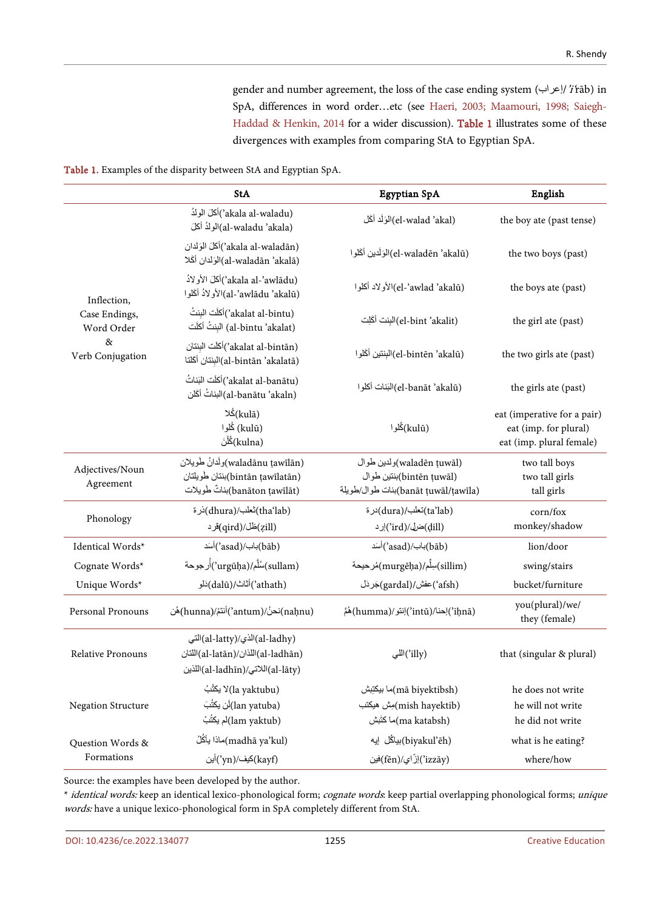gender and number agreement, the loss of the case ending system (إعراب/ʾiʿrāb) in SpA, differences in word order…etc (see Haeri, 2003; Maamouri, 1998; Saiegh-Haddad & Henkin, 2014 for a wider discussion). Table 1 illustrates some of these divergences with examples from comparing StA to Egyptian SpA.

**Table 1.** Examples of the disparity between StA and Egyptian SpA.

| | StA | Egyptian SpA | English |
|---|---|---|---|
| Inflection, Case Endings, Word Order & Verb Conjugation | أكَلَ الولدُ(ʾakala al-waladu)<br>الولدُ أكَلَ(al-waladu ʾakala) | الوَلد أكَل(el-walad ʾakal) | the boy ate (past tense) |
| | أكَلَ الوَلدان(ʾakala al-waladān)<br>الوَلدان أكَلا(al-waladān ʾakalā) | الوَلَدين أكَلوا(el-waladēn ʾakalū) | the two boys (past) |
| | أكَلَ الأولادُ(ʾakala al-ʾawlādu)<br>الأولادُ أكَلوا(al-ʾawlādu ʾakalū) | الأولاد أكَلوا(el-ʾawlad ʾakalū) | the boys ate (past) |
| | أكلَت البِنتُ(ʾakalat al-bintu)<br>البِنتُ أكلَت (al-bintu ʾakalat) | البِنت أكَلِت(el-bint ʾakalit) | the girl ate (past) |
| | أكلَت البِنتان(ʾakalat al-bintān)<br>البِنتان أكلتا(al-bintān ʾakalatā) | البِنتين أكَلوا(el-bintēn ʾakalū) | the two girls ate (past) |
| | أكلَت البَناتُ(ʾakalat al-banātu)<br>البَناتُ أكَلن(al-banātu ʾakaln) | البَنات أكَلوا(el-banāt ʾakalū) | the girls ate (past) |
| | كُلا(kulā)<br>كُلوا (kulū)<br>كُلْنَ(kulna) | كُلوا(kulū) | eat (imperative for a pair)<br>eat (imp. for plural)<br>eat (imp. plural female) |
| Adjectives/Noun Agreement | وَلَدانُ طَويلان(waladānu ṭawīlān)<br>بِنتان طَويلتان(bintān ṭawīlatān)<br>بَناتٌ طَويلات(banāton ṭawīlāt) | ولدين طوال(waladēn ṭuwāl)<br>بِنتين طوال(bintēn ṭuwāl)<br>بنات طوال/طويلة(banāt ṭuwāl/ṭawīla) | two tall boys<br>two tall girls<br>tall girls |
| Phonology | ذُرة(dhura)/ثعلب(thaʿlab)<br>قِرد(qird)/ظِل(ẓill) | درة(dura)/تعلب(taʿlab)<br>إرد(ʾird)/ضِل(ḍill) | corn/fox<br>monkey/shadow |
| Identical Words* | أسَد(ʾasad)/باب(bāb) | أسَد(ʾasad)/باب(bāb) | lion/door |
| Cognate Words* | أُرجوحة(ʾurgūḥa)/سُلَّم(sullam) | مُرجيحة(murgēḥa)/سِلِّم(sillim) | swing/stairs |
| Unique Words* | دَلو(dalū)/أثاث(ʾathath) | جَردَل(gardal)/عفش(ʿafsh) | bucket/furniture |
| Personal Pronouns | نحنُ(naḥnu)/أنتمُ(ʾantum)/هُن(hunna) | إحنا(ʾiḥnā)/إنتو(ʾintū)/هُمَّ(humma) | you(plural)/we/ they (female) |
| Relative Pronouns | الذي(al-ladhy)/التي(al-latty)<br>اللذان(al-ladhān)/اللتان(al-latān)<br>اللاتي(al-lāty)/اللذين(al-ladhīn) | اللي(ʾilly) | that (singular & plural) |
| Negation Structure | لا يكتُبُ(la yaktubu)<br>لن يكتُبَ(lan yatuba)<br>لم يكتُبْ(lam yaktub) | ما بيكتبش(mā biyektibsh)<br>مش هيكتب(mish hayektib)<br>ما كتبش(ma katabsh) | he does not write<br>he will not write<br>he did not write |
| Question Words & Formations | ماذا يأكُلُ(madhā yaʾkul) | بياكُل إيه(biyakulʾēh) | what is he eating? |
| | أين(ʾyn)/كيف(kayf) | فين(fēn)/إزّاي(ʾizzāy) | where/how |

Source: the examples have been developed by the author.

\* *identical words:* keep an identical lexico-phonological form; *cognate words*: keep partial overlapping phonological forms; *unique words:* have a unique lexico-phonological form in SpA completely different from StA.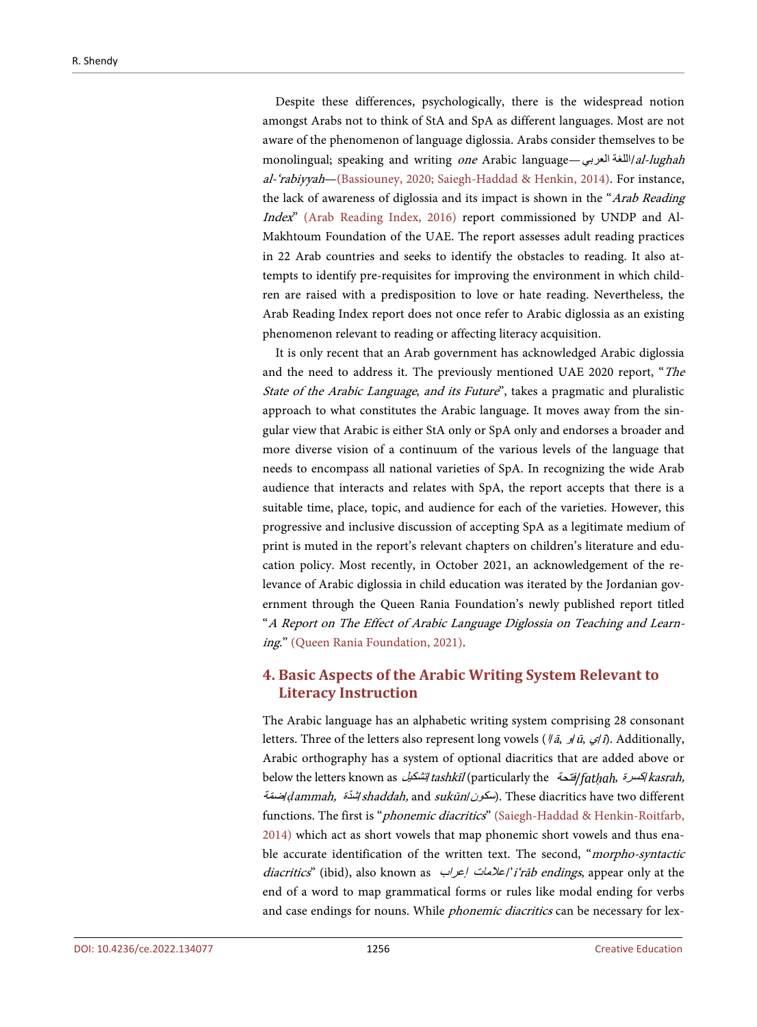Despite these differences, psychologically, there is the widespread notion amongst Arabs not to think of StA and SpA as different languages. Most are not aware of the phenomenon of language diglossia. Arabs consider themselves to be monolingual; speaking and writing *one* Arabic language—اللغة العربي/*al-lughah al-'rabiyyah*—(Bassiouney, 2020; Saiegh-Haddad & Henkin, 2014). For instance, the lack of awareness of diglossia and its impact is shown in the "*Arab Reading Index*" (Arab Reading Index, 2016) report commissioned by UNDP and Al-Makhtoum Foundation of the UAE. The report assesses adult reading practices in 22 Arab countries and seeks to identify the obstacles to reading. It also attempts to identify pre-requisites for improving the environment in which children are raised with a predisposition to love or hate reading. Nevertheless, the Arab Reading Index report does not once refer to Arabic diglossia as an existing phenomenon relevant to reading or affecting literacy acquisition.

It is only recent that an Arab government has acknowledged Arabic diglossia and the need to address it. The previously mentioned UAE 2020 report, "*The State of the Arabic Language*, *and its Future*", takes a pragmatic and pluralistic approach to what constitutes the Arabic language. It moves away from the singular view that Arabic is either StA only or SpA only and endorses a broader and more diverse vision of a continuum of the various levels of the language that needs to encompass all national varieties of SpA. In recognizing the wide Arab audience that interacts and relates with SpA, the report accepts that there is a suitable time, place, topic, and audience for each of the varieties. However, this progressive and inclusive discussion of accepting SpA as a legitimate medium of print is muted in the report's relevant chapters on children's literature and education policy. Most recently, in October 2021, an acknowledgement of the relevance of Arabic diglossia in child education was iterated by the Jordanian government through the Queen Rania Foundation's newly published report titled "*A Report on The Effect of Arabic Language Diglossia on Teaching and Learning*." (Queen Rania Foundation, 2021).

## 4. Basic Aspects of the Arabic Writing System Relevant to Literacy Instruction

The Arabic language has an alphabetic writing system comprising 28 consonant letters. Three of the letters also represent long vowels (ا/*ā*, و/*ū*, ي/*ī*). Additionally, Arabic orthography has a system of optional diacritics that are added above or below the letters known as تشكيل/*tashkīl* (particularly the فتحة/*fatḥah*, كسرة/*kasrah*, ضمّة/*ḍammah*, شدّة/*shaddah*, and *sukūn*/سكون). These diacritics have two different functions. The first is "*phonemic diacritics*" (Saiegh-Haddad & Henkin-Roitfarb, 2014) which act as short vowels that map phonemic short vowels and thus enable accurate identification of the written text. The second, "*morpho-syntactic diacritics*" (ibid), also known as علامات إعراب/*'i'rāb endings*, appear only at the end of a word to map grammatical forms or rules like modal ending for verbs and case endings for nouns. While *phonemic diacritics* can be necessary for lex-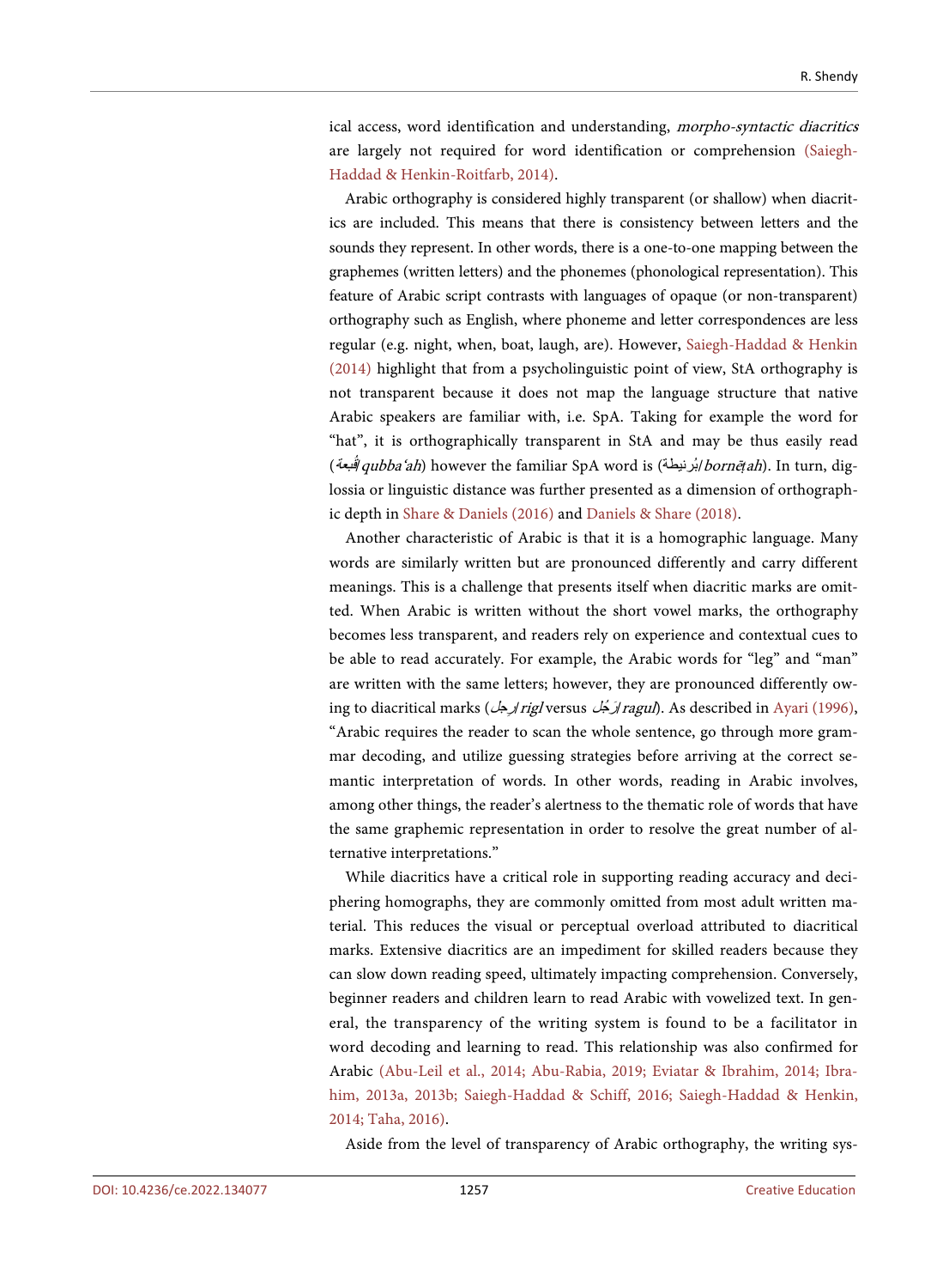ical access, word identification and understanding, *morpho-syntactic diacritics* are largely not required for word identification or comprehension (Saiegh-Haddad & Henkin-Roitfarb, 2014).

Arabic orthography is considered highly transparent (or shallow) when diacritics are included. This means that there is consistency between letters and the sounds they represent. In other words, there is a one-to-one mapping between the graphemes (written letters) and the phonemes (phonological representation). This feature of Arabic script contrasts with languages of opaque (or non-transparent) orthography such as English, where phoneme and letter correspondences are less regular (e.g. night, when, boat, laugh, are). However, Saiegh-Haddad & Henkin (2014) highlight that from a psycholinguistic point of view, StA orthography is not transparent because it does not map the language structure that native Arabic speakers are familiar with, i.e. SpA. Taking for example the word for "hat", it is orthographically transparent in StA and may be thus easily read (قُبّعة/*qubba'ah*) however the familiar SpA word is (بُرنيطة/*bornēṭah*). In turn, diglossia or linguistic distance was further presented as a dimension of orthographic depth in Share & Daniels (2016) and Daniels & Share (2018).

Another characteristic of Arabic is that it is a homographic language. Many words are similarly written but are pronounced differently and carry different meanings. This is a challenge that presents itself when diacritic marks are omitted. When Arabic is written without the short vowel marks, the orthography becomes less transparent, and readers rely on experience and contextual cues to be able to read accurately. For example, the Arabic words for "leg" and "man" are written with the same letters; however, they are pronounced differently owing to diacritical marks (رِجل/*rigl* versus رَجُل/*ragul*). As described in Ayari (1996), "Arabic requires the reader to scan the whole sentence, go through more grammar decoding, and utilize guessing strategies before arriving at the correct semantic interpretation of words. In other words, reading in Arabic involves, among other things, the reader's alertness to the thematic role of words that have the same graphemic representation in order to resolve the great number of alternative interpretations."

While diacritics have a critical role in supporting reading accuracy and deciphering homographs, they are commonly omitted from most adult written material. This reduces the visual or perceptual overload attributed to diacritical marks. Extensive diacritics are an impediment for skilled readers because they can slow down reading speed, ultimately impacting comprehension. Conversely, beginner readers and children learn to read Arabic with vowelized text. In general, the transparency of the writing system is found to be a facilitator in word decoding and learning to read. This relationship was also confirmed for Arabic (Abu-Leil et al., 2014; Abu-Rabia, 2019; Eviatar & Ibrahim, 2014; Ibrahim, 2013a, 2013b; Saiegh-Haddad & Schiff, 2016; Saiegh-Haddad & Henkin, 2014; Taha, 2016).

Aside from the level of transparency of Arabic orthography, the writing sys-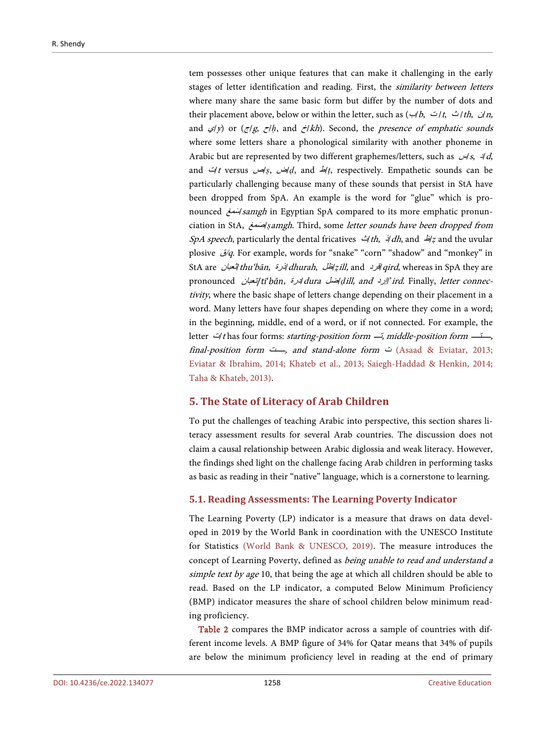tem possesses other unique features that can make it challenging in the early stages of letter identification and reading. First, the *similarity between letters* where many share the same basic form but differ by the number of dots and their placement above, below or within the letter, such as (ب/*b*, ت/*t*, ث/*th*, ن/*n*, and ي/*y*) or (ج/*g*, ح/*ḥ*, and خ/*kh*). Second, the *presence of emphatic sounds* where some letters share a phonological similarity with another phoneme in Arabic but are represented by two different graphemes/letters, such as س/*s*, د/*d*, and ت/*t* versus ص/*ṣ*, ض/*ḍ*, and ط/*ṭ*, respectively. Empathetic sounds can be particularly challenging because many of these sounds that persist in StA have been dropped from SpA. An example is the word for "glue" which is pronounced سَمغ/*samgh* in Egyptian SpA compared to its more emphatic pronunciation in StA, صَمغ/*ṣamgh*. Third, some *letter sounds have been dropped from SpA speech*, particularly the dental fricatives ث/*th*, ذ/*dh*, and ظ/*ẓ* and the uvular plosive ق/*q*. For example, words for "snake" "corn" "shadow" and "monkey" in StA are ثعبان/*thu'bān*, ذرة/*dhurah*, ظل/*ẓill*, and قرد/*qird*, whereas in SpA they are pronounced تعبان/*ti'bān*, درة/*dura* ضل/*ḍill*, *and* إرد/*'ird*. Finally, *letter connectivity*, where the basic shape of letters change depending on their placement in a word. Many letters have four shapes depending on where they come in a word; in the beginning, middle, end of a word, or if not connected. For example, the letter ت/*t* has four forms: *starting-position form* تـ, *middle-position form* ـتـ, *final-position form* ـت, *and stand-alone form* ت (Asaad & Eviatar, 2013; Eviatar & Ibrahim, 2014; Khateb et al., 2013; Saiegh-Haddad & Henkin, 2014; Taha & Khateb, 2013).

## 5. The State of Literacy of Arab Children

To put the challenges of teaching Arabic into perspective, this section shares literacy assessment results for several Arab countries. The discussion does not claim a causal relationship between Arabic diglossia and weak literacy. However, the findings shed light on the challenge facing Arab children in performing tasks as basic as reading in their "native" language, which is a cornerstone to learning.

### 5.1. Reading Assessments: The Learning Poverty Indicator

The Learning Poverty (LP) indicator is a measure that draws on data developed in 2019 by the World Bank in coordination with the UNESCO Institute for Statistics (World Bank & UNESCO, 2019). The measure introduces the concept of Learning Poverty, defined as *being unable to read and understand a simple text by age* 10, that being the age at which all children should be able to read. Based on the LP indicator, a computed Below Minimum Proficiency (BMP) indicator measures the share of school children below minimum reading proficiency.

Table 2 compares the BMP indicator across a sample of countries with different income levels. A BMP figure of 34% for Qatar means that 34% of pupils are below the minimum proficiency level in reading at the end of primary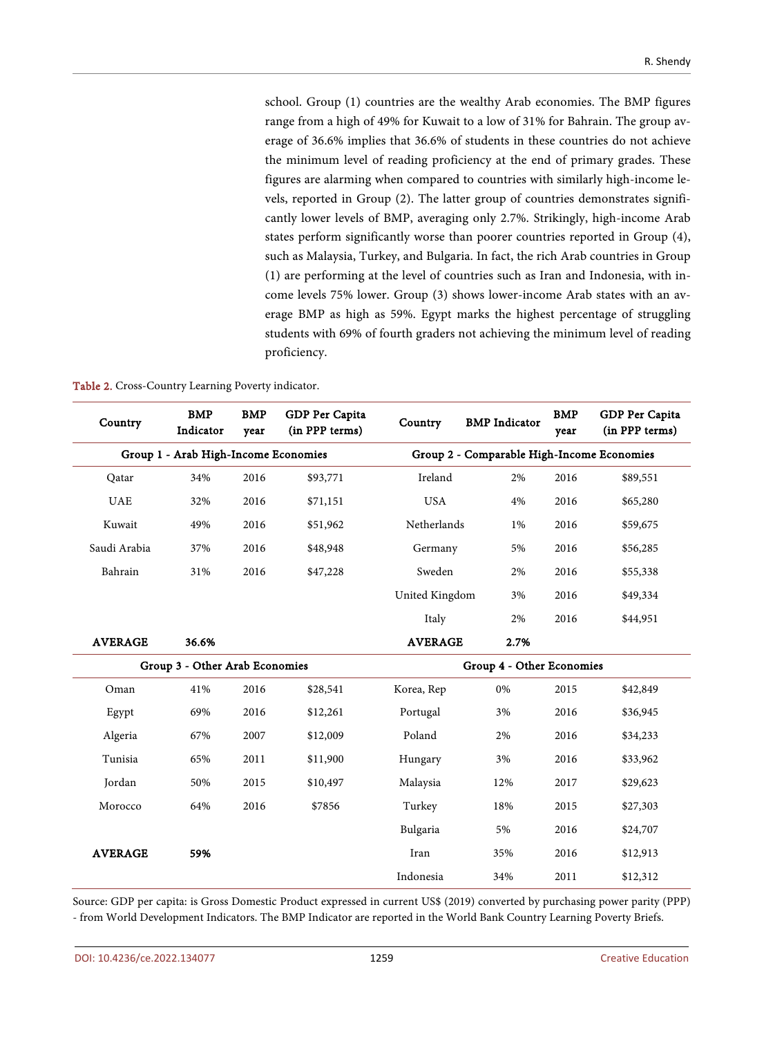school. Group (1) countries are the wealthy Arab economies. The BMP figures range from a high of 49% for Kuwait to a low of 31% for Bahrain. The group average of 36.6% implies that 36.6% of students in these countries do not achieve the minimum level of reading proficiency at the end of primary grades. These figures are alarming when compared to countries with similarly high-income levels, reported in Group (2). The latter group of countries demonstrates significantly lower levels of BMP, averaging only 2.7%. Strikingly, high-income Arab states perform significantly worse than poorer countries reported in Group (4), such as Malaysia, Turkey, and Bulgaria. In fact, the rich Arab countries in Group (1) are performing at the level of countries such as Iran and Indonesia, with income levels 75% lower. Group (3) shows lower-income Arab states with an average BMP as high as 59%. Egypt marks the highest percentage of struggling students with 69% of fourth graders not achieving the minimum level of reading proficiency.

Table 2. Cross-Country Learning Poverty indicator.

| Country | BMP Indicator | BMP year | GDP Per Capita (in PPP terms) | Country | BMP Indicator | BMP year | GDP Per Capita (in PPP terms) |
|---|---|---|---|---|---|---|---|
| **Group 1 - Arab High-Income Economies** | | | | **Group 2 - Comparable High-Income Economies** | | | |
| Qatar | 34% | 2016 | $93,771 | Ireland | 2% | 2016 | $89,551 |
| UAE | 32% | 2016 | $71,151 | USA | 4% | 2016 | $65,280 |
| Kuwait | 49% | 2016 | $51,962 | Netherlands | 1% | 2016 | $59,675 |
| Saudi Arabia | 37% | 2016 | $48,948 | Germany | 5% | 2016 | $56,285 |
| Bahrain | 31% | 2016 | $47,228 | Sweden | 2% | 2016 | $55,338 |
| | | | | United Kingdom | 3% | 2016 | $49,334 |
| | | | | Italy | 2% | 2016 | $44,951 |
| **AVERAGE** | **36.6%** | | | **AVERAGE** | **2.7%** | | |
| **Group 3 - Other Arab Economies** | | | | **Group 4 - Other Economies** | | | |
| Oman | 41% | 2016 | $28,541 | Korea, Rep | 0% | 2015 | $42,849 |
| Egypt | 69% | 2016 | $12,261 | Portugal | 3% | 2016 | $36,945 |
| Algeria | 67% | 2007 | $12,009 | Poland | 2% | 2016 | $34,233 |
| Tunisia | 65% | 2011 | $11,900 | Hungary | 3% | 2016 | $33,962 |
| Jordan | 50% | 2015 | $10,497 | Malaysia | 12% | 2017 | $29,623 |
| Morocco | 64% | 2016 | $7856 | Turkey | 18% | 2015 | $27,303 |
| | | | | Bulgaria | 5% | 2016 | $24,707 |
| **AVERAGE** | **59%** | | | Iran | 35% | 2016 | $12,913 |
| | | | | Indonesia | 34% | 2011 | $12,312 |

Source: GDP per capita: is Gross Domestic Product expressed in current US$ (2019) converted by purchasing power parity (PPP) - from World Development Indicators. The BMP Indicator are reported in the World Bank Country Learning Poverty Briefs.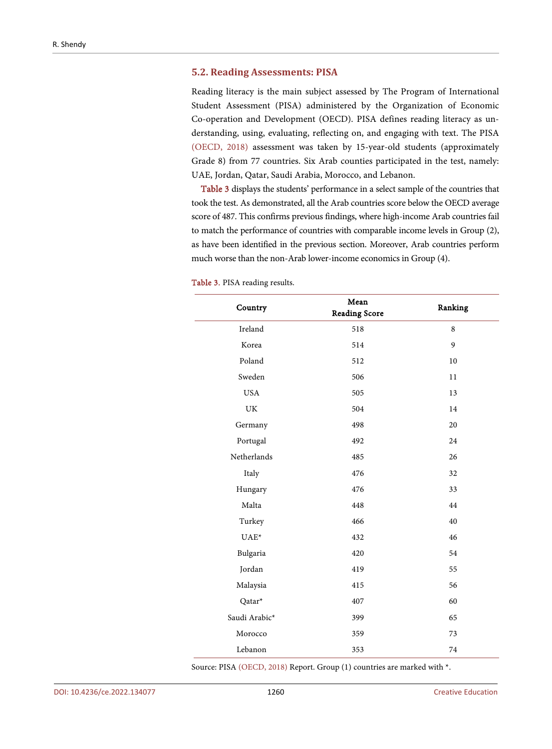### 5.2. Reading Assessments: PISA

Reading literacy is the main subject assessed by The Program of International Student Assessment (PISA) administered by the Organization of Economic Co-operation and Development (OECD). PISA defines reading literacy as understanding, using, evaluating, reflecting on, and engaging with text. The PISA (OECD, 2018) assessment was taken by 15-year-old students (approximately Grade 8) from 77 countries. Six Arab counties participated in the test, namely: UAE, Jordan, Qatar, Saudi Arabia, Morocco, and Lebanon.

Table 3 displays the students' performance in a select sample of the countries that took the test. As demonstrated, all the Arab countries score below the OECD average score of 487. This confirms previous findings, where high-income Arab countries fail to match the performance of countries with comparable income levels in Group (2), as have been identified in the previous section. Moreover, Arab countries perform much worse than the non-Arab lower-income economics in Group (4).

Table 3. PISA reading results.

| Country | Mean Reading Score | Ranking |
|---|---|---|
| Ireland | 518 | 8 |
| Korea | 514 | 9 |
| Poland | 512 | 10 |
| Sweden | 506 | 11 |
| USA | 505 | 13 |
| UK | 504 | 14 |
| Germany | 498 | 20 |
| Portugal | 492 | 24 |
| Netherlands | 485 | 26 |
| Italy | 476 | 32 |
| Hungary | 476 | 33 |
| Malta | 448 | 44 |
| Turkey | 466 | 40 |
| UAE* | 432 | 46 |
| Bulgaria | 420 | 54 |
| Jordan | 419 | 55 |
| Malaysia | 415 | 56 |
| Qatar* | 407 | 60 |
| Saudi Arabic* | 399 | 65 |
| Morocco | 359 | 73 |
| Lebanon | 353 | 74 |

Source: PISA (OECD, 2018) Report. Group (1) countries are marked with *.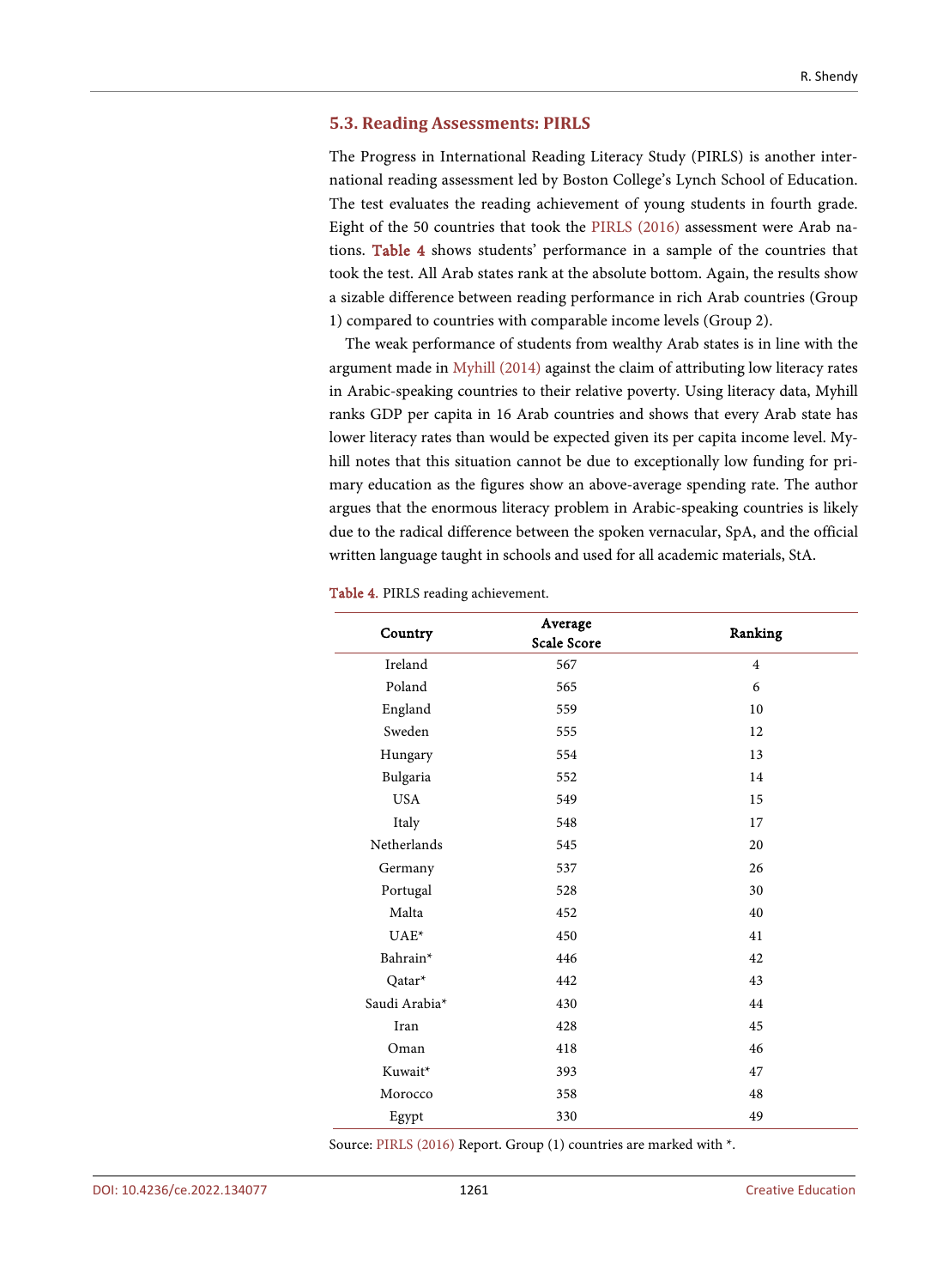### 5.3. Reading Assessments: PIRLS

The Progress in International Reading Literacy Study (PIRLS) is another international reading assessment led by Boston College's Lynch School of Education. The test evaluates the reading achievement of young students in fourth grade. Eight of the 50 countries that took the PIRLS (2016) assessment were Arab nations. Table 4 shows students' performance in a sample of the countries that took the test. All Arab states rank at the absolute bottom. Again, the results show a sizable difference between reading performance in rich Arab countries (Group 1) compared to countries with comparable income levels (Group 2).

The weak performance of students from wealthy Arab states is in line with the argument made in Myhill (2014) against the claim of attributing low literacy rates in Arabic-speaking countries to their relative poverty. Using literacy data, Myhill ranks GDP per capita in 16 Arab countries and shows that every Arab state has lower literacy rates than would be expected given its per capita income level. Myhill notes that this situation cannot be due to exceptionally low funding for primary education as the figures show an above-average spending rate. The author argues that the enormous literacy problem in Arabic-speaking countries is likely due to the radical difference between the spoken vernacular, SpA, and the official written language taught in schools and used for all academic materials, StA.

Table 4. PIRLS reading achievement.

| Country | Average Scale Score | Ranking |
|---|---|---|
| Ireland | 567 | 4 |
| Poland | 565 | 6 |
| England | 559 | 10 |
| Sweden | 555 | 12 |
| Hungary | 554 | 13 |
| Bulgaria | 552 | 14 |
| USA | 549 | 15 |
| Italy | 548 | 17 |
| Netherlands | 545 | 20 |
| Germany | 537 | 26 |
| Portugal | 528 | 30 |
| Malta | 452 | 40 |
| UAE* | 450 | 41 |
| Bahrain* | 446 | 42 |
| Qatar* | 442 | 43 |
| Saudi Arabia* | 430 | 44 |
| Iran | 428 | 45 |
| Oman | 418 | 46 |
| Kuwait* | 393 | 47 |
| Morocco | 358 | 48 |
| Egypt | 330 | 49 |

Source: PIRLS (2016) Report. Group (1) countries are marked with *.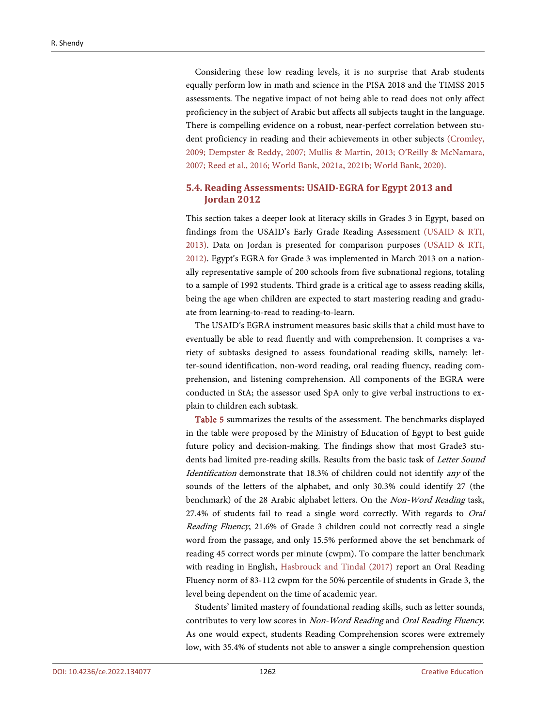Considering these low reading levels, it is no surprise that Arab students equally perform low in math and science in the PISA 2018 and the TIMSS 2015 assessments. The negative impact of not being able to read does not only affect proficiency in the subject of Arabic but affects all subjects taught in the language. There is compelling evidence on a robust, near-perfect correlation between student proficiency in reading and their achievements in other subjects (Cromley, 2009; Dempster & Reddy, 2007; Mullis & Martin, 2013; O'Reilly & McNamara, 2007; Reed et al., 2016; World Bank, 2021a, 2021b; World Bank, 2020).

### 5.4. Reading Assessments: USAID-EGRA for Egypt 2013 and Jordan 2012

This section takes a deeper look at literacy skills in Grades 3 in Egypt, based on findings from the USAID's Early Grade Reading Assessment (USAID & RTI, 2013). Data on Jordan is presented for comparison purposes (USAID & RTI, 2012). Egypt's EGRA for Grade 3 was implemented in March 2013 on a nationally representative sample of 200 schools from five subnational regions, totaling to a sample of 1992 students. Third grade is a critical age to assess reading skills, being the age when children are expected to start mastering reading and graduate from learning-to-read to reading-to-learn.

The USAID's EGRA instrument measures basic skills that a child must have to eventually be able to read fluently and with comprehension. It comprises a variety of subtasks designed to assess foundational reading skills, namely: letter-sound identification, non-word reading, oral reading fluency, reading comprehension, and listening comprehension. All components of the EGRA were conducted in StA; the assessor used SpA only to give verbal instructions to explain to children each subtask.

Table 5 summarizes the results of the assessment. The benchmarks displayed in the table were proposed by the Ministry of Education of Egypt to best guide future policy and decision-making. The findings show that most Grade3 students had limited pre-reading skills. Results from the basic task of *Letter Sound Identification* demonstrate that 18.3% of children could not identify *any* of the sounds of the letters of the alphabet, and only 30.3% could identify 27 (the benchmark) of the 28 Arabic alphabet letters. On the *Non-Word Reading* task, 27.4% of students fail to read a single word correctly. With regards to *Oral Reading Fluency*, 21.6% of Grade 3 children could not correctly read a single word from the passage, and only 15.5% performed above the set benchmark of reading 45 correct words per minute (cwpm). To compare the latter benchmark with reading in English, Hasbrouck and Tindal (2017) report an Oral Reading Fluency norm of 83-112 cwpm for the 50% percentile of students in Grade 3, the level being dependent on the time of academic year.

Students' limited mastery of foundational reading skills, such as letter sounds, contributes to very low scores in *Non-Word Reading* and *Oral Reading Fluency*. As one would expect, students Reading Comprehension scores were extremely low, with 35.4% of students not able to answer a single comprehension question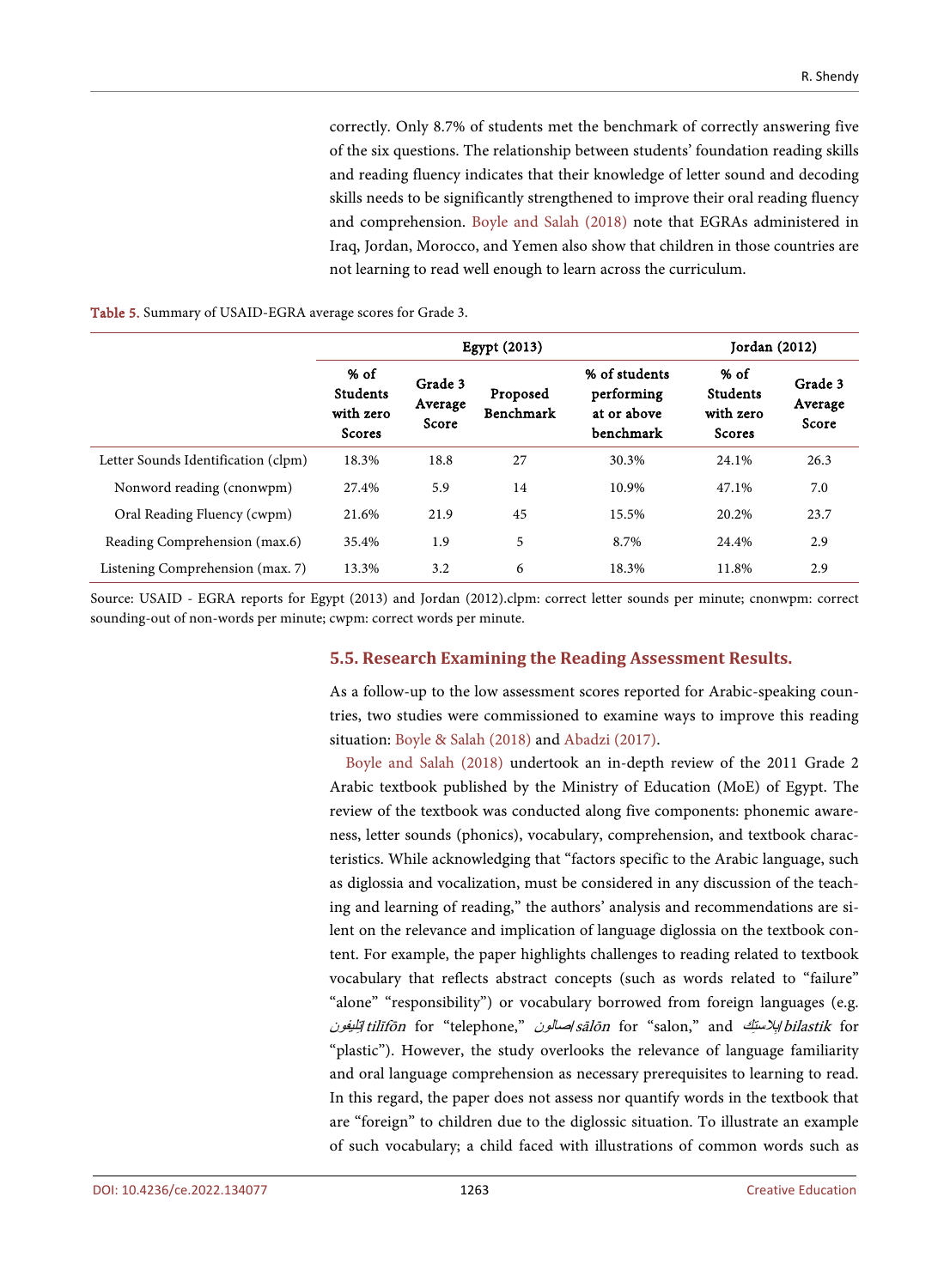correctly. Only 8.7% of students met the benchmark of correctly answering five of the six questions. The relationship between students' foundation reading skills and reading fluency indicates that their knowledge of letter sound and decoding skills needs to be significantly strengthened to improve their oral reading fluency and comprehension. Boyle and Salah (2018) note that EGRAs administered in Iraq, Jordan, Morocco, and Yemen also show that children in those countries are not learning to read well enough to learn across the curriculum.

**Table 5.** Summary of USAID-EGRA average scores for Grade 3.

| | Egypt (2013) | | | | Jordan (2012) | |
|---|---|---|---|---|---|---|
| | % of Students with zero Scores | Grade 3 Average Score | Proposed Benchmark | % of students performing at or above benchmark | % of Students with zero Scores | Grade 3 Average Score |
| Letter Sounds Identification (clpm) | 18.3% | 18.8 | 27 | 30.3% | 24.1% | 26.3 |
| Nonword reading (cnonwpm) | 27.4% | 5.9 | 14 | 10.9% | 47.1% | 7.0 |
| Oral Reading Fluency (cwpm) | 21.6% | 21.9 | 45 | 15.5% | 20.2% | 23.7 |
| Reading Comprehension (max.6) | 35.4% | 1.9 | 5 | 8.7% | 24.4% | 2.9 |
| Listening Comprehension (max. 7) | 13.3% | 3.2 | 6 | 18.3% | 11.8% | 2.9 |

Source: USAID - EGRA reports for Egypt (2013) and Jordan (2012).clpm: correct letter sounds per minute; cnonwpm: correct sounding-out of non-words per minute; cwpm: correct words per minute.

### 5.5. Research Examining the Reading Assessment Results.

As a follow-up to the low assessment scores reported for Arabic-speaking countries, two studies were commissioned to examine ways to improve this reading situation: Boyle & Salah (2018) and Abadzi (2017).

Boyle and Salah (2018) undertook an in-depth review of the 2011 Grade 2 Arabic textbook published by the Ministry of Education (MoE) of Egypt. The review of the textbook was conducted along five components: phonemic awareness, letter sounds (phonics), vocabulary, comprehension, and textbook characteristics. While acknowledging that "factors specific to the Arabic language, such as diglossia and vocalization, must be considered in any discussion of the teaching and learning of reading," the authors' analysis and recommendations are silent on the relevance and implication of language diglossia on the textbook content. For example, the paper highlights challenges to reading related to textbook vocabulary that reflects abstract concepts (such as words related to "failure" "alone" "responsibility") or vocabulary borrowed from foreign languages (e.g. تِلِيفون/*tilīfōn* for "telephone," صالون/*sālōn* for "salon," and بلاستِك/*bilastik* for "plastic"). However, the study overlooks the relevance of language familiarity and oral language comprehension as necessary prerequisites to learning to read. In this regard, the paper does not assess nor quantify words in the textbook that are "foreign" to children due to the diglossic situation. To illustrate an example of such vocabulary; a child faced with illustrations of common words such as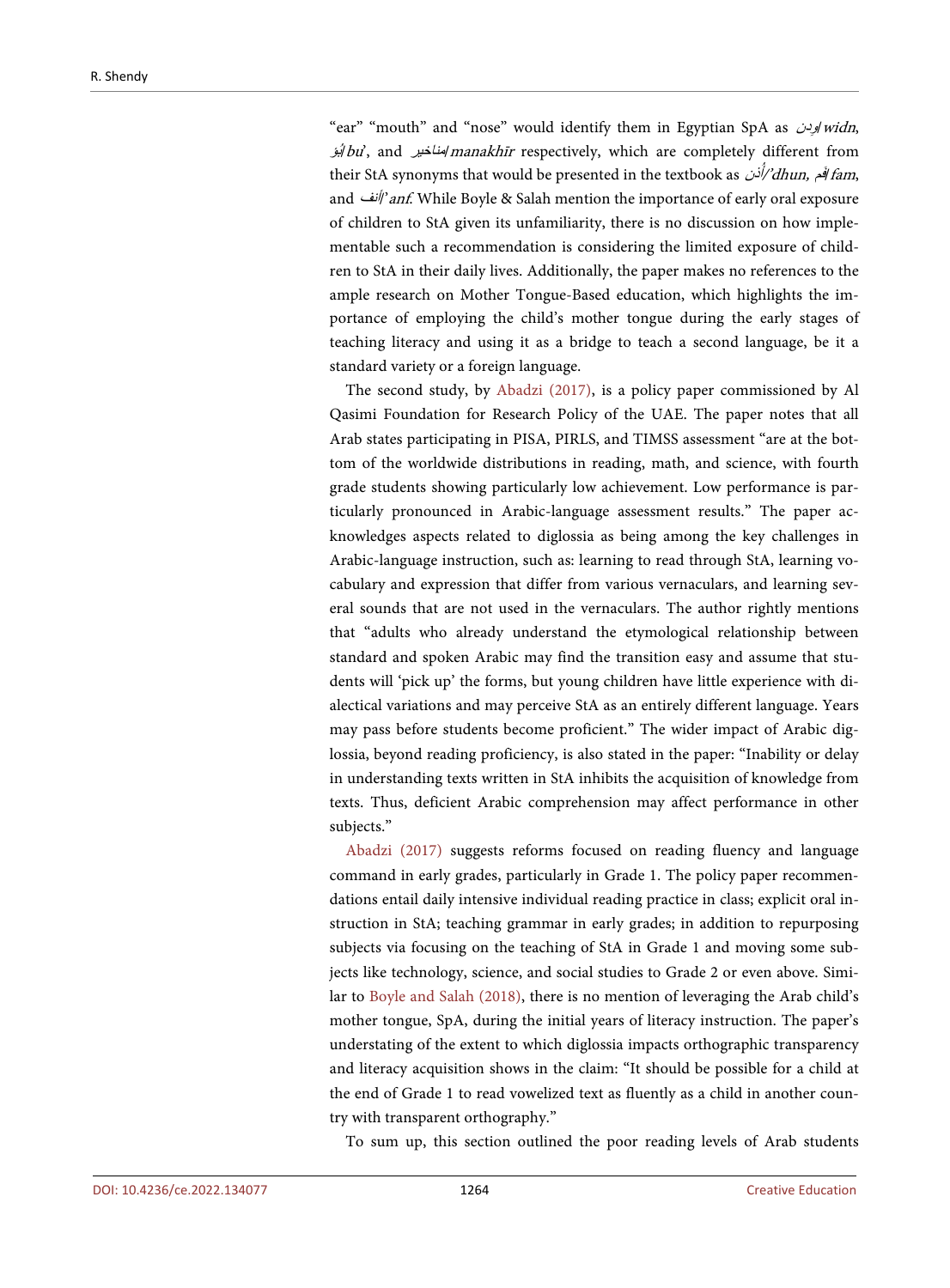"ear" "mouth" and "nose" would identify them in Egyptian SpA as ودن/*widn*, بُق/*bu*ʾ, and مناخير/*manakhīr* respectively, which are completely different from their StA synonyms that would be presented in the textbook as أُذن/*ʼdhun,* فَم/*fam*, and أنف/*ʼanf*. While Boyle & Salah mention the importance of early oral exposure of children to StA given its unfamiliarity, there is no discussion on how implementable such a recommendation is considering the limited exposure of children to StA in their daily lives. Additionally, the paper makes no references to the ample research on Mother Tongue-Based education, which highlights the importance of employing the child's mother tongue during the early stages of teaching literacy and using it as a bridge to teach a second language, be it a standard variety or a foreign language.

The second study, by Abadzi (2017), is a policy paper commissioned by Al Qasimi Foundation for Research Policy of the UAE. The paper notes that all Arab states participating in PISA, PIRLS, and TIMSS assessment "are at the bottom of the worldwide distributions in reading, math, and science, with fourth grade students showing particularly low achievement. Low performance is particularly pronounced in Arabic-language assessment results." The paper acknowledges aspects related to diglossia as being among the key challenges in Arabic-language instruction, such as: learning to read through StA, learning vocabulary and expression that differ from various vernaculars, and learning several sounds that are not used in the vernaculars. The author rightly mentions that "adults who already understand the etymological relationship between standard and spoken Arabic may find the transition easy and assume that students will 'pick up' the forms, but young children have little experience with dialectical variations and may perceive StA as an entirely different language. Years may pass before students become proficient." The wider impact of Arabic diglossia, beyond reading proficiency, is also stated in the paper: "Inability or delay in understanding texts written in StA inhibits the acquisition of knowledge from texts. Thus, deficient Arabic comprehension may affect performance in other subjects."

Abadzi (2017) suggests reforms focused on reading fluency and language command in early grades, particularly in Grade 1. The policy paper recommendations entail daily intensive individual reading practice in class; explicit oral instruction in StA; teaching grammar in early grades; in addition to repurposing subjects via focusing on the teaching of StA in Grade 1 and moving some subjects like technology, science, and social studies to Grade 2 or even above. Similar to Boyle and Salah (2018), there is no mention of leveraging the Arab child's mother tongue, SpA, during the initial years of literacy instruction. The paper's understating of the extent to which diglossia impacts orthographic transparency and literacy acquisition shows in the claim: "It should be possible for a child at the end of Grade 1 to read vowelized text as fluently as a child in another country with transparent orthography."

To sum up, this section outlined the poor reading levels of Arab students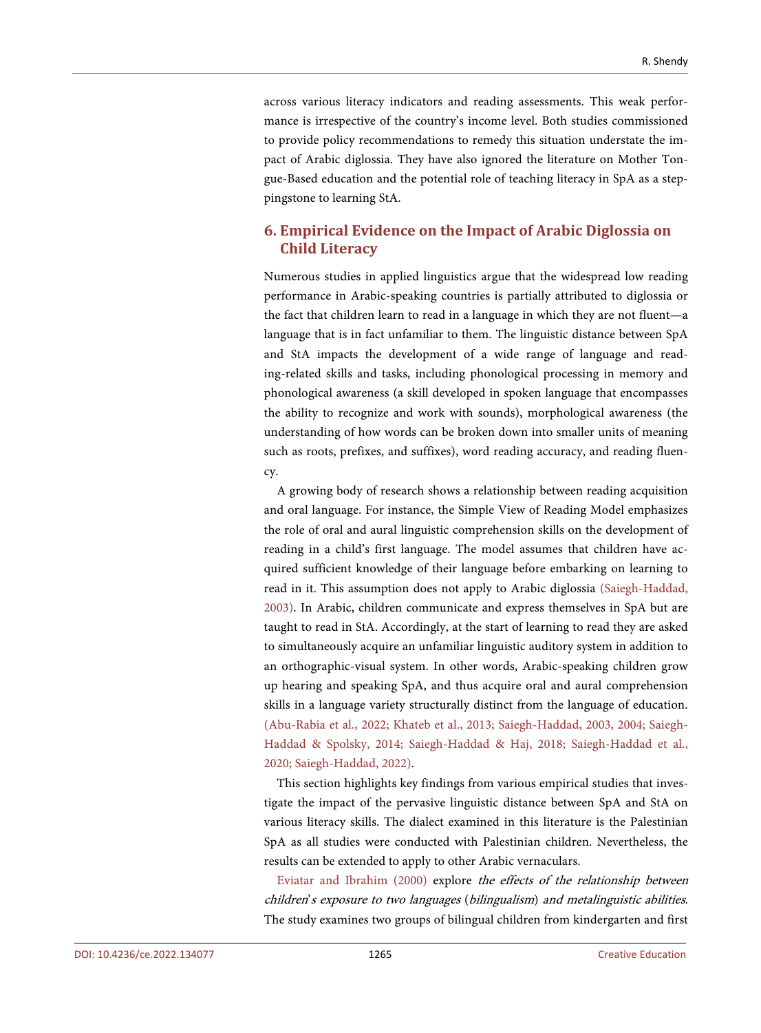across various literacy indicators and reading assessments. This weak performance is irrespective of the country's income level. Both studies commissioned to provide policy recommendations to remedy this situation understate the impact of Arabic diglossia. They have also ignored the literature on Mother Tongue-Based education and the potential role of teaching literacy in SpA as a steppingstone to learning StA.

## 6. Empirical Evidence on the Impact of Arabic Diglossia on Child Literacy

Numerous studies in applied linguistics argue that the widespread low reading performance in Arabic-speaking countries is partially attributed to diglossia or the fact that children learn to read in a language in which they are not fluent—a language that is in fact unfamiliar to them. The linguistic distance between SpA and StA impacts the development of a wide range of language and reading-related skills and tasks, including phonological processing in memory and phonological awareness (a skill developed in spoken language that encompasses the ability to recognize and work with sounds), morphological awareness (the understanding of how words can be broken down into smaller units of meaning such as roots, prefixes, and suffixes), word reading accuracy, and reading fluency.

A growing body of research shows a relationship between reading acquisition and oral language. For instance, the Simple View of Reading Model emphasizes the role of oral and aural linguistic comprehension skills on the development of reading in a child's first language. The model assumes that children have acquired sufficient knowledge of their language before embarking on learning to read in it. This assumption does not apply to Arabic diglossia (Saiegh-Haddad, 2003). In Arabic, children communicate and express themselves in SpA but are taught to read in StA. Accordingly, at the start of learning to read they are asked to simultaneously acquire an unfamiliar linguistic auditory system in addition to an orthographic-visual system. In other words, Arabic-speaking children grow up hearing and speaking SpA, and thus acquire oral and aural comprehension skills in a language variety structurally distinct from the language of education. (Abu-Rabia et al., 2022; Khateb et al., 2013; Saiegh-Haddad, 2003, 2004; Saiegh-Haddad & Spolsky, 2014; Saiegh-Haddad & Haj, 2018; Saiegh-Haddad et al., 2020; Saiegh-Haddad, 2022).

This section highlights key findings from various empirical studies that investigate the impact of the pervasive linguistic distance between SpA and StA on various literacy skills. The dialect examined in this literature is the Palestinian SpA as all studies were conducted with Palestinian children. Nevertheless, the results can be extended to apply to other Arabic vernaculars.

Eviatar and Ibrahim (2000) explore *the effects of the relationship between children's exposure to two languages* (*bilingualism*) *and metalinguistic abilities*. The study examines two groups of bilingual children from kindergarten and first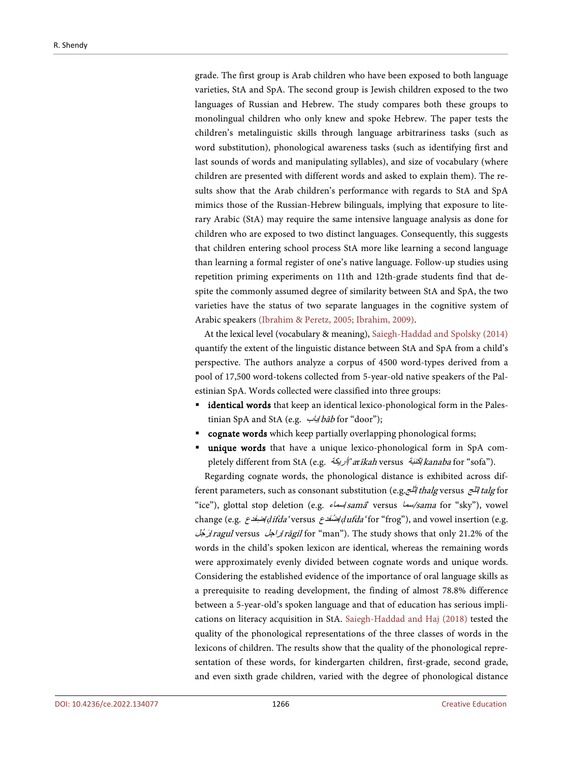grade. The first group is Arab children who have been exposed to both language varieties, StA and SpA. The second group is Jewish children exposed to the two languages of Russian and Hebrew. The study compares both these groups to monolingual children who only knew and spoke Hebrew. The paper tests the children's metalinguistic skills through language arbitrariness tasks (such as word substitution), phonological awareness tasks (such as identifying first and last sounds of words and manipulating syllables), and size of vocabulary (where children are presented with different words and asked to explain them). The results show that the Arab children's performance with regards to StA and SpA mimics those of the Russian-Hebrew bilinguals, implying that exposure to literary Arabic (StA) may require the same intensive language analysis as done for children who are exposed to two distinct languages. Consequently, this suggests that children entering school process StA more like learning a second language than learning a formal register of one's native language. Follow-up studies using repetition priming experiments on 11th and 12th-grade students find that despite the commonly assumed degree of similarity between StA and SpA, the two varieties have the status of two separate languages in the cognitive system of Arabic speakers (Ibrahim & Peretz, 2005; Ibrahim, 2009).

At the lexical level (vocabulary & meaning), Saiegh-Haddad and Spolsky (2014) quantify the extent of the linguistic distance between StA and SpA from a child's perspective. The authors analyze a corpus of 4500 word-types derived from a pool of 17,500 word-tokens collected from 5-year-old native speakers of the Palestinian SpA. Words collected were classified into three groups:

- **identical words** that keep an identical lexico-phonological form in the Palestinian SpA and StA (e.g. باب/*bāb* for "door");
- **cognate words** which keep partially overlapping phonological forms;
- **unique words** that have a unique lexico-phonological form in SpA completely different from StA (e.g. أريكة/*'arīkah* versus كنبة/*kanaba* for "sofa").

Regarding cognate words, the phonological distance is exhibited across different parameters, such as consonant substitution (e.g.ثلج/*thalg* versus تلج/*talg* for "ice"), glottal stop deletion (e.g. سماء/*samā'* versus سما/*sama* for "sky"), vowel change (e.g. ضِفدع/*ḍifda'* versus ضُفدع/*ḍufda'* for "frog"), and vowel insertion (e.g. رَجُل/*ragul* versus راجل/*rāgil* for "man"). The study shows that only 21.2% of the words in the child's spoken lexicon are identical, whereas the remaining words were approximately evenly divided between cognate words and unique words. Considering the established evidence of the importance of oral language skills as a prerequisite to reading development, the finding of almost 78.8% difference between a 5-year-old's spoken language and that of education has serious implications on literacy acquisition in StA. Saiegh-Haddad and Haj (2018) tested the quality of the phonological representations of the three classes of words in the lexicons of children. The results show that the quality of the phonological representation of these words, for kindergarten children, first-grade, second grade, and even sixth grade children, varied with the degree of phonological distance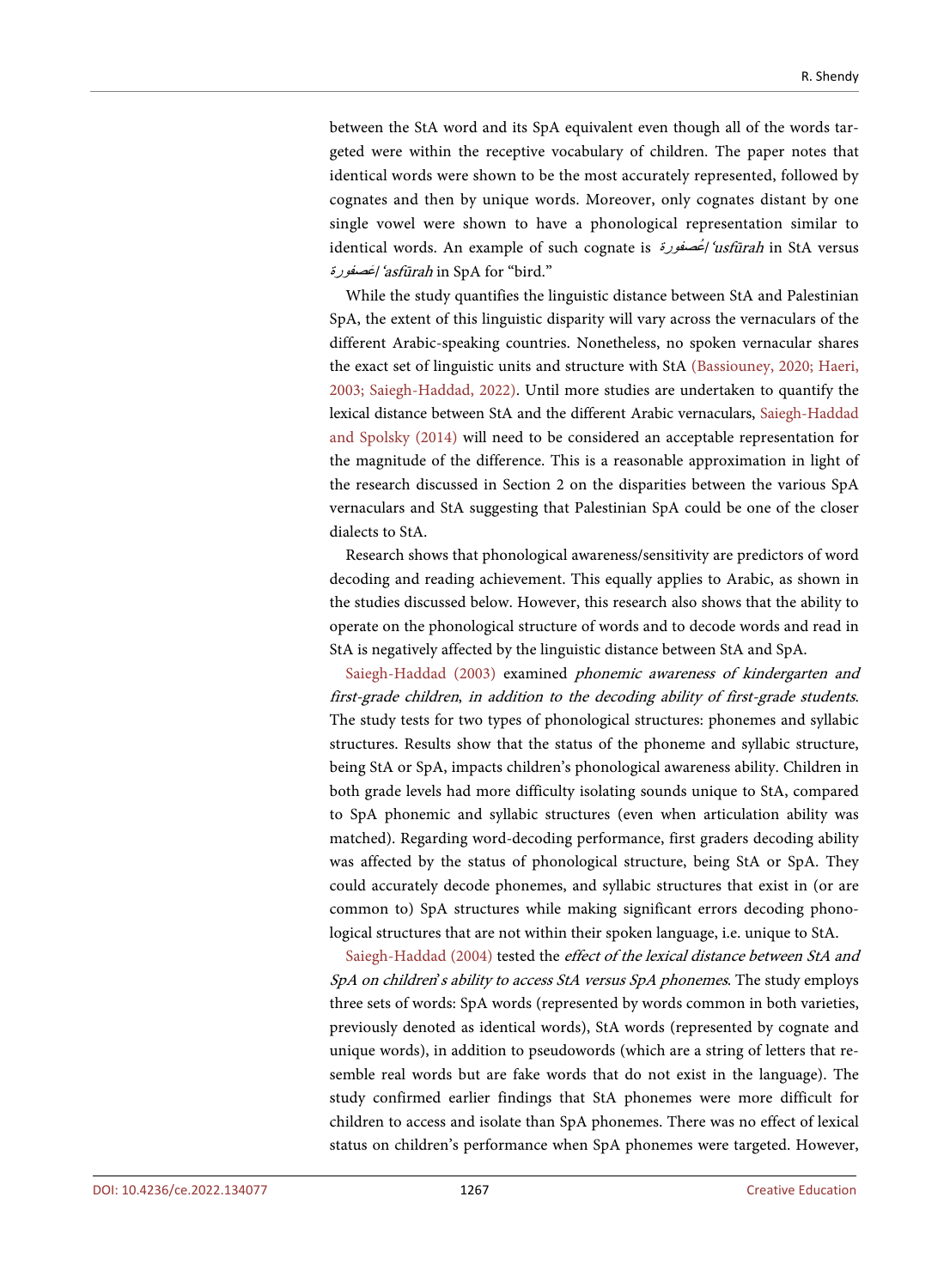between the StA word and its SpA equivalent even though all of the words targeted were within the receptive vocabulary of children. The paper notes that identical words were shown to be the most accurately represented, followed by cognates and then by unique words. Moreover, only cognates distant by one single vowel were shown to have a phonological representation similar to identical words. An example of such cognate is عُصفورة/*ʿusfūrah* in StA versus عصفورة/*ʿasfūrah* in SpA for "bird."

While the study quantifies the linguistic distance between StA and Palestinian SpA, the extent of this linguistic disparity will vary across the vernaculars of the different Arabic-speaking countries. Nonetheless, no spoken vernacular shares the exact set of linguistic units and structure with StA (Bassiouney, 2020; Haeri, 2003; Saiegh-Haddad, 2022). Until more studies are undertaken to quantify the lexical distance between StA and the different Arabic vernaculars, Saiegh-Haddad and Spolsky (2014) will need to be considered an acceptable representation for the magnitude of the difference. This is a reasonable approximation in light of the research discussed in Section 2 on the disparities between the various SpA vernaculars and StA suggesting that Palestinian SpA could be one of the closer dialects to StA.

Research shows that phonological awareness/sensitivity are predictors of word decoding and reading achievement. This equally applies to Arabic, as shown in the studies discussed below. However, this research also shows that the ability to operate on the phonological structure of words and to decode words and read in StA is negatively affected by the linguistic distance between StA and SpA.

Saiegh-Haddad (2003) examined *phonemic awareness of kindergarten and first-grade children, in addition to the decoding ability of first-grade students*. The study tests for two types of phonological structures: phonemes and syllabic structures. Results show that the status of the phoneme and syllabic structure, being StA or SpA, impacts children's phonological awareness ability. Children in both grade levels had more difficulty isolating sounds unique to StA, compared to SpA phonemic and syllabic structures (even when articulation ability was matched). Regarding word-decoding performance, first graders decoding ability was affected by the status of phonological structure, being StA or SpA. They could accurately decode phonemes, and syllabic structures that exist in (or are common to) SpA structures while making significant errors decoding phonological structures that are not within their spoken language, i.e. unique to StA.

Saiegh-Haddad (2004) tested the *effect of the lexical distance between StA and SpA on children's ability to access StA versus SpA phonemes*. The study employs three sets of words: SpA words (represented by words common in both varieties, previously denoted as identical words), StA words (represented by cognate and unique words), in addition to pseudowords (which are a string of letters that resemble real words but are fake words that do not exist in the language). The study confirmed earlier findings that StA phonemes were more difficult for children to access and isolate than SpA phonemes. There was no effect of lexical status on children's performance when SpA phonemes were targeted. However,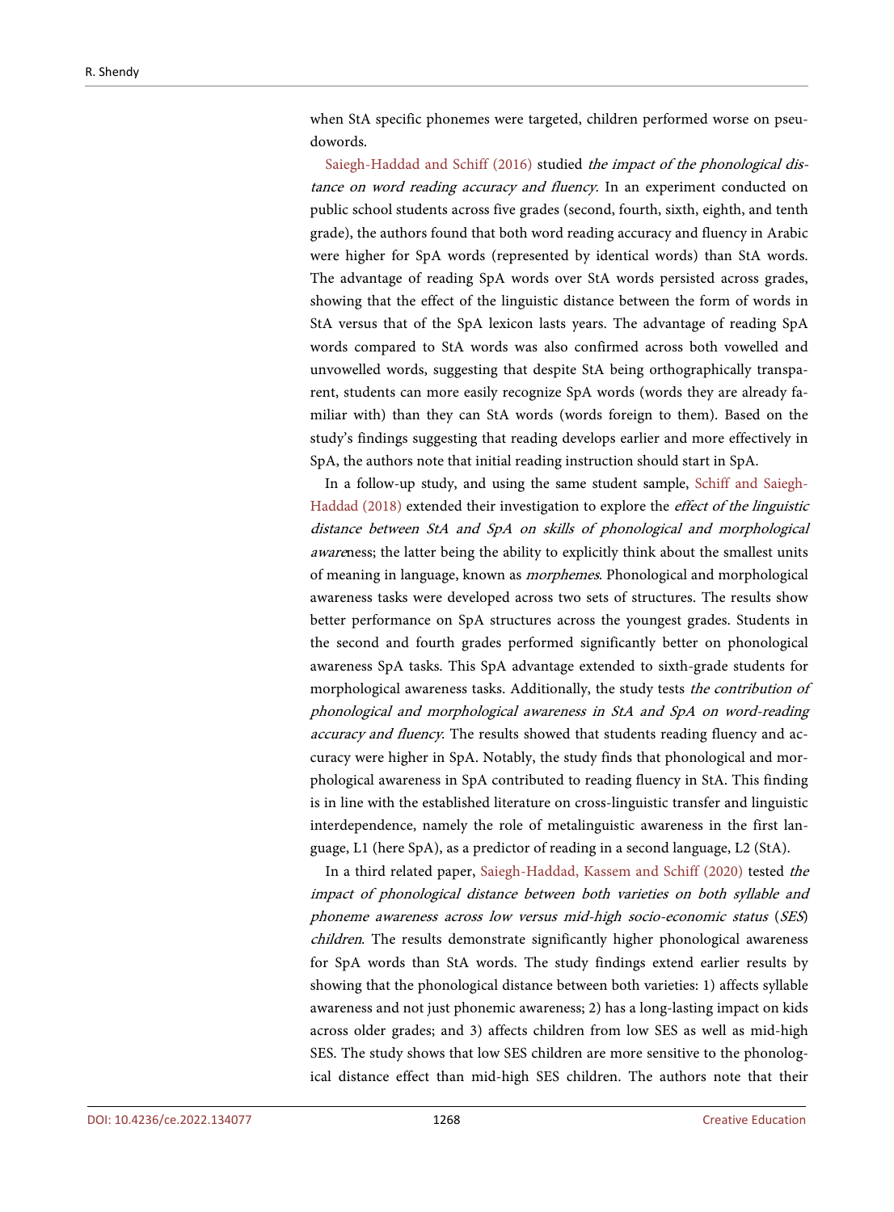when StA specific phonemes were targeted, children performed worse on pseudowords.

Saiegh-Haddad and Schiff (2016) studied *the impact of the phonological distance on word reading accuracy and fluency*. In an experiment conducted on public school students across five grades (second, fourth, sixth, eighth, and tenth grade), the authors found that both word reading accuracy and fluency in Arabic were higher for SpA words (represented by identical words) than StA words. The advantage of reading SpA words over StA words persisted across grades, showing that the effect of the linguistic distance between the form of words in StA versus that of the SpA lexicon lasts years. The advantage of reading SpA words compared to StA words was also confirmed across both vowelled and unvowelled words, suggesting that despite StA being orthographically transparent, students can more easily recognize SpA words (words they are already familiar with) than they can StA words (words foreign to them). Based on the study's findings suggesting that reading develops earlier and more effectively in SpA, the authors note that initial reading instruction should start in SpA.

In a follow-up study, and using the same student sample, Schiff and Saiegh-Haddad (2018) extended their investigation to explore the *effect of the linguistic distance between StA and SpA on skills of phonological and morphological aware*ness; the latter being the ability to explicitly think about the smallest units of meaning in language, known as *morphemes*. Phonological and morphological awareness tasks were developed across two sets of structures. The results show better performance on SpA structures across the youngest grades. Students in the second and fourth grades performed significantly better on phonological awareness SpA tasks. This SpA advantage extended to sixth-grade students for morphological awareness tasks. Additionally, the study tests *the contribution of phonological and morphological awareness in StA and SpA on word-reading accuracy and fluency*. The results showed that students reading fluency and accuracy were higher in SpA. Notably, the study finds that phonological and morphological awareness in SpA contributed to reading fluency in StA. This finding is in line with the established literature on cross-linguistic transfer and linguistic interdependence, namely the role of metalinguistic awareness in the first language, L1 (here SpA), as a predictor of reading in a second language, L2 (StA).

In a third related paper, Saiegh-Haddad, Kassem and Schiff (2020) tested *the impact of phonological distance between both varieties on both syllable and phoneme awareness across low versus mid-high socio-economic status* (*SES*) *children*. The results demonstrate significantly higher phonological awareness for SpA words than StA words. The study findings extend earlier results by showing that the phonological distance between both varieties: 1) affects syllable awareness and not just phonemic awareness; 2) has a long-lasting impact on kids across older grades; and 3) affects children from low SES as well as mid-high SES. The study shows that low SES children are more sensitive to the phonological distance effect than mid-high SES children. The authors note that their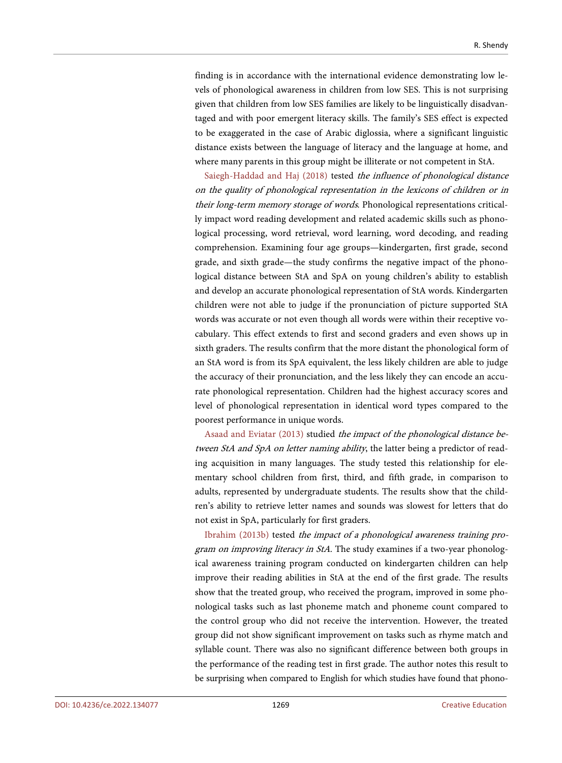finding is in accordance with the international evidence demonstrating low levels of phonological awareness in children from low SES. This is not surprising given that children from low SES families are likely to be linguistically disadvantaged and with poor emergent literacy skills. The family's SES effect is expected to be exaggerated in the case of Arabic diglossia, where a significant linguistic distance exists between the language of literacy and the language at home, and where many parents in this group might be illiterate or not competent in StA.

Saiegh-Haddad and Haj (2018) tested *the influence of phonological distance on the quality of phonological representation in the lexicons of children or in their long-term memory storage of words*. Phonological representations critically impact word reading development and related academic skills such as phonological processing, word retrieval, word learning, word decoding, and reading comprehension. Examining four age groups—kindergarten, first grade, second grade, and sixth grade—the study confirms the negative impact of the phonological distance between StA and SpA on young children's ability to establish and develop an accurate phonological representation of StA words. Kindergarten children were not able to judge if the pronunciation of picture supported StA words was accurate or not even though all words were within their receptive vocabulary. This effect extends to first and second graders and even shows up in sixth graders. The results confirm that the more distant the phonological form of an StA word is from its SpA equivalent, the less likely children are able to judge the accuracy of their pronunciation, and the less likely they can encode an accurate phonological representation. Children had the highest accuracy scores and level of phonological representation in identical word types compared to the poorest performance in unique words.

Asaad and Eviatar (2013) studied *the impact of the phonological distance between StA and SpA on letter naming ability*, the latter being a predictor of reading acquisition in many languages. The study tested this relationship for elementary school children from first, third, and fifth grade, in comparison to adults, represented by undergraduate students. The results show that the children's ability to retrieve letter names and sounds was slowest for letters that do not exist in SpA, particularly for first graders.

Ibrahim (2013b) tested *the impact of a phonological awareness training program on improving literacy in StA*. The study examines if a two-year phonological awareness training program conducted on kindergarten children can help improve their reading abilities in StA at the end of the first grade. The results show that the treated group, who received the program, improved in some phonological tasks such as last phoneme match and phoneme count compared to the control group who did not receive the intervention. However, the treated group did not show significant improvement on tasks such as rhyme match and syllable count. There was also no significant difference between both groups in the performance of the reading test in first grade. The author notes this result to be surprising when compared to English for which studies have found that phono-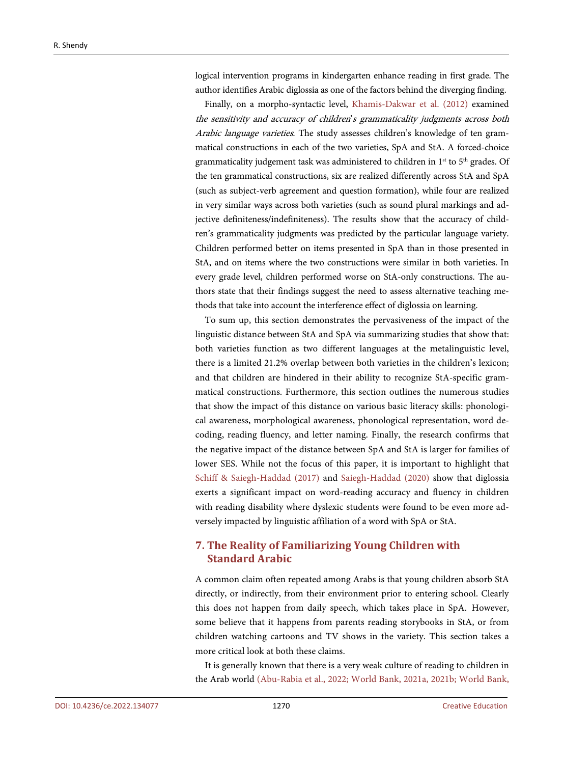logical intervention programs in kindergarten enhance reading in first grade. The author identifies Arabic diglossia as one of the factors behind the diverging finding.

Finally, on a morpho-syntactic level, Khamis-Dakwar et al. (2012) examined *the sensitivity and accuracy of children's grammaticality judgments across both Arabic language varieties*. The study assesses children's knowledge of ten grammatical constructions in each of the two varieties, SpA and StA. A forced-choice grammaticality judgement task was administered to children in 1st to 5th grades. Of the ten grammatical constructions, six are realized differently across StA and SpA (such as subject-verb agreement and question formation), while four are realized in very similar ways across both varieties (such as sound plural markings and adjective definiteness/indefiniteness). The results show that the accuracy of children's grammaticality judgments was predicted by the particular language variety. Children performed better on items presented in SpA than in those presented in StA, and on items where the two constructions were similar in both varieties. In every grade level, children performed worse on StA-only constructions. The authors state that their findings suggest the need to assess alternative teaching methods that take into account the interference effect of diglossia on learning.

To sum up, this section demonstrates the pervasiveness of the impact of the linguistic distance between StA and SpA via summarizing studies that show that: both varieties function as two different languages at the metalinguistic level, there is a limited 21.2% overlap between both varieties in the children's lexicon; and that children are hindered in their ability to recognize StA-specific grammatical constructions. Furthermore, this section outlines the numerous studies that show the impact of this distance on various basic literacy skills: phonological awareness, morphological awareness, phonological representation, word decoding, reading fluency, and letter naming. Finally, the research confirms that the negative impact of the distance between SpA and StA is larger for families of lower SES. While not the focus of this paper, it is important to highlight that Schiff & Saiegh-Haddad (2017) and Saiegh-Haddad (2020) show that diglossia exerts a significant impact on word-reading accuracy and fluency in children with reading disability where dyslexic students were found to be even more adversely impacted by linguistic affiliation of a word with SpA or StA.

## 7. The Reality of Familiarizing Young Children with Standard Arabic

A common claim often repeated among Arabs is that young children absorb StA directly, or indirectly, from their environment prior to entering school. Clearly this does not happen from daily speech, which takes place in SpA. However, some believe that it happens from parents reading storybooks in StA, or from children watching cartoons and TV shows in the variety. This section takes a more critical look at both these claims.

It is generally known that there is a very weak culture of reading to children in the Arab world (Abu-Rabia et al., 2022; World Bank, 2021a, 2021b; World Bank,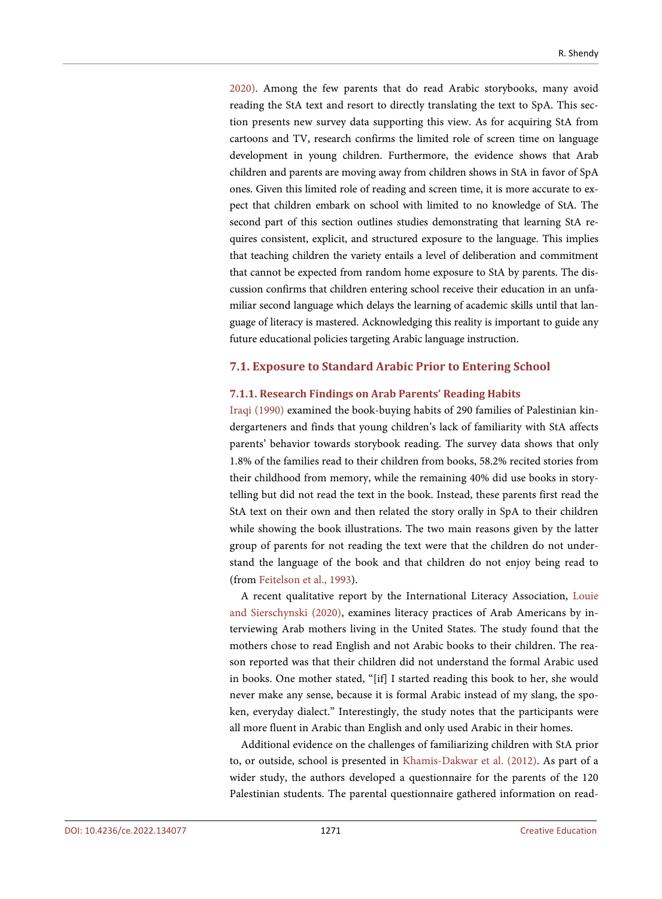2020). Among the few parents that do read Arabic storybooks, many avoid reading the StA text and resort to directly translating the text to SpA. This section presents new survey data supporting this view. As for acquiring StA from cartoons and TV, research confirms the limited role of screen time on language development in young children. Furthermore, the evidence shows that Arab children and parents are moving away from children shows in StA in favor of SpA ones. Given this limited role of reading and screen time, it is more accurate to expect that children embark on school with limited to no knowledge of StA. The second part of this section outlines studies demonstrating that learning StA requires consistent, explicit, and structured exposure to the language. This implies that teaching children the variety entails a level of deliberation and commitment that cannot be expected from random home exposure to StA by parents. The discussion confirms that children entering school receive their education in an unfamiliar second language which delays the learning of academic skills until that language of literacy is mastered. Acknowledging this reality is important to guide any future educational policies targeting Arabic language instruction.

## 7.1. Exposure to Standard Arabic Prior to Entering School

### 7.1.1. Research Findings on Arab Parents' Reading Habits

Iraqi (1990) examined the book-buying habits of 290 families of Palestinian kindergarteners and finds that young children's lack of familiarity with StA affects parents' behavior towards storybook reading. The survey data shows that only 1.8% of the families read to their children from books, 58.2% recited stories from their childhood from memory, while the remaining 40% did use books in storytelling but did not read the text in the book. Instead, these parents first read the StA text on their own and then related the story orally in SpA to their children while showing the book illustrations. The two main reasons given by the latter group of parents for not reading the text were that the children do not understand the language of the book and that children do not enjoy being read to (from Feitelson et al., 1993).

A recent qualitative report by the International Literacy Association, Louie and Sierschynski (2020), examines literacy practices of Arab Americans by interviewing Arab mothers living in the United States. The study found that the mothers chose to read English and not Arabic books to their children. The reason reported was that their children did not understand the formal Arabic used in books. One mother stated, "[if] I started reading this book to her, she would never make any sense, because it is formal Arabic instead of my slang, the spoken, everyday dialect." Interestingly, the study notes that the participants were all more fluent in Arabic than English and only used Arabic in their homes.

Additional evidence on the challenges of familiarizing children with StA prior to, or outside, school is presented in Khamis-Dakwar et al. (2012). As part of a wider study, the authors developed a questionnaire for the parents of the 120 Palestinian students. The parental questionnaire gathered information on read-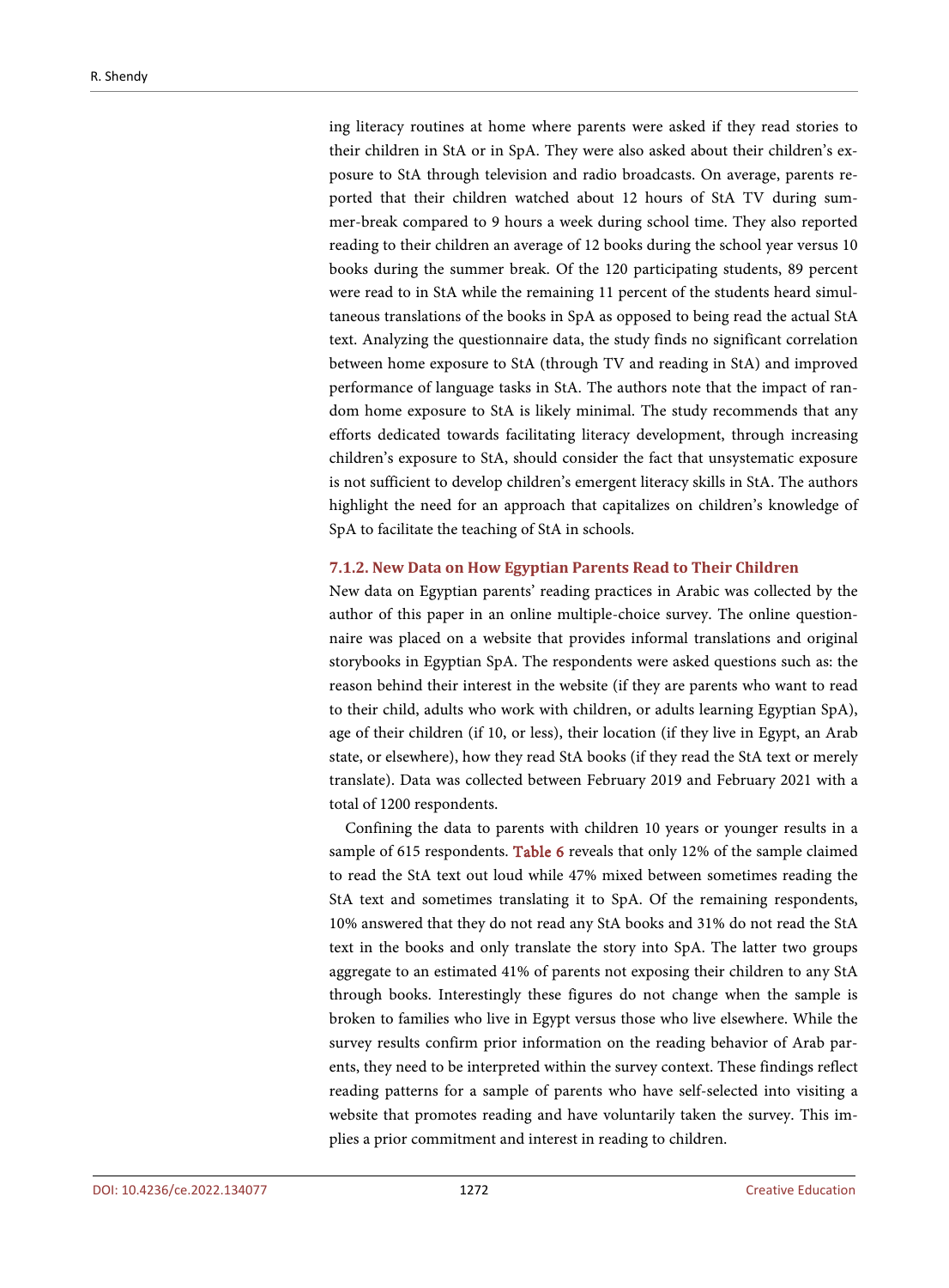ing literacy routines at home where parents were asked if they read stories to their children in StA or in SpA. They were also asked about their children's exposure to StA through television and radio broadcasts. On average, parents reported that their children watched about 12 hours of StA TV during summer-break compared to 9 hours a week during school time. They also reported reading to their children an average of 12 books during the school year versus 10 books during the summer break. Of the 120 participating students, 89 percent were read to in StA while the remaining 11 percent of the students heard simultaneous translations of the books in SpA as opposed to being read the actual StA text. Analyzing the questionnaire data, the study finds no significant correlation between home exposure to StA (through TV and reading in StA) and improved performance of language tasks in StA. The authors note that the impact of random home exposure to StA is likely minimal. The study recommends that any efforts dedicated towards facilitating literacy development, through increasing children's exposure to StA, should consider the fact that unsystematic exposure is not sufficient to develop children's emergent literacy skills in StA. The authors highlight the need for an approach that capitalizes on children's knowledge of SpA to facilitate the teaching of StA in schools.

#### 7.1.2. New Data on How Egyptian Parents Read to Their Children

New data on Egyptian parents' reading practices in Arabic was collected by the author of this paper in an online multiple-choice survey. The online questionnaire was placed on a website that provides informal translations and original storybooks in Egyptian SpA. The respondents were asked questions such as: the reason behind their interest in the website (if they are parents who want to read to their child, adults who work with children, or adults learning Egyptian SpA), age of their children (if 10, or less), their location (if they live in Egypt, an Arab state, or elsewhere), how they read StA books (if they read the StA text or merely translate). Data was collected between February 2019 and February 2021 with a total of 1200 respondents.

Confining the data to parents with children 10 years or younger results in a sample of 615 respondents. Table 6 reveals that only 12% of the sample claimed to read the StA text out loud while 47% mixed between sometimes reading the StA text and sometimes translating it to SpA. Of the remaining respondents, 10% answered that they do not read any StA books and 31% do not read the StA text in the books and only translate the story into SpA. The latter two groups aggregate to an estimated 41% of parents not exposing their children to any StA through books. Interestingly these figures do not change when the sample is broken to families who live in Egypt versus those who live elsewhere. While the survey results confirm prior information on the reading behavior of Arab parents, they need to be interpreted within the survey context. These findings reflect reading patterns for a sample of parents who have self-selected into visiting a website that promotes reading and have voluntarily taken the survey. This implies a prior commitment and interest in reading to children.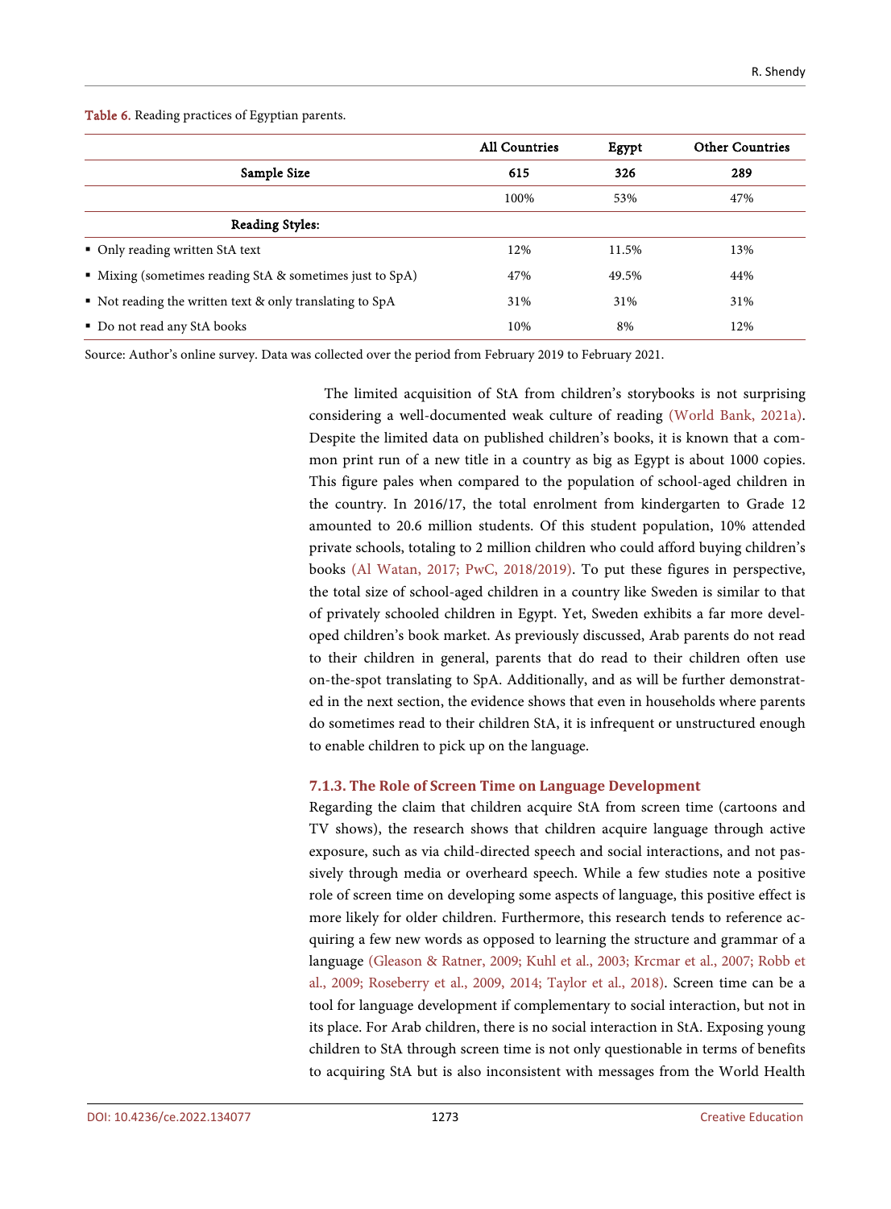Table 6. Reading practices of Egyptian parents.

| | All Countries | Egypt | Other Countries |
|---|---|---|---|
| **Sample Size** | **615** | **326** | **289** |
| | 100% | 53% | 47% |
| **Reading Styles:** | | | |
| ▪ Only reading written StA text | 12% | 11.5% | 13% |
| ▪ Mixing (sometimes reading StA & sometimes just to SpA) | 47% | 49.5% | 44% |
| ▪ Not reading the written text & only translating to SpA | 31% | 31% | 31% |
| ▪ Do not read any StA books | 10% | 8% | 12% |

Source: Author's online survey. Data was collected over the period from February 2019 to February 2021.

The limited acquisition of StA from children's storybooks is not surprising considering a well-documented weak culture of reading (World Bank, 2021a). Despite the limited data on published children's books, it is known that a common print run of a new title in a country as big as Egypt is about 1000 copies. This figure pales when compared to the population of school-aged children in the country. In 2016/17, the total enrolment from kindergarten to Grade 12 amounted to 20.6 million students. Of this student population, 10% attended private schools, totaling to 2 million children who could afford buying children's books (Al Watan, 2017; PwC, 2018/2019). To put these figures in perspective, the total size of school-aged children in a country like Sweden is similar to that of privately schooled children in Egypt. Yet, Sweden exhibits a far more developed children's book market. As previously discussed, Arab parents do not read to their children in general, parents that do read to their children often use on-the-spot translating to SpA. Additionally, and as will be further demonstrated in the next section, the evidence shows that even in households where parents do sometimes read to their children StA, it is infrequent or unstructured enough to enable children to pick up on the language.

### 7.1.3. The Role of Screen Time on Language Development

Regarding the claim that children acquire StA from screen time (cartoons and TV shows), the research shows that children acquire language through active exposure, such as via child-directed speech and social interactions, and not passively through media or overheard speech. While a few studies note a positive role of screen time on developing some aspects of language, this positive effect is more likely for older children. Furthermore, this research tends to reference acquiring a few new words as opposed to learning the structure and grammar of a language (Gleason & Ratner, 2009; Kuhl et al., 2003; Krcmar et al., 2007; Robb et al., 2009; Roseberry et al., 2009, 2014; Taylor et al., 2018). Screen time can be a tool for language development if complementary to social interaction, but not in its place. For Arab children, there is no social interaction in StA. Exposing young children to StA through screen time is not only questionable in terms of benefits to acquiring StA but is also inconsistent with messages from the World Health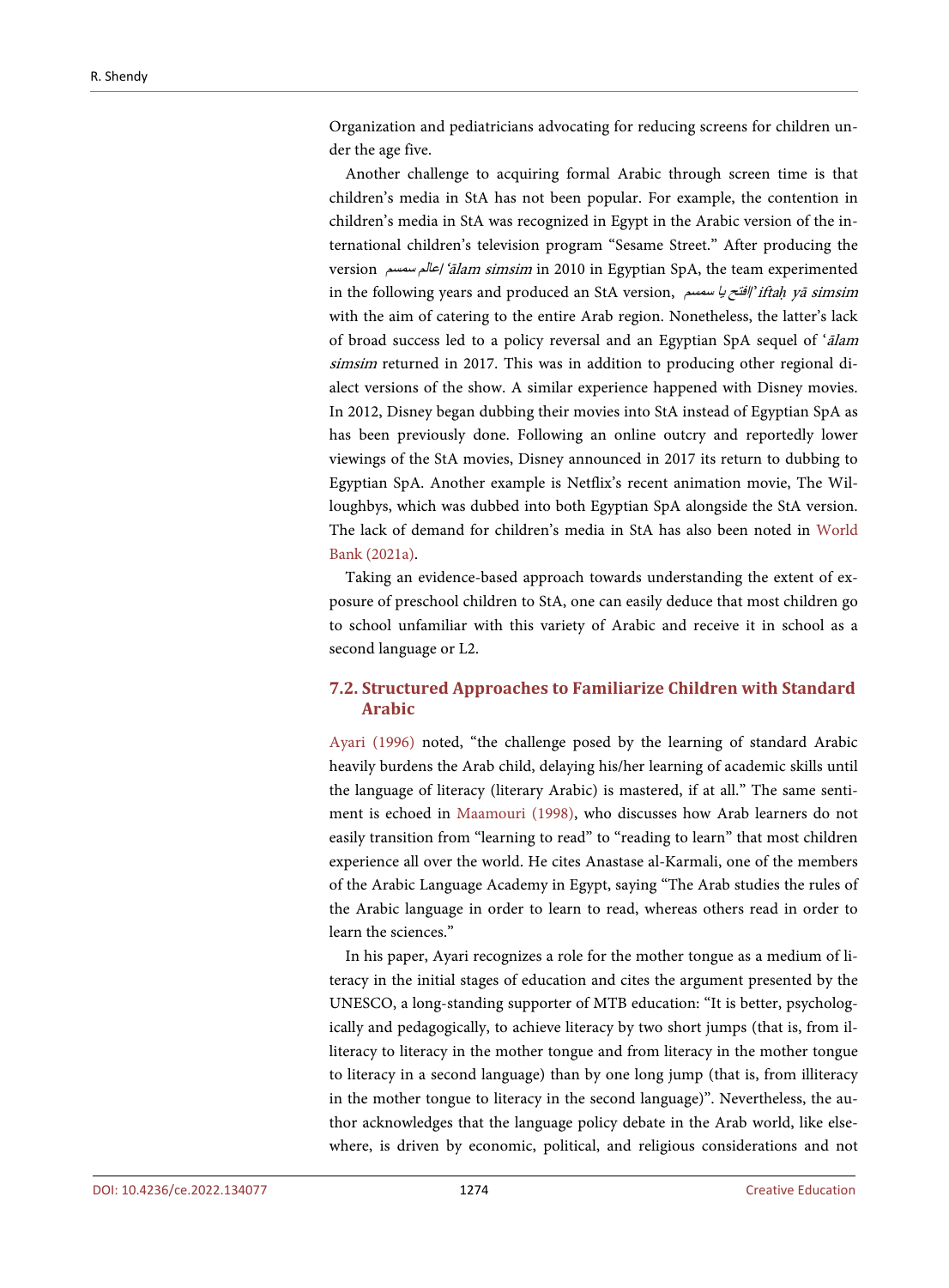Organization and pediatricians advocating for reducing screens for children under the age five.

Another challenge to acquiring formal Arabic through screen time is that children's media in StA has not been popular. For example, the contention in children's media in StA was recognized in Egypt in the Arabic version of the international children's television program "Sesame Street." After producing the version عالم سمسم/ *ʿālam simsim* in 2010 in Egyptian SpA, the team experimented in the following years and produced an StA version, افتح يا سمسم/ *'iftaḥ yā simsim* with the aim of catering to the entire Arab region. Nonetheless, the latter's lack of broad success led to a policy reversal and an Egyptian SpA sequel of *ʿālam simsim* returned in 2017. This was in addition to producing other regional dialect versions of the show. A similar experience happened with Disney movies. In 2012, Disney began dubbing their movies into StA instead of Egyptian SpA as has been previously done. Following an online outcry and reportedly lower viewings of the StA movies, Disney announced in 2017 its return to dubbing to Egyptian SpA. Another example is Netflix's recent animation movie, The Willoughbys, which was dubbed into both Egyptian SpA alongside the StA version. The lack of demand for children's media in StA has also been noted in World Bank (2021a).

Taking an evidence-based approach towards understanding the extent of exposure of preschool children to StA, one can easily deduce that most children go to school unfamiliar with this variety of Arabic and receive it in school as a second language or L2.

### 7.2. Structured Approaches to Familiarize Children with Standard Arabic

Ayari (1996) noted, "the challenge posed by the learning of standard Arabic heavily burdens the Arab child, delaying his/her learning of academic skills until the language of literacy (literary Arabic) is mastered, if at all." The same sentiment is echoed in Maamouri (1998), who discusses how Arab learners do not easily transition from "learning to read" to "reading to learn" that most children experience all over the world. He cites Anastase al-Karmali, one of the members of the Arabic Language Academy in Egypt, saying "The Arab studies the rules of the Arabic language in order to learn to read, whereas others read in order to learn the sciences."

In his paper, Ayari recognizes a role for the mother tongue as a medium of literacy in the initial stages of education and cites the argument presented by the UNESCO, a long-standing supporter of MTB education: "It is better, psychologically and pedagogically, to achieve literacy by two short jumps (that is, from illiteracy to literacy in the mother tongue and from literacy in the mother tongue to literacy in a second language) than by one long jump (that is, from illiteracy in the mother tongue to literacy in the second language)". Nevertheless, the author acknowledges that the language policy debate in the Arab world, like elsewhere, is driven by economic, political, and religious considerations and not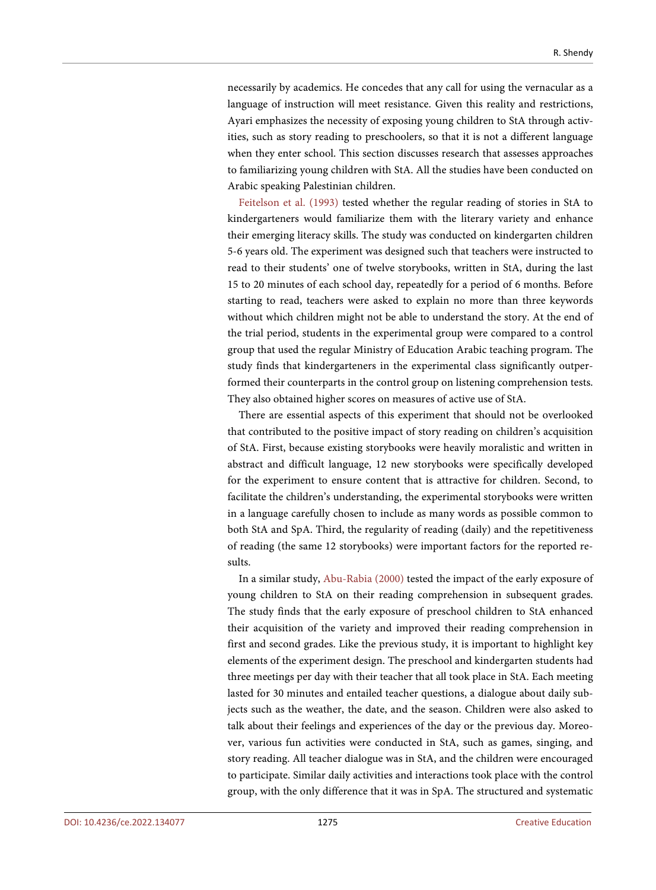necessarily by academics. He concedes that any call for using the vernacular as a language of instruction will meet resistance. Given this reality and restrictions, Ayari emphasizes the necessity of exposing young children to StA through activities, such as story reading to preschoolers, so that it is not a different language when they enter school. This section discusses research that assesses approaches to familiarizing young children with StA. All the studies have been conducted on Arabic speaking Palestinian children.

Feitelson et al. (1993) tested whether the regular reading of stories in StA to kindergarteners would familiarize them with the literary variety and enhance their emerging literacy skills. The study was conducted on kindergarten children 5-6 years old. The experiment was designed such that teachers were instructed to read to their students' one of twelve storybooks, written in StA, during the last 15 to 20 minutes of each school day, repeatedly for a period of 6 months. Before starting to read, teachers were asked to explain no more than three keywords without which children might not be able to understand the story. At the end of the trial period, students in the experimental group were compared to a control group that used the regular Ministry of Education Arabic teaching program. The study finds that kindergarteners in the experimental class significantly outperformed their counterparts in the control group on listening comprehension tests. They also obtained higher scores on measures of active use of StA.

There are essential aspects of this experiment that should not be overlooked that contributed to the positive impact of story reading on children's acquisition of StA. First, because existing storybooks were heavily moralistic and written in abstract and difficult language, 12 new storybooks were specifically developed for the experiment to ensure content that is attractive for children. Second, to facilitate the children's understanding, the experimental storybooks were written in a language carefully chosen to include as many words as possible common to both StA and SpA. Third, the regularity of reading (daily) and the repetitiveness of reading (the same 12 storybooks) were important factors for the reported results.

In a similar study, Abu-Rabia (2000) tested the impact of the early exposure of young children to StA on their reading comprehension in subsequent grades. The study finds that the early exposure of preschool children to StA enhanced their acquisition of the variety and improved their reading comprehension in first and second grades. Like the previous study, it is important to highlight key elements of the experiment design. The preschool and kindergarten students had three meetings per day with their teacher that all took place in StA. Each meeting lasted for 30 minutes and entailed teacher questions, a dialogue about daily subjects such as the weather, the date, and the season. Children were also asked to talk about their feelings and experiences of the day or the previous day. Moreover, various fun activities were conducted in StA, such as games, singing, and story reading. All teacher dialogue was in StA, and the children were encouraged to participate. Similar daily activities and interactions took place with the control group, with the only difference that it was in SpA. The structured and systematic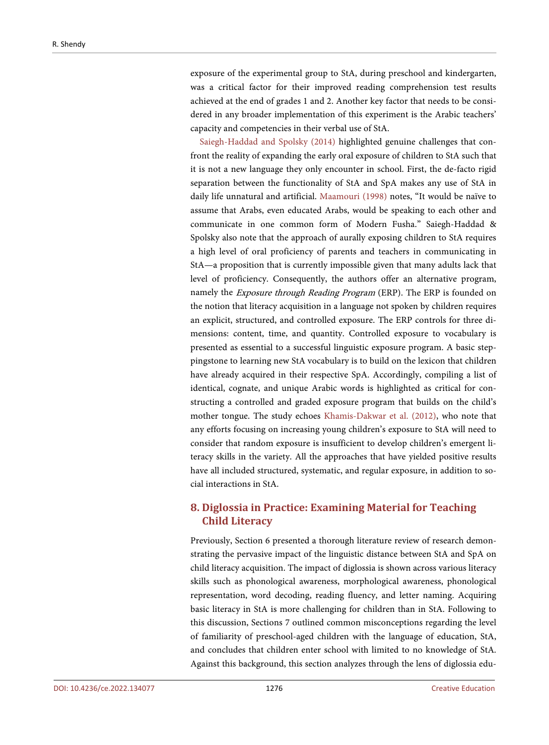exposure of the experimental group to StA, during preschool and kindergarten, was a critical factor for their improved reading comprehension test results achieved at the end of grades 1 and 2. Another key factor that needs to be considered in any broader implementation of this experiment is the Arabic teachers' capacity and competencies in their verbal use of StA.

Saiegh-Haddad and Spolsky (2014) highlighted genuine challenges that confront the reality of expanding the early oral exposure of children to StA such that it is not a new language they only encounter in school. First, the de-facto rigid separation between the functionality of StA and SpA makes any use of StA in daily life unnatural and artificial. Maamouri (1998) notes, "It would be naïve to assume that Arabs, even educated Arabs, would be speaking to each other and communicate in one common form of Modern Fusha." Saiegh-Haddad & Spolsky also note that the approach of aurally exposing children to StA requires a high level of oral proficiency of parents and teachers in communicating in StA—a proposition that is currently impossible given that many adults lack that level of proficiency. Consequently, the authors offer an alternative program, namely the *Exposure through Reading Program* (ERP). The ERP is founded on the notion that literacy acquisition in a language not spoken by children requires an explicit, structured, and controlled exposure. The ERP controls for three dimensions: content, time, and quantity. Controlled exposure to vocabulary is presented as essential to a successful linguistic exposure program. A basic steppingstone to learning new StA vocabulary is to build on the lexicon that children have already acquired in their respective SpA. Accordingly, compiling a list of identical, cognate, and unique Arabic words is highlighted as critical for constructing a controlled and graded exposure program that builds on the child's mother tongue. The study echoes Khamis-Dakwar et al. (2012), who note that any efforts focusing on increasing young children's exposure to StA will need to consider that random exposure is insufficient to develop children's emergent literacy skills in the variety. All the approaches that have yielded positive results have all included structured, systematic, and regular exposure, in addition to social interactions in StA.

## 8. Diglossia in Practice: Examining Material for Teaching Child Literacy

Previously, Section 6 presented a thorough literature review of research demonstrating the pervasive impact of the linguistic distance between StA and SpA on child literacy acquisition. The impact of diglossia is shown across various literacy skills such as phonological awareness, morphological awareness, phonological representation, word decoding, reading fluency, and letter naming. Acquiring basic literacy in StA is more challenging for children than in StA. Following to this discussion, Sections 7 outlined common misconceptions regarding the level of familiarity of preschool-aged children with the language of education, StA, and concludes that children enter school with limited to no knowledge of StA. Against this background, this section analyzes through the lens of diglossia edu-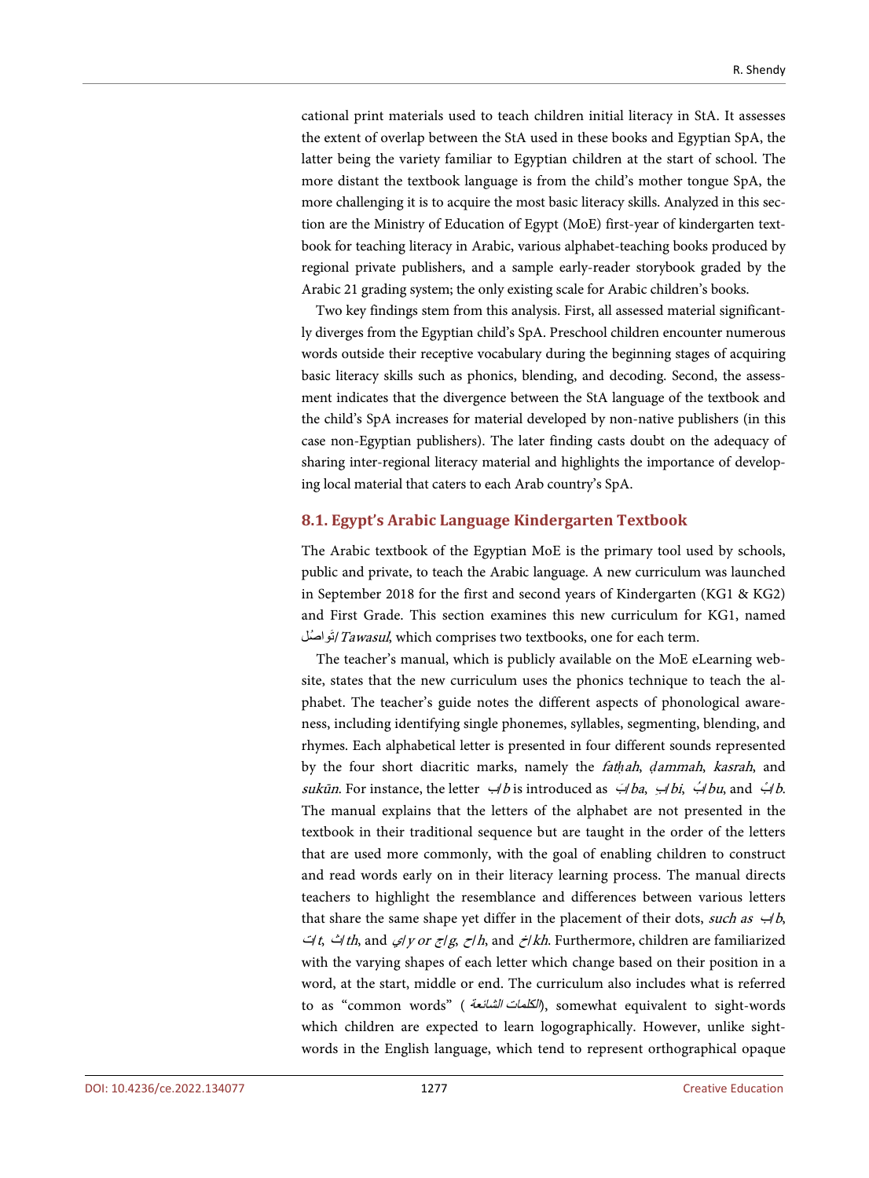cational print materials used to teach children initial literacy in StA. It assesses the extent of overlap between the StA used in these books and Egyptian SpA, the latter being the variety familiar to Egyptian children at the start of school. The more distant the textbook language is from the child's mother tongue SpA, the more challenging it is to acquire the most basic literacy skills. Analyzed in this section are the Ministry of Education of Egypt (MoE) first-year of kindergarten textbook for teaching literacy in Arabic, various alphabet-teaching books produced by regional private publishers, and a sample early-reader storybook graded by the Arabic 21 grading system; the only existing scale for Arabic children's books.

Two key findings stem from this analysis. First, all assessed material significantly diverges from the Egyptian child's SpA. Preschool children encounter numerous words outside their receptive vocabulary during the beginning stages of acquiring basic literacy skills such as phonics, blending, and decoding. Second, the assessment indicates that the divergence between the StA language of the textbook and the child's SpA increases for material developed by non-native publishers (in this case non-Egyptian publishers). The later finding casts doubt on the adequacy of sharing inter-regional literacy material and highlights the importance of developing local material that caters to each Arab country's SpA.

## 8.1. Egypt's Arabic Language Kindergarten Textbook

The Arabic textbook of the Egyptian MoE is the primary tool used by schools, public and private, to teach the Arabic language. A new curriculum was launched in September 2018 for the first and second years of Kindergarten (KG1 & KG2) and First Grade. This section examines this new curriculum for KG1, named تَواصُل/*Tawasul*, which comprises two textbooks, one for each term.

The teacher's manual, which is publicly available on the MoE eLearning website, states that the new curriculum uses the phonics technique to teach the alphabet. The teacher's guide notes the different aspects of phonological awareness, including identifying single phonemes, syllables, segmenting, blending, and rhymes. Each alphabetical letter is presented in four different sounds represented by the four short diacritic marks, namely the *fatḥah*, *ḍammah*, *kasrah*, and *sukūn*. For instance, the letter ب/*b* is introduced as بَ/*ba*, بِ/*bi*, بُ/*bu*, and بْ/*b*. The manual explains that the letters of the alphabet are not presented in the textbook in their traditional sequence but are taught in the order of the letters that are used more commonly, with the goal of enabling children to construct and read words early on in their literacy learning process. The manual directs teachers to highlight the resemblance and differences between various letters that share the same shape yet differ in the placement of their dots, *such as* ب/*b*, ت/*t*, ث/*th*, and ي/*y or* ج/*g*, ح/*h*, and خ/*kh*. Furthermore, children are familiarized with the varying shapes of each letter which change based on their position in a word, at the start, middle or end. The curriculum also includes what is referred to as "common words" (الكلمات الشائعة), somewhat equivalent to sight-words which children are expected to learn logographically. However, unlike sight-words in the English language, which tend to represent orthographical opaque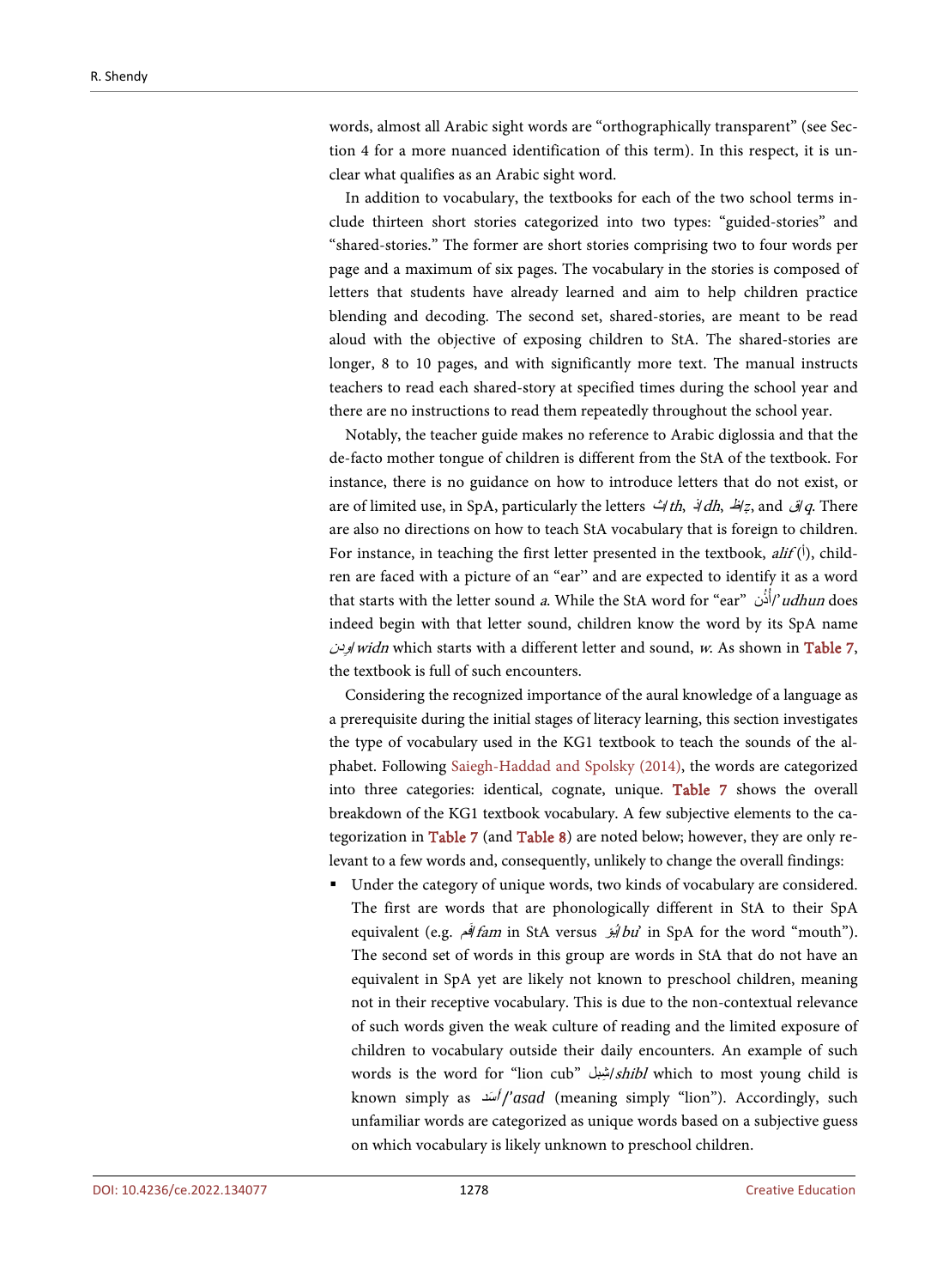words, almost all Arabic sight words are "orthographically transparent" (see Section 4 for a more nuanced identification of this term). In this respect, it is unclear what qualifies as an Arabic sight word.

In addition to vocabulary, the textbooks for each of the two school terms include thirteen short stories categorized into two types: "guided-stories" and "shared-stories." The former are short stories comprising two to four words per page and a maximum of six pages. The vocabulary in the stories is composed of letters that students have already learned and aim to help children practice blending and decoding. The second set, shared-stories, are meant to be read aloud with the objective of exposing children to StA. The shared-stories are longer, 8 to 10 pages, and with significantly more text. The manual instructs teachers to read each shared-story at specified times during the school year and there are no instructions to read them repeatedly throughout the school year.

Notably, the teacher guide makes no reference to Arabic diglossia and that the de-facto mother tongue of children is different from the StA of the textbook. For instance, there is no guidance on how to introduce letters that do not exist, or are of limited use, in SpA, particularly the letters ث/*th*, ذ/*dh*, ظ/*z*, and ق/*q*. There are also no directions on how to teach StA vocabulary that is foreign to children. For instance, in teaching the first letter presented in the textbook, *alif* (أ), children are faced with a picture of an "ear" and are expected to identify it as a word that starts with the letter sound *a*. While the StA word for "ear" أُذُن/*'udhun* does indeed begin with that letter sound, children know the word by its SpA name ودن/*widn* which starts with a different letter and sound, *w*. As shown in Table 7, the textbook is full of such encounters.

Considering the recognized importance of the aural knowledge of a language as a prerequisite during the initial stages of literacy learning, this section investigates the type of vocabulary used in the KG1 textbook to teach the sounds of the alphabet. Following Saiegh-Haddad and Spolsky (2014), the words are categorized into three categories: identical, cognate, unique. Table 7 shows the overall breakdown of the KG1 textbook vocabulary. A few subjective elements to the categorization in Table 7 (and Table 8) are noted below; however, they are only relevant to a few words and, consequently, unlikely to change the overall findings:

- Under the category of unique words, two kinds of vocabulary are considered. The first are words that are phonologically different in StA to their SpA equivalent (e.g. فَم/*fam* in StA versus بُق/*bu'* in SpA for the word "mouth"). The second set of words in this group are words in StA that do not have an equivalent in SpA yet are likely not known to preschool children, meaning not in their receptive vocabulary. This is due to the non-contextual relevance of such words given the weak culture of reading and the limited exposure of children to vocabulary outside their daily encounters. An example of such words is the word for "lion cub" شِبل/*shibl* which to most young child is known simply as أسَد/*'asad* (meaning simply "lion"). Accordingly, such unfamiliar words are categorized as unique words based on a subjective guess on which vocabulary is likely unknown to preschool children.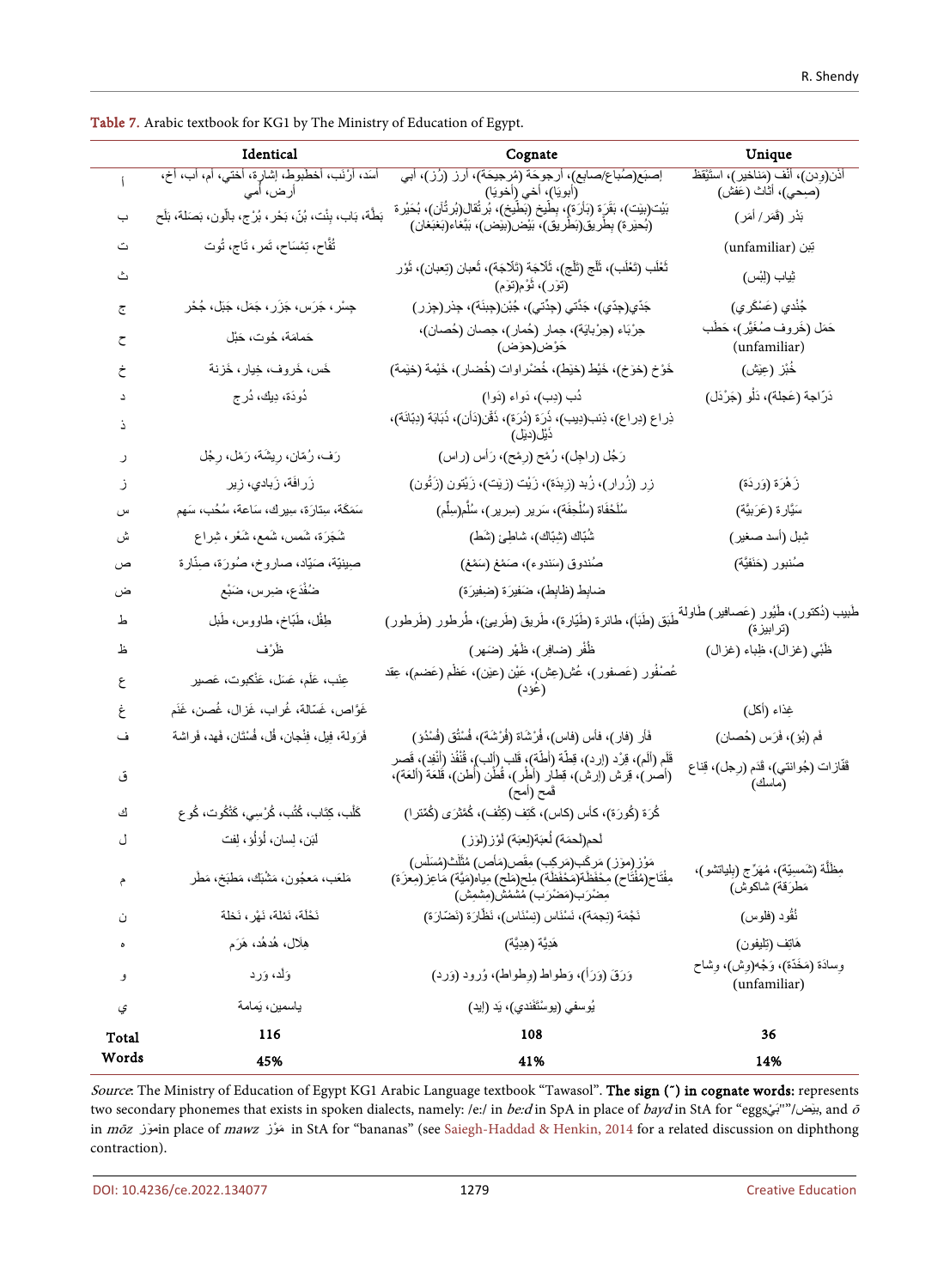**Table 7.** Arabic textbook for KG1 by The Ministry of Education of Egypt.

| | Identical | Cognate | Unique |
|---|---|---|---|
| أ | أسَد، أرْنَب، أخطبوط، إشارة، أختي، أم، أب، أخ، أرض، أمي | إصبَع(صُباع/صابع)، أرجوحة (مُرجيحَة)، أرز (رُز)، أبي (أبويَا)، أخي (أخويَا) | أذن(ودن)، أنْف (مَناخير)، استَيْقَظ (صِحي)، أثاث (عَفش) |
| ب | بَطَّة، بَاب، بِنْت، بُنّ، بَحْر، بُرْج، بالُون، بَصَلة، بَلَح | بَيْت(بِيت)، بَقَرَة (بَأرَة)، بطِّيخ (بَطِّيخ)، بُرتُقال(بُرتَّان)، بُحَيْرة (بُحيرَة) بطْريق(بَطْريق)، بَيْض(بِيض)، بَبَّغاء(بَغبَغان) | بَذْر (قَمَر/ أمَر) |
| ت | تُفَّاح، تِمْسَاح، تَمر، تَاج، تُوت | | تِين (unfamiliar) |
| ث | | ثَعْلَب (تَعْلَب)، ثَلْج (تَلْج)، ثَلاجَة (تَلاجَة)، ثُعبان (تِعبان)، ثَوْر (تَوْر)، ثُوْم(تُوم) | ثِياب (لِبْس) |
| ج | جِسْر، جَرَس، جَزَر، جَمَل، جَبَل، جُحْر | جَدّي(جِدّي)، جَدَّتي (جِدَّتي)، جُبْن(جِبنَة)، جذر(جِزر) | جُنْدي (عَسْكَري) |
| ح | حَمامَة، حُوت، حَبْل | حِرْبَاء (حِرْبايَة)، حِمار (حُمار)، حِصان (حُصان)، حَوْض(حوض) | حَمَل (خَروف صُغيَّر)، حَطَب (unfamiliar) |
| خ | خَس، خروف، خِيار، خزنة | خَوْخ (خوخ)، خَيْط (خِيط)، خُضْراوات (خُضار)، خَيْمة (خيمَة) | خُبْز (عِيش) |
| د | دُودَة، دِيك، دُرج | دُب (دِب)، دَواء (دَوا) | دَرّاجة (عَجلة)، دَلْو (جَرْدَل) |
| ذ | | ذِراع (دِراع)، ذِئب(ديب)، ذُرَة (دُرَة)، ذَقَن(دَأن)، ذُبابَة (دِبّانَة)، ذَيْل(ديل) | |
| ر | رَف، رُمّان، رِيشَة، رَمْل، رِجْل | رَجُل (راجِل)، رُمْح (رمْح)، رَأس (راس) | |
| ز | زَرافة، زَبادي، زير | زِر (زُرار)، زُبد (زِبدَة)، زَيْت (زِيت)، زَيْتون (زَتُون) | زَهْرَة (وَردَة) |
| س | سَمَكَة، سِتارَة، سِيرك، سَاعَة، سُحُب، سَهم | سُلَحْفاة (سُلْحِفَة)، سَرير (سِرير)، سُلَّم(سِلِّم) | سَيَّارة (عَرَبيَّة) |
| ش | شَجَرَة، شَمس، شَمع، شَعْر، شِراع | شُبّاك (شِبّاك)، شاطِئ (شَط) | شِبل (أسد صغير) |
| ص | صِينِيَّة، صَيّاد، صاروخ، صُورَة، صِنّارة | صُندوق (سَندوء)، صَمْغ (سَمْغ) | صُنبور (حَنَفيَّة) |
| ض | ضُفْدَع، ضِرس، ضَبْع | ضابِط (ظابِط)، ضَفيرَة (ضِفيرَة) | |
| ط | طِفْل، طَبّاخ، طاووس، طَبل | طَبَق (طَبَأ)، طائِرة (طَيّارة)، طَريق (طَريئ)، طُرطور (طَرطور) | طَبيب (دُكتور)، طُيُور (عَصافير) طاولة (ترابيزة) |
| ظ | ظَرْف | ظُفْر (ضافِر)، ظَهْر (ضَهر) | ظَبْي (غزال)، ظِباء (غزال) |
| ع | عِنَب، عَلَم، عَسَل، عَنْكبوت، عَصير | عُصْفُور (عَصفور)، عُش(عِش)، عَيْن (عِين)، عَظْم (عَضم)، عقد (عُقد) | |
| غ | غَوّاص، غَسّالة، غُراب، غَزال، غُصن، غَنَم | | غِذاء (أكل) |
| ف | فَرَولة، فِيل، فِنْجان، فُل، فُسْتان، فَهد، فَراشة | فَأر (فار)، فأس (فاس)، فُرْشاة (فُرْشَة)، فُسْتُق (فُسْدُق) | فَم (بُوء)، فَرَس (حُصان) |
| ق | | قَلَم (ألَم)، قِرْد (إرد)، قِطَّة (أطّة)، قَلب (ألب)، قُنْفُذ (أنْفِد)، قَصر (أصر)، قِرش (إرش)، قِطار (أطر)، قُطن (أطن)، قَلعَة (ألعَة)، قَمح (أمح) | قُفّازات (جُوانتي)، قَدَم (رِجل)، قِناع (ماسك) |
| ك | كَلْب، كِتاب، كُتُب، كُرْسِي، كَتْكُوت، كُوع | كُرَة (كُورَة)، كَأس (كاس)، كَتِف (كِتْف)، كُمَّثرى (كُمّثرا) | |
| ل | لَبَن، لِسان، لُؤلُؤ، لِفت | لحم(لحمَة) لُعبَة(لِعبَة) لَوْز(لوز) | |
| م | مَلعَب، مَعجُون، مَشْبَك، مَطبَخ، مَطَر | مَوْز (مَوز) مَرْكَب(مَركِب) مِقَص(مَأص) مُثَلَّث(مُسَلّس) مِفْتَاح(مُفْتاح) مِحْفَظَة(مَحْفَظَة) مِلح(مَلح) مِياه(مَيَّة) مَاعِز(مِعزَة) مِضْرَب(مَضرَب) مُشمُش(مِشمِش) | مِظَلَّة (شَمسيَّة)، مُهَرِّج (بِلياتشو)، مَطرَقة (شاكوش) |
| ن | نَحْلَة، نَمْلَة، نَهْر، نخلة | نَجْمَة (نِجمة)، نَسْنَاس (نِسْنَاس)، نَظّارَة (نَضّارَة) | نُقُود (فلوس) |
| ه | هِلال، هُدهُد، هَرَم | هَدِيَّة (هِدِيَّة) | هَاتِف (تِليفون) |
| و | وَلَد، وَرد | وَرَق (وَرَأ)، وَطواط (وِطواط)، وُرود (وَرد) | وِسادَة (مَخَدّة)، وَجْه(وِش)، وِشاح (unfamiliar) |
| ي | ياسمين، يَمامة | يُوسفي (يوسْتَفَندي)، يَد (إيد) | |
| **Total Words** | 116<br>45% | 108<br>41% | 36<br>14% |

*Source*: The Ministry of Education of Egypt KG1 Arabic Language textbook "Tawasol". **The sign (˜) in cognate words:** represents two secondary phonemes that exists in spoken dialects, namely: /eː/ in *beːd* in SpA in place of *bayḍ* in StA for "eggs"بَيْض/"بِيض", and *ō* in *mōz* مُوز in place of *mawz* مَوْز in StA for "bananas" (see Saiegh-Haddad & Henkin, 2014 for a related discussion on diphthong contraction).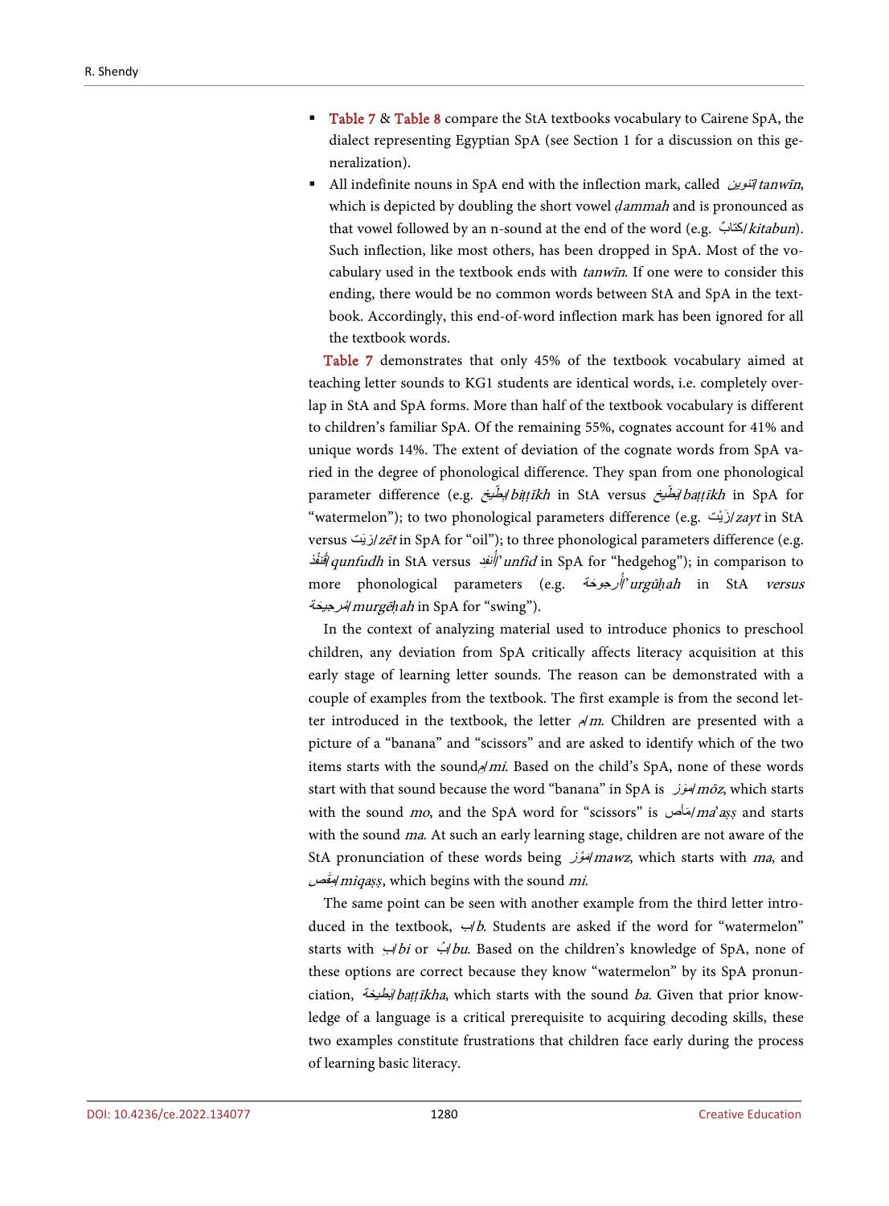- Table 7 & Table 8 compare the StA textbooks vocabulary to Cairene SpA, the dialect representing Egyptian SpA (see Section 1 for a discussion on this generalization).
- All indefinite nouns in SpA end with the inflection mark, called تنوين/*tanwīn*, which is depicted by doubling the short vowel *ḍammah* and is pronounced as that vowel followed by an n-sound at the end of the word (e.g. كتابٌ/*kitabun*). Such inflection, like most others, has been dropped in SpA. Most of the vocabulary used in the textbook ends with *tanwīn*. If one were to consider this ending, there would be no common words between StA and SpA in the textbook. Accordingly, this end-of-word inflection mark has been ignored for all the textbook words.

Table 7 demonstrates that only 45% of the textbook vocabulary aimed at teaching letter sounds to KG1 students are identical words, i.e. completely overlap in StA and SpA forms. More than half of the textbook vocabulary is different to children's familiar SpA. Of the remaining 55%, cognates account for 41% and unique words 14%. The extent of deviation of the cognate words from SpA varied in the degree of phonological difference. They span from one phonological parameter difference (e.g. بِطِّيخ/*biṭṭīkh* in StA versus بَطِّيخ/*baṭṭīkh* in SpA for "watermelon"); to two phonological parameters difference (e.g. زَيْت/*zayt* in StA versus زيت/*zēt* in SpA for "oil"); to three phonological parameters difference (e.g. قُنْفُذ/*qunfudh* in StA versus أنفد/*'unfid* in SpA for "hedgehog"); in comparison to more phonological parameters (e.g. أُرجوحَة/*'urgūḥah* in StA *versus* مُرجيحَة/*murgēḥah* in SpA for "swing").

In the context of analyzing material used to introduce phonics to preschool children, any deviation from SpA critically affects literacy acquisition at this early stage of learning letter sounds. The reason can be demonstrated with a couple of examples from the textbook. The first example is from the second letter introduced in the textbook, the letter م/*m*. Children are presented with a picture of a "banana" and "scissors" and are asked to identify which of the two items starts with the sound مِ/*mi*. Based on the child's SpA, none of these words start with that sound because the word "banana" in SpA is مُوز/*mōz*, which starts with the sound *mo*, and the SpA word for "scissors" is مَأص/*ma'aṣṣ* and starts with the sound *ma*. At such an early learning stage, children are not aware of the StA pronunciation of these words being مَوْز/*mawz*, which starts with *ma*, and مِقَص/*miqaṣṣ*, which begins with the sound *mi*.

The same point can be seen with another example from the third letter introduced in the textbook, ب/*b*. Students are asked if the word for "watermelon" starts with بِ/*bi* or بُ/*bu*. Based on the children's knowledge of SpA, none of these options are correct because they know "watermelon" by its SpA pronunciation, بَطيخة/*baṭṭīkha*, which starts with the sound *ba*. Given that prior knowledge of a language is a critical prerequisite to acquiring decoding skills, these two examples constitute frustrations that children face early during the process of learning basic literacy.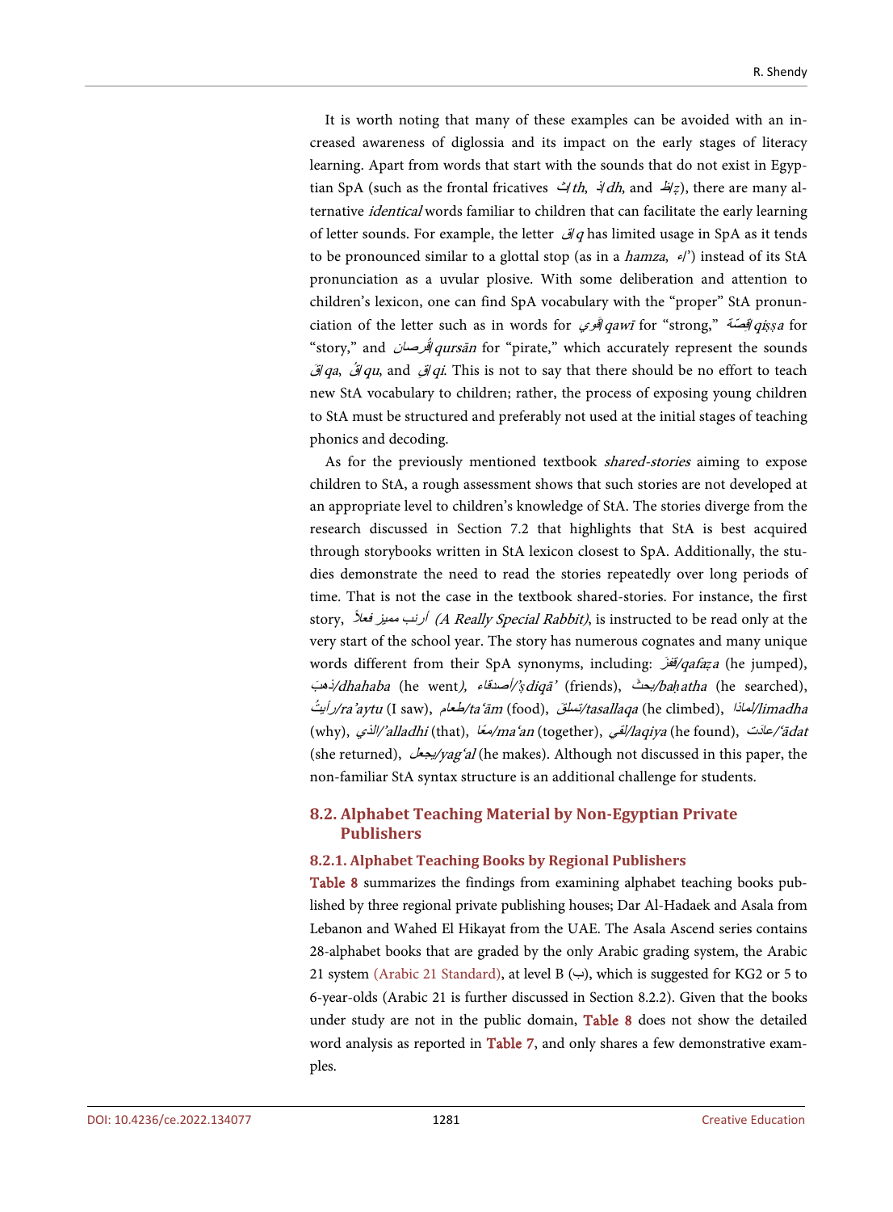It is worth noting that many of these examples can be avoided with an increased awareness of diglossia and its impact on the early stages of literacy learning. Apart from words that start with the sounds that do not exist in Egyptian SpA (such as the frontal fricatives ث/*th*, ذ/*dh*, and ظ/*ẓ*), there are many alternative *identical* words familiar to children that can facilitate the early learning of letter sounds. For example, the letter ق/*q* has limited usage in SpA as it tends to be pronounced similar to a glottal stop (as in a *hamza*, ء/') instead of its StA pronunciation as a uvular plosive. With some deliberation and attention to children's lexicon, one can find SpA vocabulary with the "proper" StA pronunciation of the letter such as in words for قوي/*qawī* for "strong," قِصّة/*qiṣṣa* for "story," and قُرصان/*qursān* for "pirate," which accurately represent the sounds قَ/*qa*, قُ/*qu*, and قِ/*qi*. This is not to say that there should be no effort to teach new StA vocabulary to children; rather, the process of exposing young children to StA must be structured and preferably not used at the initial stages of teaching phonics and decoding.

As for the previously mentioned textbook *shared-stories* aiming to expose children to StA, a rough assessment shows that such stories are not developed at an appropriate level to children's knowledge of StA. The stories diverge from the research discussed in Section 7.2 that highlights that StA is best acquired through storybooks written in StA lexicon closest to SpA. Additionally, the studies demonstrate the need to read the stories repeatedly over long periods of time. That is not the case in the textbook shared-stories. For instance, the first story, أرنب مميز فعلاً *(A Really Special Rabbit)*, is instructed to be read only at the very start of the school year. The story has numerous cognates and many unique words different from their SpA synonyms, including: قفز/*qafaẓa* (he jumped), ذهب/*dhahaba* (he went), أصدقاء/*'ṣdiqā'* (friends), بحث/*baḥatha* (he searched), رأيتُ/*ra'aytu* (I saw), طعام/*ta'ām* (food), تسلق/*tasallaqa* (he climbed), لماذا/*limadha* (why), الذي/*'alladhi* (that), معًا/*ma'an* (together), لقي/*laqiya* (he found), عادت/*'ādat* (she returned), يجعل/*yag'al* (he makes). Although not discussed in this paper, the non-familiar StA syntax structure is an additional challenge for students.

## 8.2. Alphabet Teaching Material by Non-Egyptian Private Publishers

### 8.2.1. Alphabet Teaching Books by Regional Publishers

Table 8 summarizes the findings from examining alphabet teaching books published by three regional private publishing houses; Dar Al-Hadaek and Asala from Lebanon and Wahed El Hikayat from the UAE. The Asala Ascend series contains 28-alphabet books that are graded by the only Arabic grading system, the Arabic 21 system (Arabic 21 Standard), at level B (ب), which is suggested for KG2 or 5 to 6-year-olds (Arabic 21 is further discussed in Section 8.2.2). Given that the books under study are not in the public domain, Table 8 does not show the detailed word analysis as reported in Table 7, and only shares a few demonstrative examples.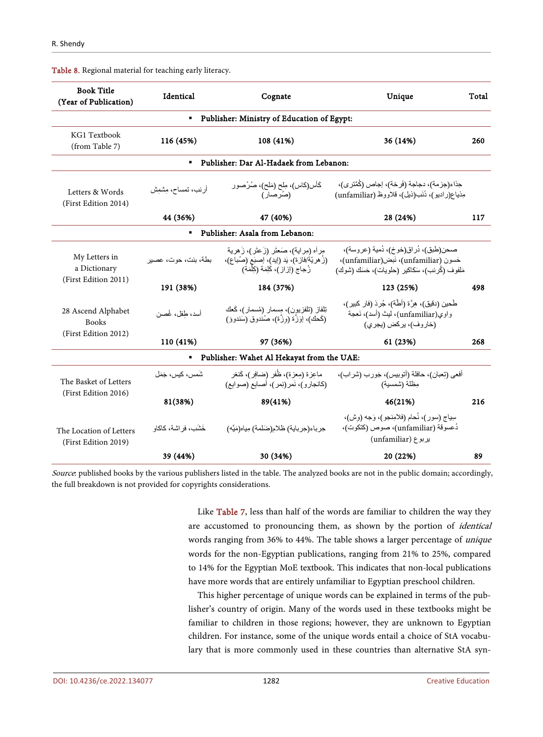Table 8. Regional material for teaching early literacy.

| Book Title (Year of Publication) | Identical | Cognate | Unique | Total |
|---|---|---|---|---|
| ▪ Publisher: Ministry of Education of Egypt: | | | | |
| KG1 Textbook (from Table 7) | **116 (45%)** | **108 (41%)** | **36 (14%)** | **260** |
| ▪ Publisher: Dar Al-Hadaek from Lebanon: | | | | |
| Letters & Words (First Edition 2014) | أرنب، تمساح، مِشمِش | كَاس(كاس)، مِلح (مَلح)، صُرْصور (صُرصار) | حِذاء(جزمة)، دجاجة (فَرخة)، إجاص (كُمّثرى)، مِذياع(راديو)، ذَنَب(ذيل)، قلاووظ (unfamiliar) | |
| | **44 (36%)** | **47 (40%)** | **28 (24%)** | **117** |
| ▪ Publisher: Asala from Lebanon: | | | | |
| My Letters in a Dictionary (First Edition 2011) | بطة، بنت، حوت، عصير | مِرآه (مراية)، صَعتَر (زَعتَر)، زَهرية (زُهريّة/فازة)، يَد (إيد)، إصبَع (صُباع)، زُجاج (إزاز)، كَلِمة (كِلْمة) | صحن(طبق)، دُراق(خوخ)، دُمية (عروسة)، حَسون (unfamiliar)، نَبض(unfamiliar)، مَلفوف (كُرنب)، سَكاكير (حلويات)، حَسك (شوك) | |
| | **191 (38%)** | **184 (37%)** | **123 (25%)** | **498** |
| 28 Ascend Alphabet Books (First Edition 2012) | أسد، طِفل، غُصن | تِلفاز (تلفزيون)، مِسمار (مُسمار)، كَعك (كحك)، إوَزّة (وِزّة)، صُندوق (سَندوق) | طَحين (دقيق)، هِرّة (أطّة)، جُرذ (فار كبير)، واوي(unfamiliar)، ليث (أسد)، نَعجة (خاروف)، يركض (يجري) | |
| | **110 (41%)** | **97 (36%)** | **61 (23%)** | **268** |
| ▪ Publisher: Wahet Al Hekayat from the UAE: | | | | |
| The Basket of Letters (First Edition 2016) | شَمس، كيس، جَمَل | ماعِزة (مِعزة)، ظُفر (ضافِر)، كَنغر (كانجارو)، نَمر(نمر)، أصابع (صوابع) | أفعى (تِعبان)، حافلة (أتوبيس)، جَورب (شراب)، مِظلة (شمسية) | |
| | **81(38%)** | **89(41%)** | **46(21%)** | **216** |
| The Location of Letters (First Edition 2019) | خَشَب، فراشة، كاكاو | جرباء(جرباية) ظلام(ضَلمة) مياه(مَيّه) | سِياج (سور)، نُحام (فلامِنجو)، وَجه (وِش)، دُعسوقة (unfamiliar)، صوص (كتكوت)، يربوع (unfamiliar) | |
| | **39 (44%)** | **30 (34%)** | **20 (22%)** | **89** |

*Source*: published books by the various publishers listed in the table. The analyzed books are not in the public domain; accordingly, the full breakdown is not provided for copyrights considerations.

Like Table 7, less than half of the words are familiar to children the way they are accustomed to pronouncing them, as shown by the portion of *identical* words ranging from 36% to 44%. The table shows a larger percentage of *unique* words for the non-Egyptian publications, ranging from 21% to 25%, compared to 14% for the Egyptian MoE textbook. This indicates that non-local publications have more words that are entirely unfamiliar to Egyptian preschool children.

This higher percentage of unique words can be explained in terms of the publisher's country of origin. Many of the words used in these textbooks might be familiar to children in those regions; however, they are unknown to Egyptian children. For instance, some of the unique words entail a choice of StA vocabulary that is more commonly used in these countries than alternative StA syn-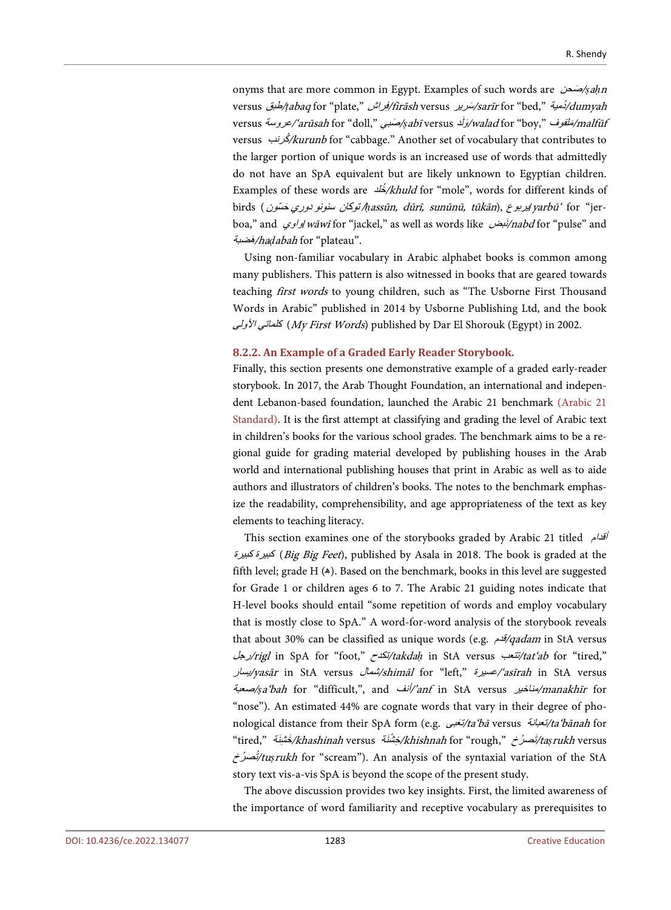onyms that are more common in Egypt. Examples of such words are صَحن/*ṣaḥn* versus طبق/*ṭabaq* for "plate," فراش/*firāsh* versus سَرير/*sarīr* for "bed," دُمية/*dumyah* versus عروسة/*'arūsah* for "doll," صَبي/*ṣabī* versus وَلَد/*walad* for "boy," مَلفوف/*malfūf* versus كُرنب/*kurunb* for "cabbage." Another set of vocabulary that contributes to the larger portion of unique words is an increased use of words that admittedly do not have an SpA equivalent but are likely unknown to Egyptian children. Examples of these words are خُلد/*khuld* for "mole", words for different kinds of birds (حَسّون دوري سنونو توكان/*ḥassūn, dūrī, sunūnū, tūkān*), يربوع/*yarbū'* for "jerboa," and واوي/*wāwī* for "jackel," as well as words like نَبض/*nabd* for "pulse" and هَضبة/*haḍabah* for "plateau".

Using non-familiar vocabulary in Arabic alphabet books is common among many publishers. This pattern is also witnessed in books that are geared towards teaching *first words* to young children, such as "The Usborne First Thousand Words in Arabic" published in 2014 by Usborne Publishing Ltd, and the book كلماتي الأولى (*My First Words*) published by Dar El Shorouk (Egypt) in 2002.

### 8.2.2. An Example of a Graded Early Reader Storybook.

Finally, this section presents one demonstrative example of a graded early-reader storybook. In 2017, the Arab Thought Foundation, an international and independent Lebanon-based foundation, launched the Arabic 21 benchmark (Arabic 21 Standard). It is the first attempt at classifying and grading the level of Arabic text in children's books for the various school grades. The benchmark aims to be a regional guide for grading material developed by publishing houses in the Arab world and international publishing houses that print in Arabic as well as to aide authors and illustrators of children's books. The notes to the benchmark emphasize the readability, comprehensibility, and age appropriateness of the text as key elements to teaching literacy.

This section examines one of the storybooks graded by Arabic 21 titled أقدام كبيرة كبيرة (*Big Big Feet*), published by Asala in 2018. The book is graded at the fifth level; grade H (ه). Based on the benchmark, books in this level are suggested for Grade 1 or children ages 6 to 7. The Arabic 21 guiding notes indicate that H-level books should entail "some repetition of words and employ vocabulary that is mostly close to SpA." A word-for-word analysis of the storybook reveals that about 30% can be classified as unique words (e.g. قدم/*qadam* in StA versus رجل/*rigl* in SpA for "foot," تكدح/*takdaḥ* in StA versus تتعب/*tat'ab* for "tired," يسار/*yasār* in StA versus شمال/*shimāl* for "left," عسيرة/*'asīrah* in StA versus صعبة/*ṣa'bah* for "difficult,", and أنف/*'anf* in StA versus مناخير/*manakhīr* for "nose"). An estimated 44% are cognate words that vary in their degree of phonological distance from their SpA form (e.g. تَعبى/*ta'bā* versus تعبانة/*ta'bānah* for "tired," خَشِنَة/*khashinah* versus خِشْنَة/*khishnah* for "rough," تَصرُخ/*taṣrukh* versus تُصرُخ/*tuṣrukh* for "scream"). An analysis of the syntaxial variation of the StA story text vis-a-vis SpA is beyond the scope of the present study.

The above discussion provides two key insights. First, the limited awareness of the importance of word familiarity and receptive vocabulary as prerequisites to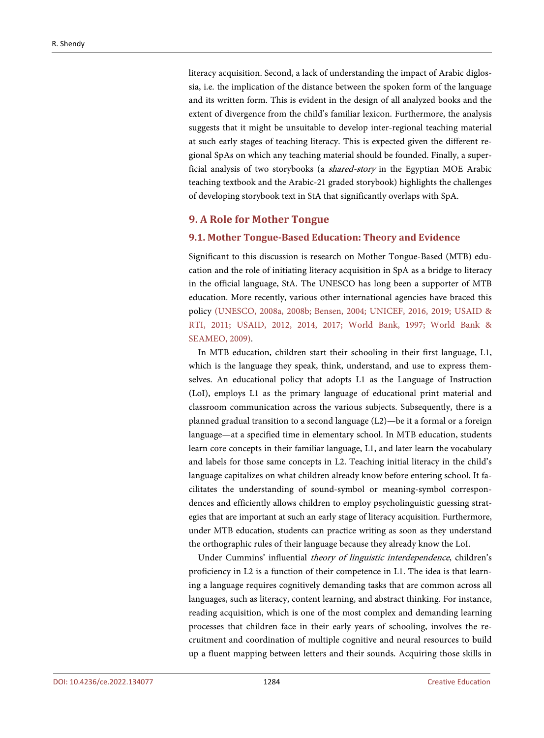literacy acquisition. Second, a lack of understanding the impact of Arabic diglossia, i.e. the implication of the distance between the spoken form of the language and its written form. This is evident in the design of all analyzed books and the extent of divergence from the child's familiar lexicon. Furthermore, the analysis suggests that it might be unsuitable to develop inter-regional teaching material at such early stages of teaching literacy. This is expected given the different regional SpAs on which any teaching material should be founded. Finally, a superficial analysis of two storybooks (a *shared-story* in the Egyptian MOE Arabic teaching textbook and the Arabic-21 graded storybook) highlights the challenges of developing storybook text in StA that significantly overlaps with SpA.

## 9. A Role for Mother Tongue

### 9.1. Mother Tongue-Based Education: Theory and Evidence

Significant to this discussion is research on Mother Tongue-Based (MTB) education and the role of initiating literacy acquisition in SpA as a bridge to literacy in the official language, StA. The UNESCO has long been a supporter of MTB education. More recently, various other international agencies have braced this policy (UNESCO, 2008a, 2008b; Bensen, 2004; UNICEF, 2016, 2019; USAID & RTI, 2011; USAID, 2012, 2014, 2017; World Bank, 1997; World Bank & SEAMEO, 2009).

In MTB education, children start their schooling in their first language, L1, which is the language they speak, think, understand, and use to express themselves. An educational policy that adopts L1 as the Language of Instruction (LoI), employs L1 as the primary language of educational print material and classroom communication across the various subjects. Subsequently, there is a planned gradual transition to a second language (L2)—be it a formal or a foreign language—at a specified time in elementary school. In MTB education, students learn core concepts in their familiar language, L1, and later learn the vocabulary and labels for those same concepts in L2. Teaching initial literacy in the child's language capitalizes on what children already know before entering school. It facilitates the understanding of sound-symbol or meaning-symbol correspondences and efficiently allows children to employ psycholinguistic guessing strategies that are important at such an early stage of literacy acquisition. Furthermore, under MTB education, students can practice writing as soon as they understand the orthographic rules of their language because they already know the LoI.

Under Cummins' influential *theory of linguistic interdependence*, children's proficiency in L2 is a function of their competence in L1. The idea is that learning a language requires cognitively demanding tasks that are common across all languages, such as literacy, content learning, and abstract thinking. For instance, reading acquisition, which is one of the most complex and demanding learning processes that children face in their early years of schooling, involves the recruitment and coordination of multiple cognitive and neural resources to build up a fluent mapping between letters and their sounds. Acquiring those skills in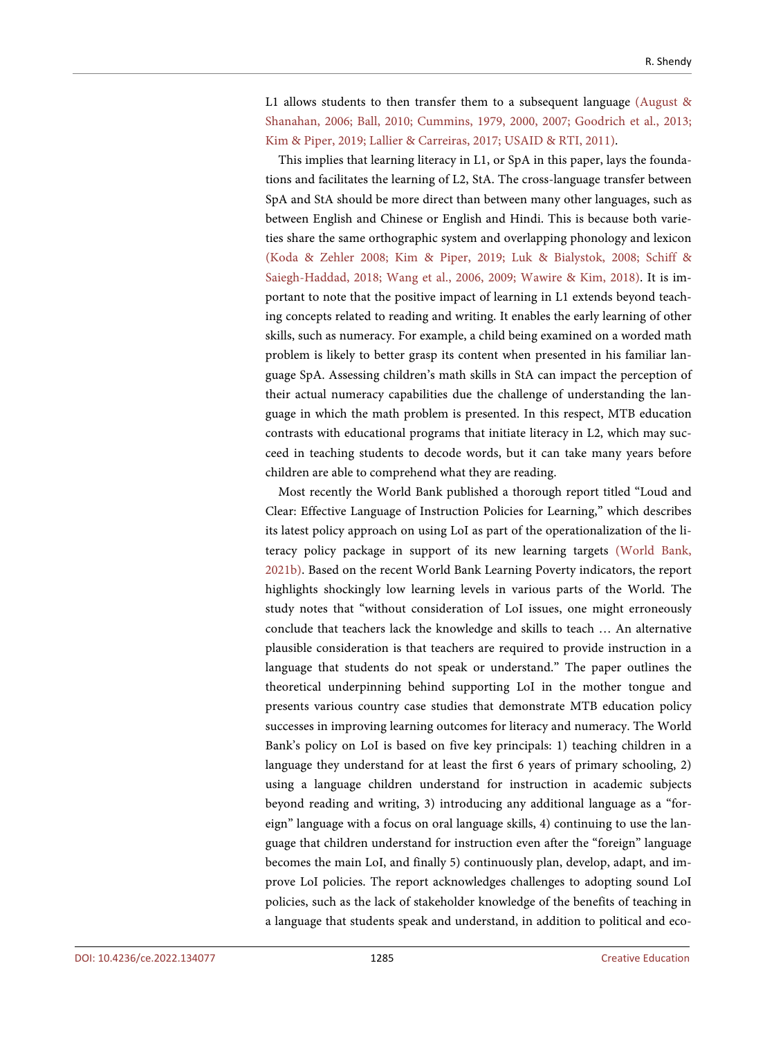L1 allows students to then transfer them to a subsequent language (August & Shanahan, 2006; Ball, 2010; Cummins, 1979, 2000, 2007; Goodrich et al., 2013; Kim & Piper, 2019; Lallier & Carreiras, 2017; USAID & RTI, 2011).

This implies that learning literacy in L1, or SpA in this paper, lays the foundations and facilitates the learning of L2, StA. The cross-language transfer between SpA and StA should be more direct than between many other languages, such as between English and Chinese or English and Hindi. This is because both varieties share the same orthographic system and overlapping phonology and lexicon (Koda & Zehler 2008; Kim & Piper, 2019; Luk & Bialystok, 2008; Schiff & Saiegh-Haddad, 2018; Wang et al., 2006, 2009; Wawire & Kim, 2018). It is important to note that the positive impact of learning in L1 extends beyond teaching concepts related to reading and writing. It enables the early learning of other skills, such as numeracy. For example, a child being examined on a worded math problem is likely to better grasp its content when presented in his familiar language SpA. Assessing children's math skills in StA can impact the perception of their actual numeracy capabilities due the challenge of understanding the language in which the math problem is presented. In this respect, MTB education contrasts with educational programs that initiate literacy in L2, which may succeed in teaching students to decode words, but it can take many years before children are able to comprehend what they are reading.

Most recently the World Bank published a thorough report titled "Loud and Clear: Effective Language of Instruction Policies for Learning," which describes its latest policy approach on using LoI as part of the operationalization of the literacy policy package in support of its new learning targets (World Bank, 2021b). Based on the recent World Bank Learning Poverty indicators, the report highlights shockingly low learning levels in various parts of the World. The study notes that "without consideration of LoI issues, one might erroneously conclude that teachers lack the knowledge and skills to teach … An alternative plausible consideration is that teachers are required to provide instruction in a language that students do not speak or understand." The paper outlines the theoretical underpinning behind supporting LoI in the mother tongue and presents various country case studies that demonstrate MTB education policy successes in improving learning outcomes for literacy and numeracy. The World Bank's policy on LoI is based on five key principals: 1) teaching children in a language they understand for at least the first 6 years of primary schooling, 2) using a language children understand for instruction in academic subjects beyond reading and writing, 3) introducing any additional language as a "foreign" language with a focus on oral language skills, 4) continuing to use the language that children understand for instruction even after the "foreign" language becomes the main LoI, and finally 5) continuously plan, develop, adapt, and improve LoI policies. The report acknowledges challenges to adopting sound LoI policies, such as the lack of stakeholder knowledge of the benefits of teaching in a language that students speak and understand, in addition to political and eco-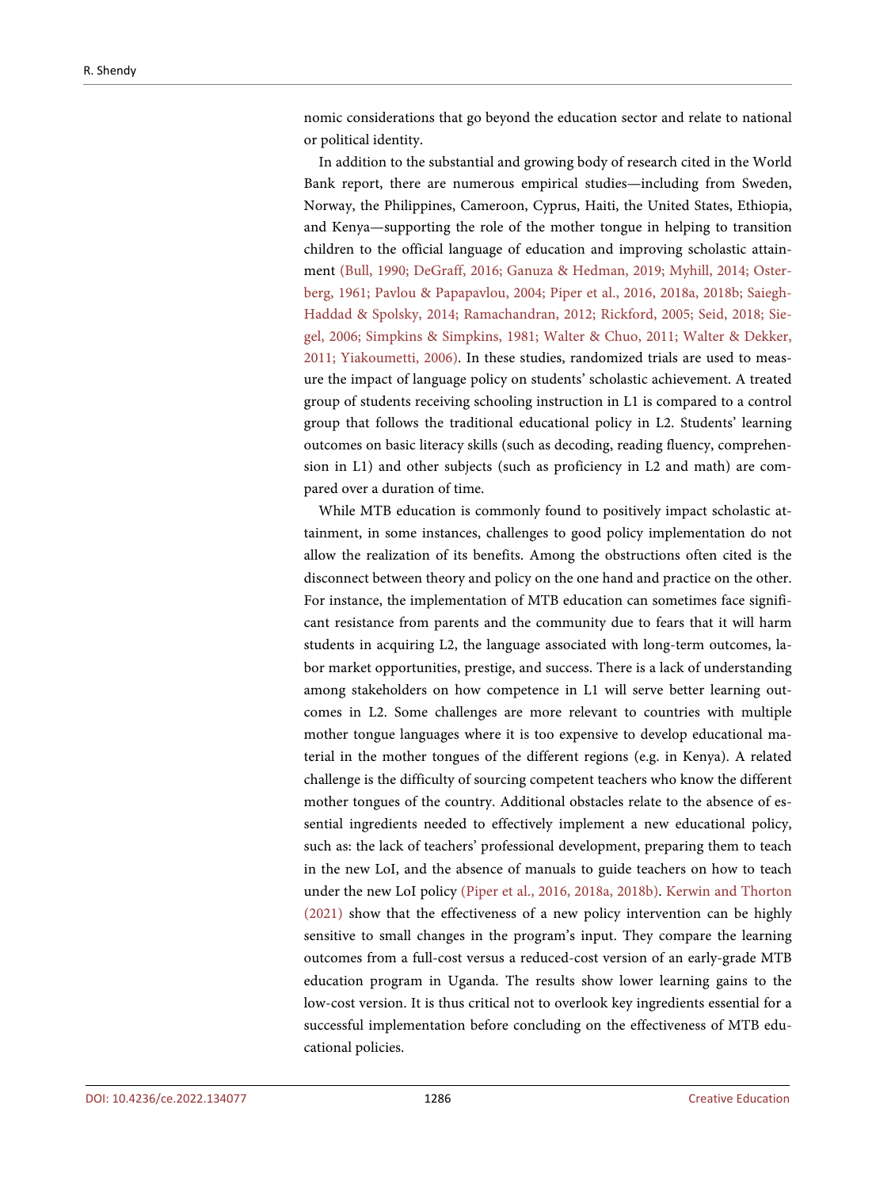nomic considerations that go beyond the education sector and relate to national or political identity.

In addition to the substantial and growing body of research cited in the World Bank report, there are numerous empirical studies—including from Sweden, Norway, the Philippines, Cameroon, Cyprus, Haiti, the United States, Ethiopia, and Kenya—supporting the role of the mother tongue in helping to transition children to the official language of education and improving scholastic attainment (Bull, 1990; DeGraff, 2016; Ganuza & Hedman, 2019; Myhill, 2014; Osterberg, 1961; Pavlou & Papapavlou, 2004; Piper et al., 2016, 2018a, 2018b; Saiegh-Haddad & Spolsky, 2014; Ramachandran, 2012; Rickford, 2005; Seid, 2018; Siegel, 2006; Simpkins & Simpkins, 1981; Walter & Chuo, 2011; Walter & Dekker, 2011; Yiakoumetti, 2006). In these studies, randomized trials are used to measure the impact of language policy on students' scholastic achievement. A treated group of students receiving schooling instruction in L1 is compared to a control group that follows the traditional educational policy in L2. Students' learning outcomes on basic literacy skills (such as decoding, reading fluency, comprehension in L1) and other subjects (such as proficiency in L2 and math) are compared over a duration of time.

While MTB education is commonly found to positively impact scholastic attainment, in some instances, challenges to good policy implementation do not allow the realization of its benefits. Among the obstructions often cited is the disconnect between theory and policy on the one hand and practice on the other. For instance, the implementation of MTB education can sometimes face significant resistance from parents and the community due to fears that it will harm students in acquiring L2, the language associated with long-term outcomes, labor market opportunities, prestige, and success. There is a lack of understanding among stakeholders on how competence in L1 will serve better learning outcomes in L2. Some challenges are more relevant to countries with multiple mother tongue languages where it is too expensive to develop educational material in the mother tongues of the different regions (e.g. in Kenya). A related challenge is the difficulty of sourcing competent teachers who know the different mother tongues of the country. Additional obstacles relate to the absence of essential ingredients needed to effectively implement a new educational policy, such as: the lack of teachers' professional development, preparing them to teach in the new LoI, and the absence of manuals to guide teachers on how to teach under the new LoI policy (Piper et al., 2016, 2018a, 2018b). Kerwin and Thorton (2021) show that the effectiveness of a new policy intervention can be highly sensitive to small changes in the program's input. They compare the learning outcomes from a full-cost versus a reduced-cost version of an early-grade MTB education program in Uganda. The results show lower learning gains to the low-cost version. It is thus critical not to overlook key ingredients essential for a successful implementation before concluding on the effectiveness of MTB educational policies.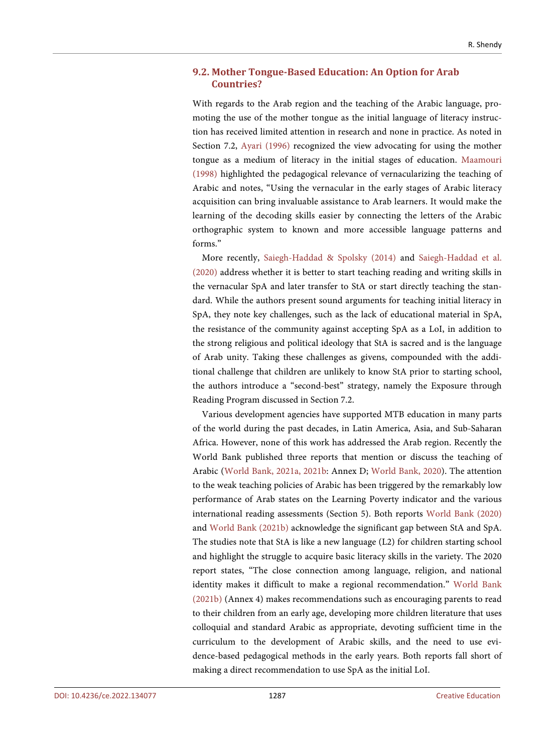### 9.2. Mother Tongue-Based Education: An Option for Arab Countries?

With regards to the Arab region and the teaching of the Arabic language, promoting the use of the mother tongue as the initial language of literacy instruction has received limited attention in research and none in practice. As noted in Section 7.2, Ayari (1996) recognized the view advocating for using the mother tongue as a medium of literacy in the initial stages of education. Maamouri (1998) highlighted the pedagogical relevance of vernacularizing the teaching of Arabic and notes, "Using the vernacular in the early stages of Arabic literacy acquisition can bring invaluable assistance to Arab learners. It would make the learning of the decoding skills easier by connecting the letters of the Arabic orthographic system to known and more accessible language patterns and forms."

More recently, Saiegh-Haddad & Spolsky (2014) and Saiegh-Haddad et al. (2020) address whether it is better to start teaching reading and writing skills in the vernacular SpA and later transfer to StA or start directly teaching the standard. While the authors present sound arguments for teaching initial literacy in SpA, they note key challenges, such as the lack of educational material in SpA, the resistance of the community against accepting SpA as a LoI, in addition to the strong religious and political ideology that StA is sacred and is the language of Arab unity. Taking these challenges as givens, compounded with the additional challenge that children are unlikely to know StA prior to starting school, the authors introduce a "second-best" strategy, namely the Exposure through Reading Program discussed in Section 7.2.

Various development agencies have supported MTB education in many parts of the world during the past decades, in Latin America, Asia, and Sub-Saharan Africa. However, none of this work has addressed the Arab region. Recently the World Bank published three reports that mention or discuss the teaching of Arabic (World Bank, 2021a, 2021b: Annex D; World Bank, 2020). The attention to the weak teaching policies of Arabic has been triggered by the remarkably low performance of Arab states on the Learning Poverty indicator and the various international reading assessments (Section 5). Both reports World Bank (2020) and World Bank (2021b) acknowledge the significant gap between StA and SpA. The studies note that StA is like a new language (L2) for children starting school and highlight the struggle to acquire basic literacy skills in the variety. The 2020 report states, "The close connection among language, religion, and national identity makes it difficult to make a regional recommendation." World Bank (2021b) (Annex 4) makes recommendations such as encouraging parents to read to their children from an early age, developing more children literature that uses colloquial and standard Arabic as appropriate, devoting sufficient time in the curriculum to the development of Arabic skills, and the need to use evidence-based pedagogical methods in the early years. Both reports fall short of making a direct recommendation to use SpA as the initial LoI.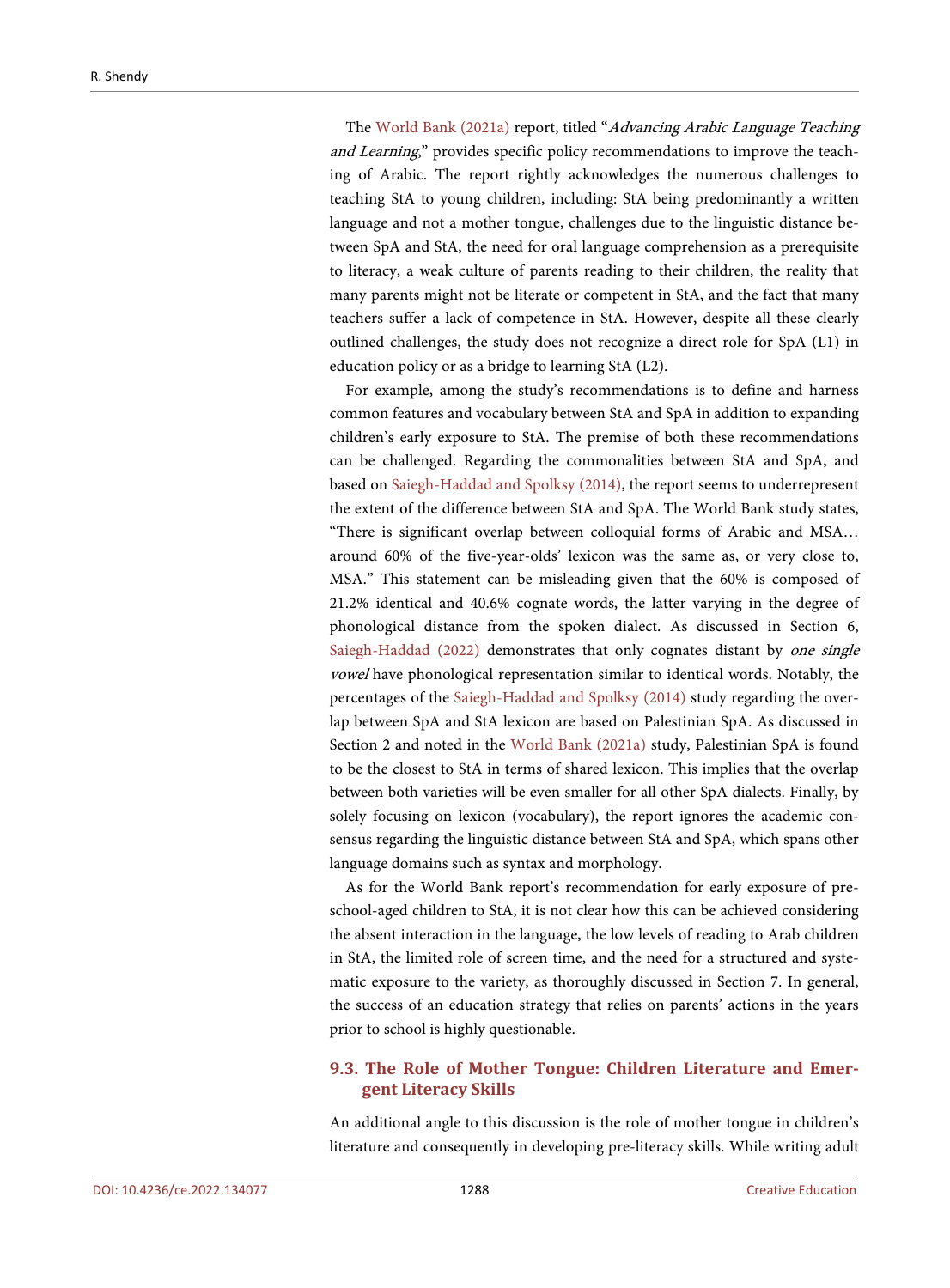The World Bank (2021a) report, titled "*Advancing Arabic Language Teaching and Learning*," provides specific policy recommendations to improve the teaching of Arabic. The report rightly acknowledges the numerous challenges to teaching StA to young children, including: StA being predominantly a written language and not a mother tongue, challenges due to the linguistic distance between SpA and StA, the need for oral language comprehension as a prerequisite to literacy, a weak culture of parents reading to their children, the reality that many parents might not be literate or competent in StA, and the fact that many teachers suffer a lack of competence in StA. However, despite all these clearly outlined challenges, the study does not recognize a direct role for SpA (L1) in education policy or as a bridge to learning StA (L2).

For example, among the study's recommendations is to define and harness common features and vocabulary between StA and SpA in addition to expanding children's early exposure to StA. The premise of both these recommendations can be challenged. Regarding the commonalities between StA and SpA, and based on Saiegh-Haddad and Spolksy (2014), the report seems to underrepresent the extent of the difference between StA and SpA. The World Bank study states, "There is significant overlap between colloquial forms of Arabic and MSA… around 60% of the five-year-olds' lexicon was the same as, or very close to, MSA." This statement can be misleading given that the 60% is composed of 21.2% identical and 40.6% cognate words, the latter varying in the degree of phonological distance from the spoken dialect. As discussed in Section 6, Saiegh-Haddad (2022) demonstrates that only cognates distant by *one single vowel* have phonological representation similar to identical words. Notably, the percentages of the Saiegh-Haddad and Spolksy (2014) study regarding the overlap between SpA and StA lexicon are based on Palestinian SpA. As discussed in Section 2 and noted in the World Bank (2021a) study, Palestinian SpA is found to be the closest to StA in terms of shared lexicon. This implies that the overlap between both varieties will be even smaller for all other SpA dialects. Finally, by solely focusing on lexicon (vocabulary), the report ignores the academic consensus regarding the linguistic distance between StA and SpA, which spans other language domains such as syntax and morphology.

As for the World Bank report's recommendation for early exposure of preschool-aged children to StA, it is not clear how this can be achieved considering the absent interaction in the language, the low levels of reading to Arab children in StA, the limited role of screen time, and the need for a structured and systematic exposure to the variety, as thoroughly discussed in Section 7. In general, the success of an education strategy that relies on parents' actions in the years prior to school is highly questionable.

### 9.3. The Role of Mother Tongue: Children Literature and Emergent Literacy Skills

An additional angle to this discussion is the role of mother tongue in children's literature and consequently in developing pre-literacy skills. While writing adult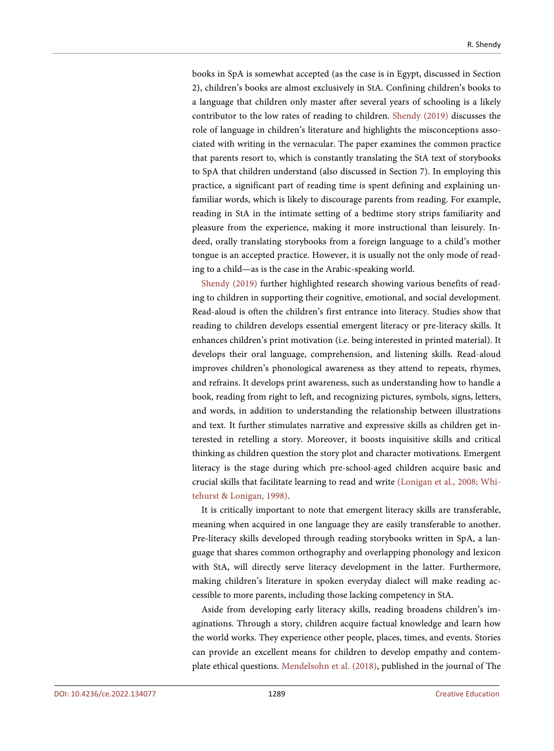books in SpA is somewhat accepted (as the case is in Egypt, discussed in Section 2), children's books are almost exclusively in StA. Confining children's books to a language that children only master after several years of schooling is a likely contributor to the low rates of reading to children. Shendy (2019) discusses the role of language in children's literature and highlights the misconceptions associated with writing in the vernacular. The paper examines the common practice that parents resort to, which is constantly translating the StA text of storybooks to SpA that children understand (also discussed in Section 7). In employing this practice, a significant part of reading time is spent defining and explaining unfamiliar words, which is likely to discourage parents from reading. For example, reading in StA in the intimate setting of a bedtime story strips familiarity and pleasure from the experience, making it more instructional than leisurely. Indeed, orally translating storybooks from a foreign language to a child's mother tongue is an accepted practice. However, it is usually not the only mode of reading to a child—as is the case in the Arabic-speaking world.

Shendy (2019) further highlighted research showing various benefits of reading to children in supporting their cognitive, emotional, and social development. Read-aloud is often the children's first entrance into literacy. Studies show that reading to children develops essential emergent literacy or pre-literacy skills. It enhances children's print motivation (i.e. being interested in printed material). It develops their oral language, comprehension, and listening skills. Read-aloud improves children's phonological awareness as they attend to repeats, rhymes, and refrains. It develops print awareness, such as understanding how to handle a book, reading from right to left, and recognizing pictures, symbols, signs, letters, and words, in addition to understanding the relationship between illustrations and text. It further stimulates narrative and expressive skills as children get interested in retelling a story. Moreover, it boosts inquisitive skills and critical thinking as children question the story plot and character motivations. Emergent literacy is the stage during which pre-school-aged children acquire basic and crucial skills that facilitate learning to read and write (Lonigan et al., 2008; Whitehurst & Lonigan, 1998).

It is critically important to note that emergent literacy skills are transferable, meaning when acquired in one language they are easily transferable to another. Pre-literacy skills developed through reading storybooks written in SpA, a language that shares common orthography and overlapping phonology and lexicon with StA, will directly serve literacy development in the latter. Furthermore, making children's literature in spoken everyday dialect will make reading accessible to more parents, including those lacking competency in StA.

Aside from developing early literacy skills, reading broadens children's imaginations. Through a story, children acquire factual knowledge and learn how the world works. They experience other people, places, times, and events. Stories can provide an excellent means for children to develop empathy and contemplate ethical questions. Mendelsohn et al. (2018), published in the journal of The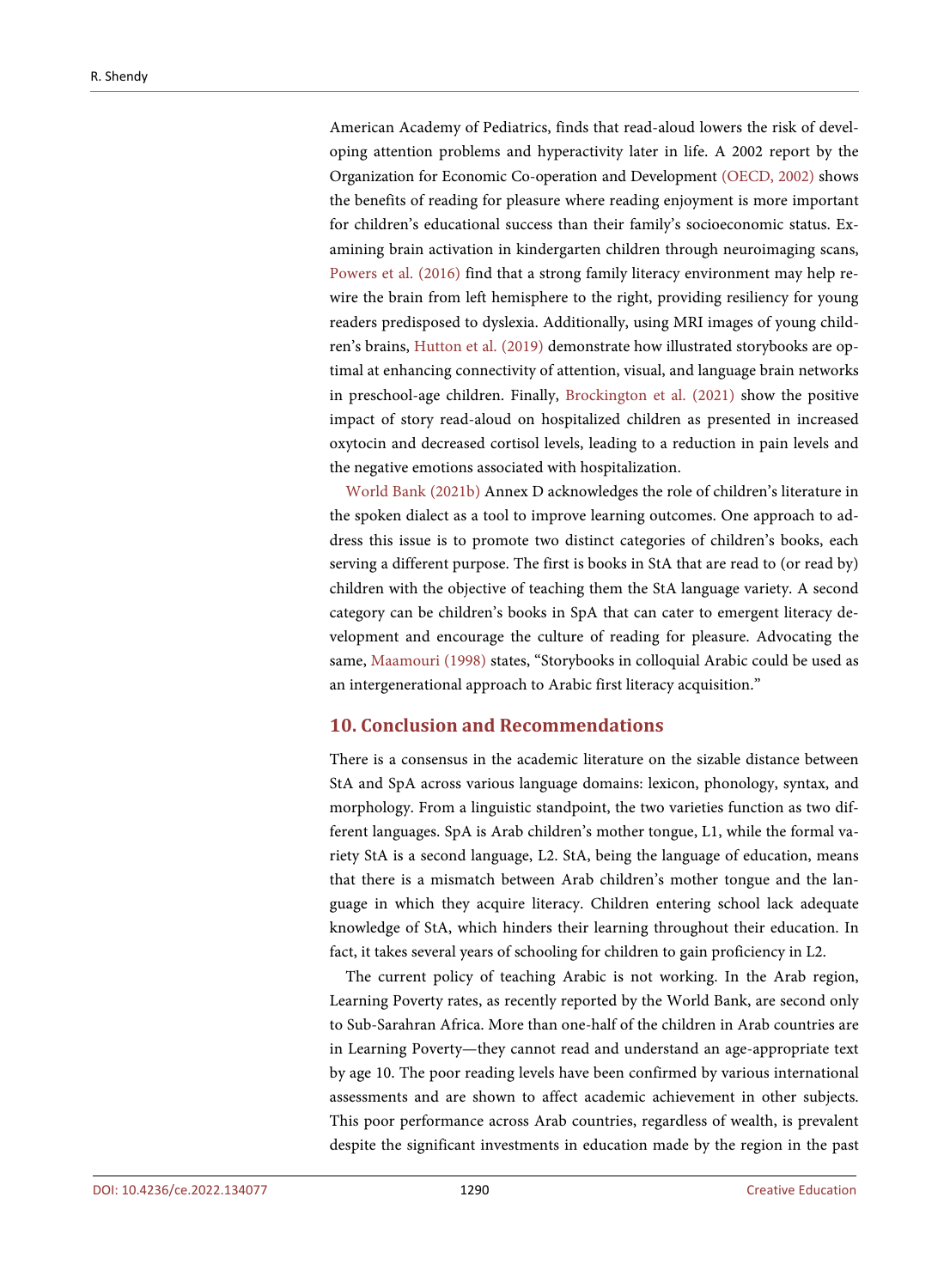American Academy of Pediatrics, finds that read-aloud lowers the risk of developing attention problems and hyperactivity later in life. A 2002 report by the Organization for Economic Co-operation and Development (OECD, 2002) shows the benefits of reading for pleasure where reading enjoyment is more important for children's educational success than their family's socioeconomic status. Examining brain activation in kindergarten children through neuroimaging scans, Powers et al. (2016) find that a strong family literacy environment may help rewire the brain from left hemisphere to the right, providing resiliency for young readers predisposed to dyslexia. Additionally, using MRI images of young children's brains, Hutton et al. (2019) demonstrate how illustrated storybooks are optimal at enhancing connectivity of attention, visual, and language brain networks in preschool-age children. Finally, Brockington et al. (2021) show the positive impact of story read-aloud on hospitalized children as presented in increased oxytocin and decreased cortisol levels, leading to a reduction in pain levels and the negative emotions associated with hospitalization.

World Bank (2021b) Annex D acknowledges the role of children's literature in the spoken dialect as a tool to improve learning outcomes. One approach to address this issue is to promote two distinct categories of children's books, each serving a different purpose. The first is books in StA that are read to (or read by) children with the objective of teaching them the StA language variety. A second category can be children's books in SpA that can cater to emergent literacy development and encourage the culture of reading for pleasure. Advocating the same, Maamouri (1998) states, "Storybooks in colloquial Arabic could be used as an intergenerational approach to Arabic first literacy acquisition."

## 10. Conclusion and Recommendations

There is a consensus in the academic literature on the sizable distance between StA and SpA across various language domains: lexicon, phonology, syntax, and morphology. From a linguistic standpoint, the two varieties function as two different languages. SpA is Arab children's mother tongue, L1, while the formal variety StA is a second language, L2. StA, being the language of education, means that there is a mismatch between Arab children's mother tongue and the language in which they acquire literacy. Children entering school lack adequate knowledge of StA, which hinders their learning throughout their education. In fact, it takes several years of schooling for children to gain proficiency in L2.

The current policy of teaching Arabic is not working. In the Arab region, Learning Poverty rates, as recently reported by the World Bank, are second only to Sub-Sarahran Africa. More than one-half of the children in Arab countries are in Learning Poverty—they cannot read and understand an age-appropriate text by age 10. The poor reading levels have been confirmed by various international assessments and are shown to affect academic achievement in other subjects. This poor performance across Arab countries, regardless of wealth, is prevalent despite the significant investments in education made by the region in the past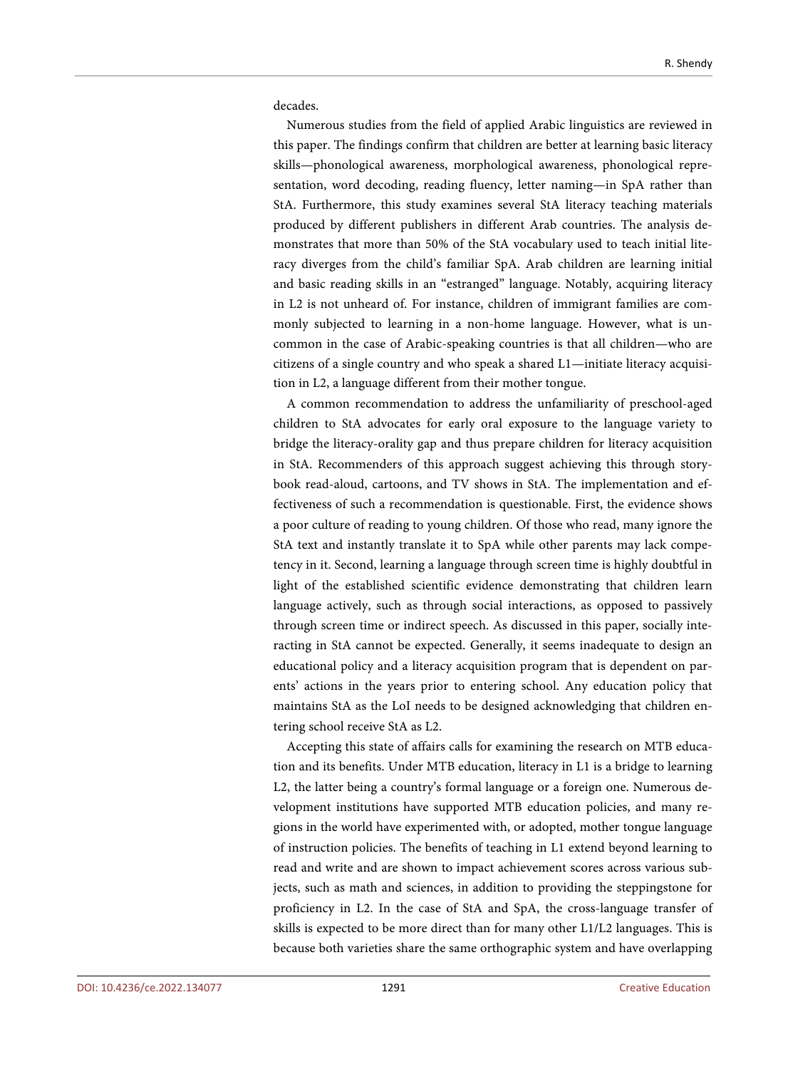decades.

Numerous studies from the field of applied Arabic linguistics are reviewed in this paper. The findings confirm that children are better at learning basic literacy skills—phonological awareness, morphological awareness, phonological representation, word decoding, reading fluency, letter naming—in SpA rather than StA. Furthermore, this study examines several StA literacy teaching materials produced by different publishers in different Arab countries. The analysis demonstrates that more than 50% of the StA vocabulary used to teach initial literacy diverges from the child's familiar SpA. Arab children are learning initial and basic reading skills in an "estranged" language. Notably, acquiring literacy in L2 is not unheard of. For instance, children of immigrant families are commonly subjected to learning in a non-home language. However, what is uncommon in the case of Arabic-speaking countries is that all children—who are citizens of a single country and who speak a shared L1—initiate literacy acquisition in L2, a language different from their mother tongue.

A common recommendation to address the unfamiliarity of preschool-aged children to StA advocates for early oral exposure to the language variety to bridge the literacy-orality gap and thus prepare children for literacy acquisition in StA. Recommenders of this approach suggest achieving this through storybook read-aloud, cartoons, and TV shows in StA. The implementation and effectiveness of such a recommendation is questionable. First, the evidence shows a poor culture of reading to young children. Of those who read, many ignore the StA text and instantly translate it to SpA while other parents may lack competency in it. Second, learning a language through screen time is highly doubtful in light of the established scientific evidence demonstrating that children learn language actively, such as through social interactions, as opposed to passively through screen time or indirect speech. As discussed in this paper, socially interacting in StA cannot be expected. Generally, it seems inadequate to design an educational policy and a literacy acquisition program that is dependent on parents' actions in the years prior to entering school. Any education policy that maintains StA as the LoI needs to be designed acknowledging that children entering school receive StA as L2.

Accepting this state of affairs calls for examining the research on MTB education and its benefits. Under MTB education, literacy in L1 is a bridge to learning L2, the latter being a country's formal language or a foreign one. Numerous development institutions have supported MTB education policies, and many regions in the world have experimented with, or adopted, mother tongue language of instruction policies. The benefits of teaching in L1 extend beyond learning to read and write and are shown to impact achievement scores across various subjects, such as math and sciences, in addition to providing the steppingstone for proficiency in L2. In the case of StA and SpA, the cross-language transfer of skills is expected to be more direct than for many other L1/L2 languages. This is because both varieties share the same orthographic system and have overlapping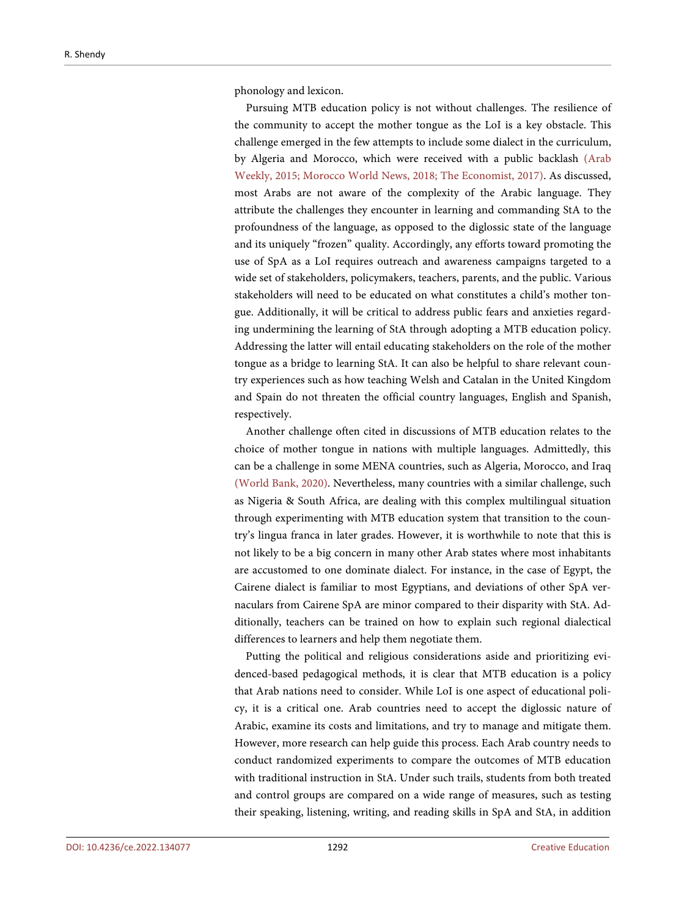phonology and lexicon.

Pursuing MTB education policy is not without challenges. The resilience of the community to accept the mother tongue as the LoI is a key obstacle. This challenge emerged in the few attempts to include some dialect in the curriculum, by Algeria and Morocco, which were received with a public backlash (Arab Weekly, 2015; Morocco World News, 2018; The Economist, 2017). As discussed, most Arabs are not aware of the complexity of the Arabic language. They attribute the challenges they encounter in learning and commanding StA to the profoundness of the language, as opposed to the diglossic state of the language and its uniquely "frozen" quality. Accordingly, any efforts toward promoting the use of SpA as a LoI requires outreach and awareness campaigns targeted to a wide set of stakeholders, policymakers, teachers, parents, and the public. Various stakeholders will need to be educated on what constitutes a child's mother tongue. Additionally, it will be critical to address public fears and anxieties regarding undermining the learning of StA through adopting a MTB education policy. Addressing the latter will entail educating stakeholders on the role of the mother tongue as a bridge to learning StA. It can also be helpful to share relevant country experiences such as how teaching Welsh and Catalan in the United Kingdom and Spain do not threaten the official country languages, English and Spanish, respectively.

Another challenge often cited in discussions of MTB education relates to the choice of mother tongue in nations with multiple languages. Admittedly, this can be a challenge in some MENA countries, such as Algeria, Morocco, and Iraq (World Bank, 2020). Nevertheless, many countries with a similar challenge, such as Nigeria & South Africa, are dealing with this complex multilingual situation through experimenting with MTB education system that transition to the country's lingua franca in later grades. However, it is worthwhile to note that this is not likely to be a big concern in many other Arab states where most inhabitants are accustomed to one dominate dialect. For instance, in the case of Egypt, the Cairene dialect is familiar to most Egyptians, and deviations of other SpA vernaculars from Cairene SpA are minor compared to their disparity with StA. Additionally, teachers can be trained on how to explain such regional dialectical differences to learners and help them negotiate them.

Putting the political and religious considerations aside and prioritizing evidenced-based pedagogical methods, it is clear that MTB education is a policy that Arab nations need to consider. While LoI is one aspect of educational policy, it is a critical one. Arab countries need to accept the diglossic nature of Arabic, examine its costs and limitations, and try to manage and mitigate them. However, more research can help guide this process. Each Arab country needs to conduct randomized experiments to compare the outcomes of MTB education with traditional instruction in StA. Under such trails, students from both treated and control groups are compared on a wide range of measures, such as testing their speaking, listening, writing, and reading skills in SpA and StA, in addition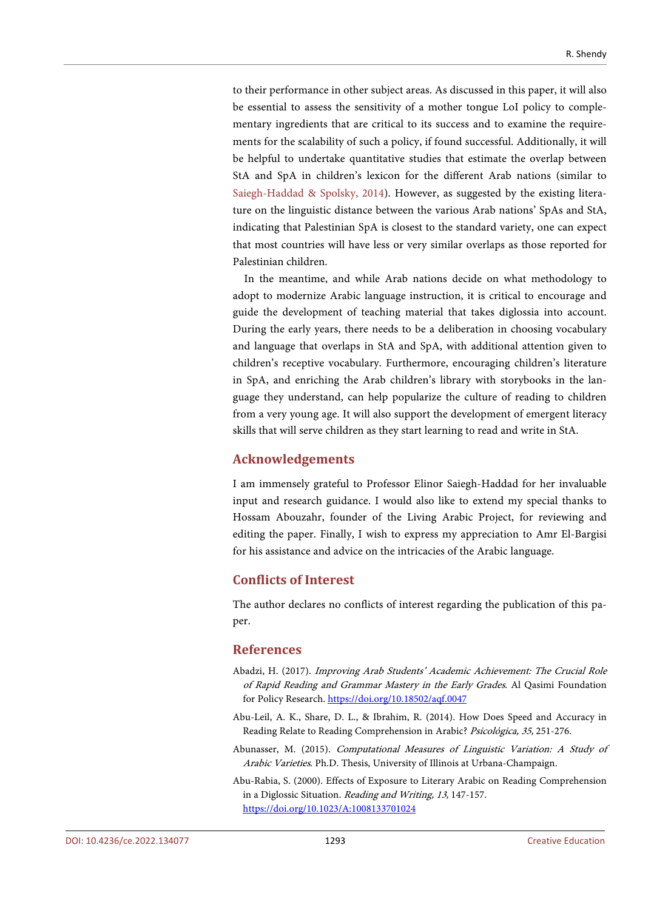to their performance in other subject areas. As discussed in this paper, it will also be essential to assess the sensitivity of a mother tongue LoI policy to complementary ingredients that are critical to its success and to examine the requirements for the scalability of such a policy, if found successful. Additionally, it will be helpful to undertake quantitative studies that estimate the overlap between StA and SpA in children's lexicon for the different Arab nations (similar to Saiegh-Haddad & Spolsky, 2014). However, as suggested by the existing literature on the linguistic distance between the various Arab nations' SpAs and StA, indicating that Palestinian SpA is closest to the standard variety, one can expect that most countries will have less or very similar overlaps as those reported for Palestinian children.

In the meantime, and while Arab nations decide on what methodology to adopt to modernize Arabic language instruction, it is critical to encourage and guide the development of teaching material that takes diglossia into account. During the early years, there needs to be a deliberation in choosing vocabulary and language that overlaps in StA and SpA, with additional attention given to children's receptive vocabulary. Furthermore, encouraging children's literature in SpA, and enriching the Arab children's library with storybooks in the language they understand, can help popularize the culture of reading to children from a very young age. It will also support the development of emergent literacy skills that will serve children as they start learning to read and write in StA.

## Acknowledgements

I am immensely grateful to Professor Elinor Saiegh-Haddad for her invaluable input and research guidance. I would also like to extend my special thanks to Hossam Abouzahr, founder of the Living Arabic Project, for reviewing and editing the paper. Finally, I wish to express my appreciation to Amr El-Bargisi for his assistance and advice on the intricacies of the Arabic language.

## Conflicts of Interest

The author declares no conflicts of interest regarding the publication of this paper.

## References

Abadzi, H. (2017). *Improving Arab Students' Academic Achievement: The Crucial Role of Rapid Reading and Grammar Mastery in the Early Grades*. Al Qasimi Foundation for Policy Research. https://doi.org/10.18502/aqf.0047

Abu-Leil, A. K., Share, D. L., & Ibrahim, R. (2014). How Does Speed and Accuracy in Reading Relate to Reading Comprehension in Arabic? *Psicológica, 35,* 251-276.

Abunasser, M. (2015). *Computational Measures of Linguistic Variation: A Study of Arabic Varieties*. Ph.D. Thesis, University of Illinois at Urbana-Champaign.

Abu-Rabia, S. (2000). Effects of Exposure to Literary Arabic on Reading Comprehension in a Diglossic Situation. *Reading and Writing, 13,* 147-157. https://doi.org/10.1023/A:1008133701024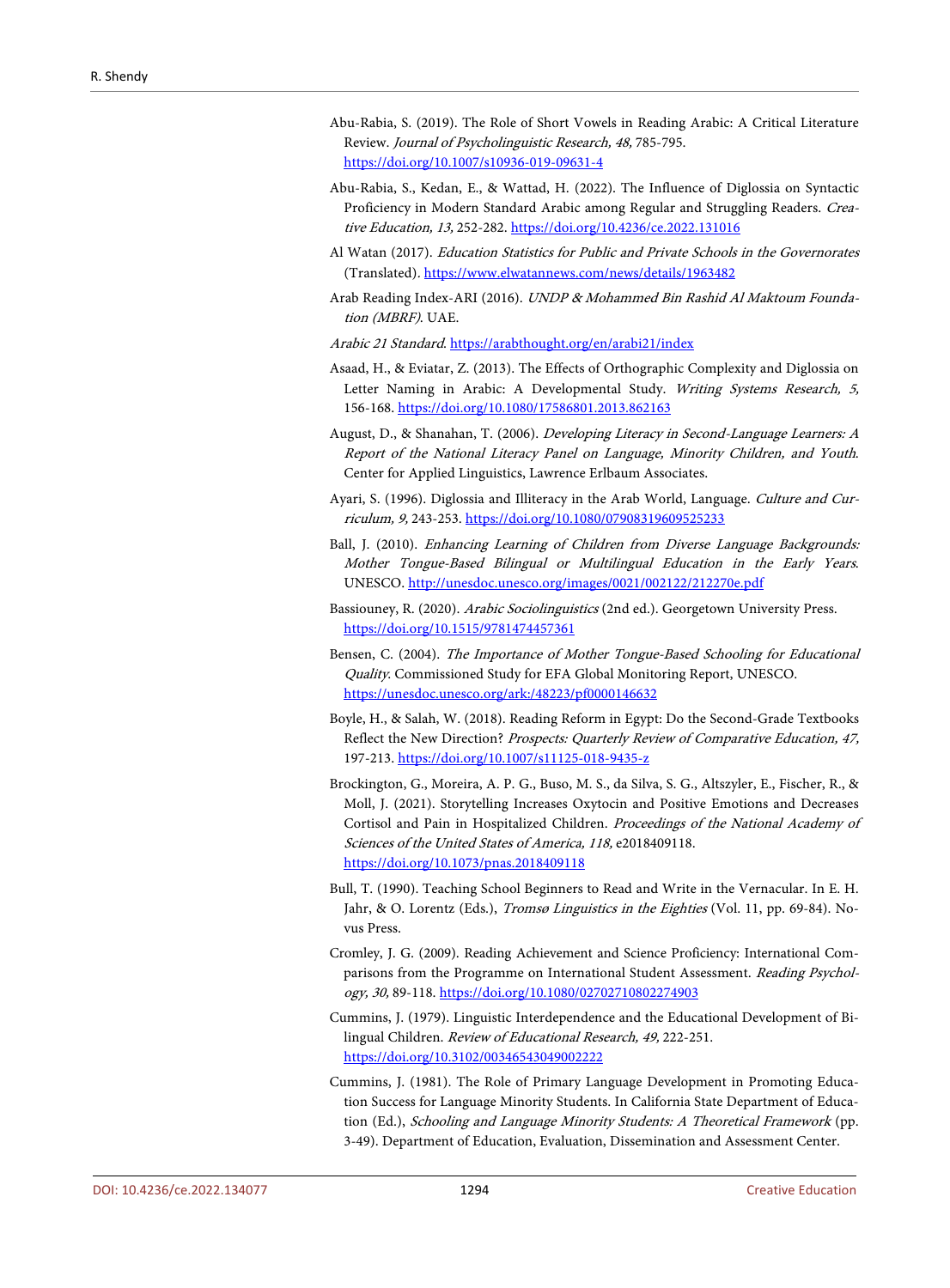Abu-Rabia, S. (2019). The Role of Short Vowels in Reading Arabic: A Critical Literature Review. *Journal of Psycholinguistic Research, 48,* 785-795. https://doi.org/10.1007/s10936-019-09631-4

Abu-Rabia, S., Kedan, E., & Wattad, H. (2022). The Influence of Diglossia on Syntactic Proficiency in Modern Standard Arabic among Regular and Struggling Readers. *Creative Education, 13,* 252-282. https://doi.org/10.4236/ce.2022.131016

Al Watan (2017). *Education Statistics for Public and Private Schools in the Governorates* (Translated). https://www.elwatannews.com/news/details/1963482

Arab Reading Index-ARI (2016). *UNDP & Mohammed Bin Rashid Al Maktoum Foundation (MBRF).* UAE.

*Arabic 21 Standard.* https://arabthought.org/en/arabi21/index

Asaad, H., & Eviatar, Z. (2013). The Effects of Orthographic Complexity and Diglossia on Letter Naming in Arabic: A Developmental Study. *Writing Systems Research, 5,* 156-168. https://doi.org/10.1080/17586801.2013.862163

August, D., & Shanahan, T. (2006). *Developing Literacy in Second-Language Learners: A Report of the National Literacy Panel on Language, Minority Children, and Youth.* Center for Applied Linguistics, Lawrence Erlbaum Associates.

Ayari, S. (1996). Diglossia and Illiteracy in the Arab World, Language. *Culture and Curriculum, 9,* 243-253. https://doi.org/10.1080/07908319609525233

Ball, J. (2010). *Enhancing Learning of Children from Diverse Language Backgrounds: Mother Tongue-Based Bilingual or Multilingual Education in the Early Years.* UNESCO. http://unesdoc.unesco.org/images/0021/002122/212270e.pdf

Bassiouney, R. (2020). *Arabic Sociolinguistics* (2nd ed.). Georgetown University Press. https://doi.org/10.1515/9781474457361

Bensen, C. (2004). *The Importance of Mother Tongue-Based Schooling for Educational Quality.* Commissioned Study for EFA Global Monitoring Report, UNESCO. https://unesdoc.unesco.org/ark:/48223/pf0000146632

Boyle, H., & Salah, W. (2018). Reading Reform in Egypt: Do the Second-Grade Textbooks Reflect the New Direction? *Prospects: Quarterly Review of Comparative Education, 47,* 197-213. https://doi.org/10.1007/s11125-018-9435-z

Brockington, G., Moreira, A. P. G., Buso, M. S., da Silva, S. G., Altszyler, E., Fischer, R., & Moll, J. (2021). Storytelling Increases Oxytocin and Positive Emotions and Decreases Cortisol and Pain in Hospitalized Children. *Proceedings of the National Academy of Sciences of the United States of America, 118,* e2018409118. https://doi.org/10.1073/pnas.2018409118

Bull, T. (1990). Teaching School Beginners to Read and Write in the Vernacular. In E. H. Jahr, & O. Lorentz (Eds.), *Tromsø Linguistics in the Eighties* (Vol. 11, pp. 69-84). Novus Press.

Cromley, J. G. (2009). Reading Achievement and Science Proficiency: International Comparisons from the Programme on International Student Assessment. *Reading Psychology, 30,* 89-118. https://doi.org/10.1080/02702710802274903

Cummins, J. (1979). Linguistic Interdependence and the Educational Development of Bilingual Children. *Review of Educational Research, 49,* 222-251. https://doi.org/10.3102/00346543049002222

Cummins, J. (1981). The Role of Primary Language Development in Promoting Education Success for Language Minority Students. In California State Department of Education (Ed.), *Schooling and Language Minority Students: A Theoretical Framework* (pp. 3-49). Department of Education, Evaluation, Dissemination and Assessment Center.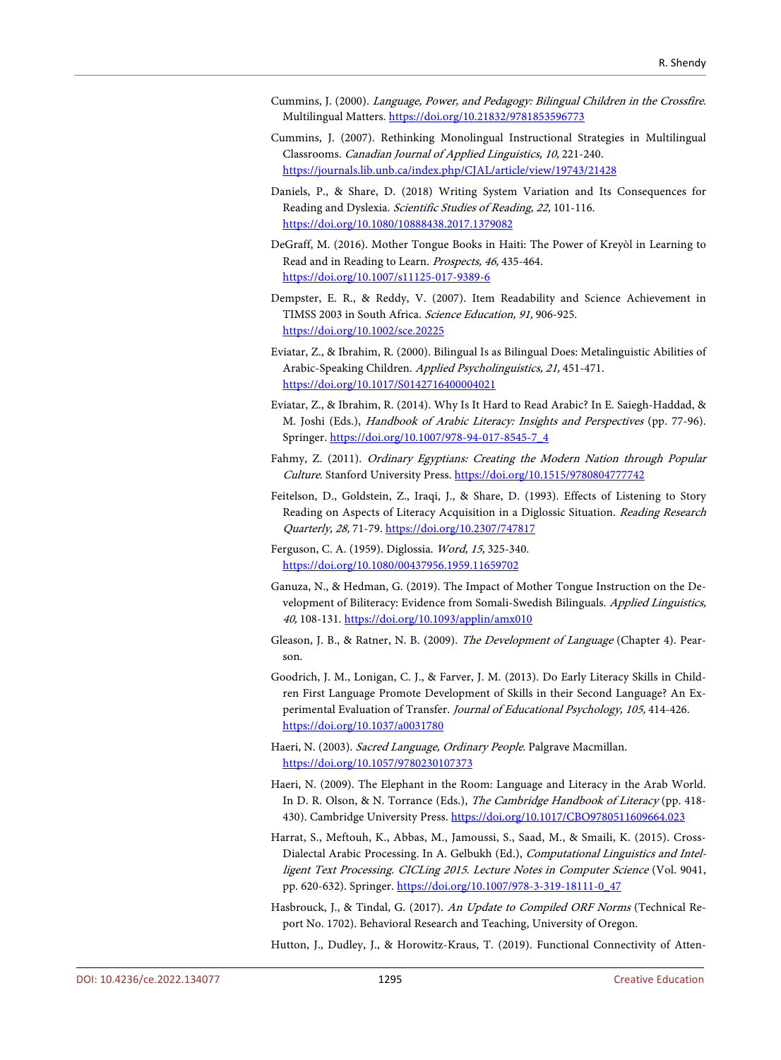Cummins, J. (2000). *Language, Power, and Pedagogy: Bilingual Children in the Crossfire*. Multilingual Matters. https://doi.org/10.21832/9781853596773

Cummins, J. (2007). Rethinking Monolingual Instructional Strategies in Multilingual Classrooms. *Canadian Journal of Applied Linguistics, 10,* 221-240. https://journals.lib.unb.ca/index.php/CJAL/article/view/19743/21428

Daniels, P., & Share, D. (2018) Writing System Variation and Its Consequences for Reading and Dyslexia. *Scientific Studies of Reading, 22,* 101-116. https://doi.org/10.1080/10888438.2017.1379082

DeGraff, M. (2016). Mother Tongue Books in Haiti: The Power of Kreyòl in Learning to Read and in Reading to Learn. *Prospects, 46,* 435-464. https://doi.org/10.1007/s11125-017-9389-6

Dempster, E. R., & Reddy, V. (2007). Item Readability and Science Achievement in TIMSS 2003 in South Africa. *Science Education, 91,* 906-925. https://doi.org/10.1002/sce.20225

Eviatar, Z., & Ibrahim, R. (2000). Bilingual Is as Bilingual Does: Metalinguistic Abilities of Arabic-Speaking Children. *Applied Psycholinguistics, 21,* 451-471. https://doi.org/10.1017/S0142716400004021

Eviatar, Z., & Ibrahim, R. (2014). Why Is It Hard to Read Arabic? In E. Saiegh-Haddad, & M. Joshi (Eds.), *Handbook of Arabic Literacy: Insights and Perspectives* (pp. 77-96). Springer. https://doi.org/10.1007/978-94-017-8545-7_4

Fahmy, Z. (2011). *Ordinary Egyptians: Creating the Modern Nation through Popular Culture*. Stanford University Press. https://doi.org/10.1515/9780804777742

Feitelson, D., Goldstein, Z., Iraqi, J., & Share, D. (1993). Effects of Listening to Story Reading on Aspects of Literacy Acquisition in a Diglossic Situation. *Reading Research Quarterly, 28,* 71-79. https://doi.org/10.2307/747817

Ferguson, C. A. (1959). Diglossia. *Word, 15,* 325-340. https://doi.org/10.1080/00437956.1959.11659702

Ganuza, N., & Hedman, G. (2019). The Impact of Mother Tongue Instruction on the Development of Biliteracy: Evidence from Somali-Swedish Bilinguals. *Applied Linguistics, 40,* 108-131. https://doi.org/10.1093/applin/amx010

Gleason, J. B., & Ratner, N. B. (2009). *The Development of Language* (Chapter 4). Pearson.

Goodrich, J. M., Lonigan, C. J., & Farver, J. M. (2013). Do Early Literacy Skills in Children First Language Promote Development of Skills in their Second Language? An Experimental Evaluation of Transfer. *Journal of Educational Psychology, 105,* 414-426. https://doi.org/10.1037/a0031780

Haeri, N. (2003). *Sacred Language, Ordinary People*. Palgrave Macmillan. https://doi.org/10.1057/9780230107373

Haeri, N. (2009). The Elephant in the Room: Language and Literacy in the Arab World. In D. R. Olson, & N. Torrance (Eds.), *The Cambridge Handbook of Literacy* (pp. 418-430). Cambridge University Press. https://doi.org/10.1017/CBO9780511609664.023

Harrat, S., Meftouh, K., Abbas, M., Jamoussi, S., Saad, M., & Smaili, K. (2015). Cross-Dialectal Arabic Processing. In A. Gelbukh (Ed.), *Computational Linguistics and Intelligent Text Processing. CICLing 2015. Lecture Notes in Computer Science* (Vol. 9041, pp. 620-632). Springer. https://doi.org/10.1007/978-3-319-18111-0_47

Hasbrouck, J., & Tindal, G. (2017). *An Update to Compiled ORF Norms* (Technical Report No. 1702). Behavioral Research and Teaching, University of Oregon.

Hutton, J., Dudley, J., & Horowitz-Kraus, T. (2019). Functional Connectivity of Atten-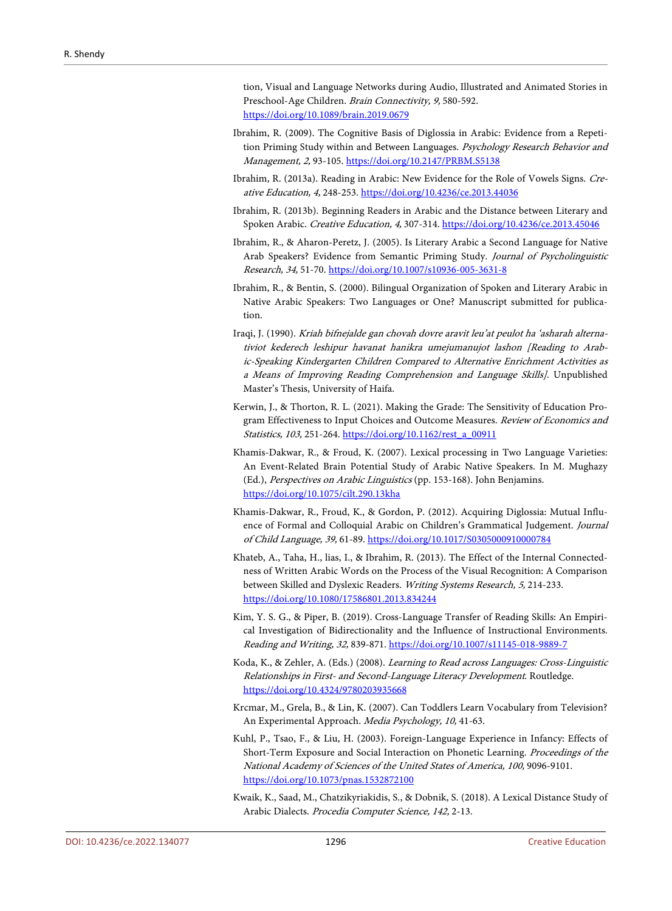tion, Visual and Language Networks during Audio, Illustrated and Animated Stories in Preschool-Age Children. *Brain Connectivity, 9,* 580-592. https://doi.org/10.1089/brain.2019.0679

Ibrahim, R. (2009). The Cognitive Basis of Diglossia in Arabic: Evidence from a Repetition Priming Study within and Between Languages. *Psychology Research Behavior and Management, 2,* 93-105. https://doi.org/10.2147/PRBM.S5138

Ibrahim, R. (2013a). Reading in Arabic: New Evidence for the Role of Vowels Signs. *Creative Education, 4,* 248-253. https://doi.org/10.4236/ce.2013.44036

Ibrahim, R. (2013b). Beginning Readers in Arabic and the Distance between Literary and Spoken Arabic. *Creative Education, 4,* 307-314. https://doi.org/10.4236/ce.2013.45046

Ibrahim, R., & Aharon-Peretz, J. (2005). Is Literary Arabic a Second Language for Native Arab Speakers? Evidence from Semantic Priming Study. *Journal of Psycholinguistic Research, 34,* 51-70. https://doi.org/10.1007/s10936-005-3631-8

Ibrahim, R., & Bentin, S. (2000). Bilingual Organization of Spoken and Literary Arabic in Native Arabic Speakers: Two Languages or One? Manuscript submitted for publication.

Iraqi, J. (1990). *Kriah bifnejalde gan chovah dovre aravit leu'at peulot ha 'asharah alternativiot kederech leshipur havanat hanikra umejumanujot lashon [Reading to Arabic-Speaking Kindergarten Children Compared to Alternative Enrichment Activities as a Means of Improving Reading Comprehension and Language Skills].* Unpublished Master's Thesis, University of Haifa.

Kerwin, J., & Thorton, R. L. (2021). Making the Grade: The Sensitivity of Education Program Effectiveness to Input Choices and Outcome Measures. *Review of Economics and Statistics, 103,* 251-264. https://doi.org/10.1162/rest_a_00911

Khamis-Dakwar, R., & Froud, K. (2007). Lexical processing in Two Language Varieties: An Event-Related Brain Potential Study of Arabic Native Speakers. In M. Mughazy (Ed.), *Perspectives on Arabic Linguistics* (pp. 153-168). John Benjamins. https://doi.org/10.1075/cilt.290.13kha

Khamis-Dakwar, R., Froud, K., & Gordon, P. (2012). Acquiring Diglossia: Mutual Influence of Formal and Colloquial Arabic on Children's Grammatical Judgement. *Journal of Child Language, 39,* 61-89. https://doi.org/10.1017/S0305000910000784

Khateb, A., Taha, H., lias, I., & Ibrahim, R. (2013). The Effect of the Internal Connectedness of Written Arabic Words on the Process of the Visual Recognition: A Comparison between Skilled and Dyslexic Readers. *Writing Systems Research, 5,* 214-233. https://doi.org/10.1080/17586801.2013.834244

Kim, Y. S. G., & Piper, B. (2019). Cross-Language Transfer of Reading Skills: An Empirical Investigation of Bidirectionality and the Influence of Instructional Environments. *Reading and Writing, 32,* 839-871. https://doi.org/10.1007/s11145-018-9889-7

Koda, K., & Zehler, A. (Eds.) (2008). *Learning to Read across Languages: Cross-Linguistic Relationships in First- and Second-Language Literacy Development.* Routledge. https://doi.org/10.4324/9780203935668

Krcmar, M., Grela, B., & Lin, K. (2007). Can Toddlers Learn Vocabulary from Television? An Experimental Approach. *Media Psychology, 10,* 41-63.

Kuhl, P., Tsao, F., & Liu, H. (2003). Foreign-Language Experience in Infancy: Effects of Short-Term Exposure and Social Interaction on Phonetic Learning. *Proceedings of the National Academy of Sciences of the United States of America, 100,* 9096-9101. https://doi.org/10.1073/pnas.1532872100

Kwaik, K., Saad, M., Chatzikyriakidis, S., & Dobnik, S. (2018). A Lexical Distance Study of Arabic Dialects. *Procedia Computer Science, 142,* 2-13.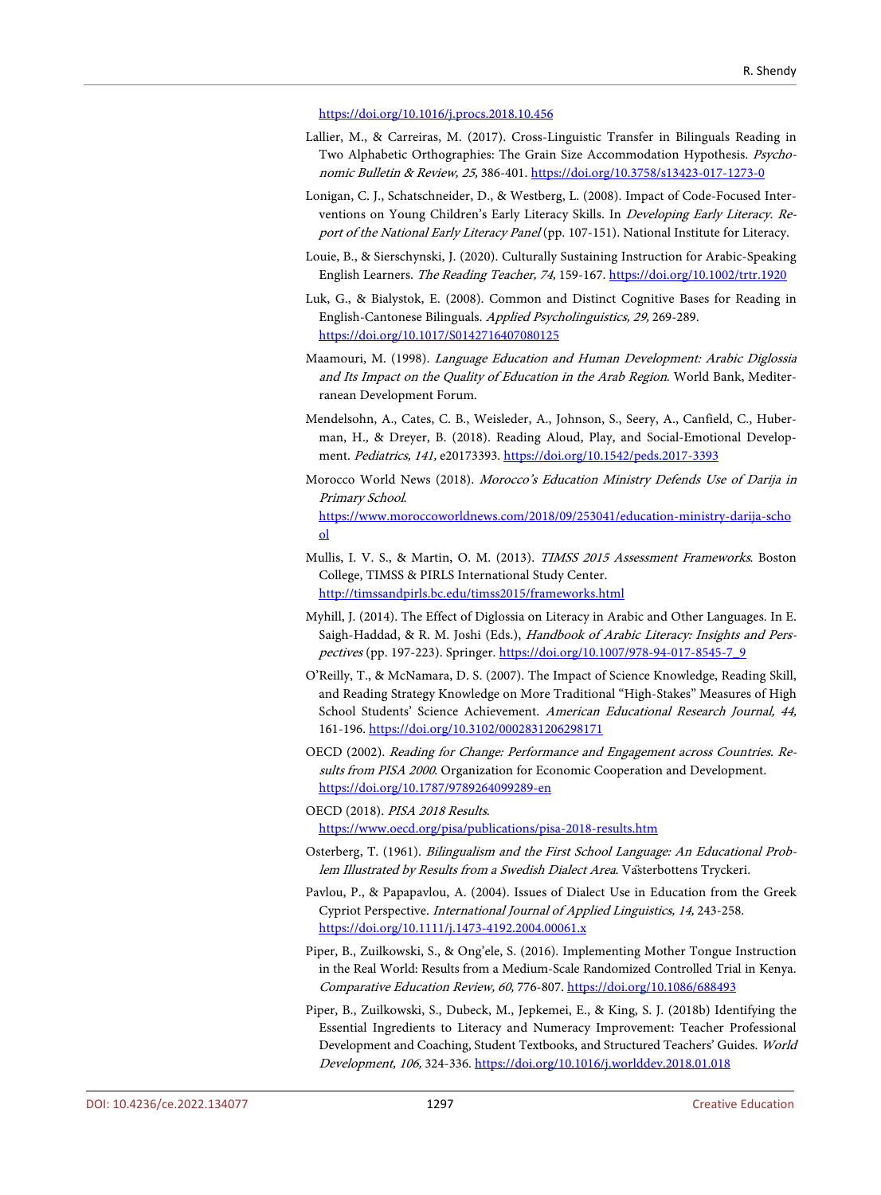https://doi.org/10.1016/j.procs.2018.10.456

Lallier, M., & Carreiras, M. (2017). Cross-Linguistic Transfer in Bilinguals Reading in Two Alphabetic Orthographies: The Grain Size Accommodation Hypothesis. *Psychonomic Bulletin & Review, 25,* 386-401. https://doi.org/10.3758/s13423-017-1273-0

Lonigan, C. J., Schatschneider, D., & Westberg, L. (2008). Impact of Code-Focused Interventions on Young Children's Early Literacy Skills. In *Developing Early Literacy. Report of the National Early Literacy Panel* (pp. 107-151). National Institute for Literacy.

Louie, B., & Sierschynski, J. (2020). Culturally Sustaining Instruction for Arabic-Speaking English Learners. *The Reading Teacher, 74,* 159-167. https://doi.org/10.1002/trtr.1920

Luk, G., & Bialystok, E. (2008). Common and Distinct Cognitive Bases for Reading in English-Cantonese Bilinguals. *Applied Psycholinguistics, 29,* 269-289. https://doi.org/10.1017/S0142716407080125

Maamouri, M. (1998). *Language Education and Human Development: Arabic Diglossia and Its Impact on the Quality of Education in the Arab Region*. World Bank, Mediterranean Development Forum.

Mendelsohn, A., Cates, C. B., Weisleder, A., Johnson, S., Seery, A., Canfield, C., Huberman, H., & Dreyer, B. (2018). Reading Aloud, Play, and Social-Emotional Development. *Pediatrics, 141,* e20173393. https://doi.org/10.1542/peds.2017-3393

Morocco World News (2018). *Morocco's Education Ministry Defends Use of Darija in Primary School*. https://www.moroccoworldnews.com/2018/09/253041/education-ministry-darija-school

Mullis, I. V. S., & Martin, O. M. (2013). *TIMSS 2015 Assessment Frameworks*. Boston College, TIMSS & PIRLS International Study Center. http://timssandpirls.bc.edu/timss2015/frameworks.html

Myhill, J. (2014). The Effect of Diglossia on Literacy in Arabic and Other Languages. In E. Saigh-Haddad, & R. M. Joshi (Eds.), *Handbook of Arabic Literacy: Insights and Perspectives* (pp. 197-223). Springer. https://doi.org/10.1007/978-94-017-8545-7_9

O'Reilly, T., & McNamara, D. S. (2007). The Impact of Science Knowledge, Reading Skill, and Reading Strategy Knowledge on More Traditional "High-Stakes" Measures of High School Students' Science Achievement. *American Educational Research Journal, 44,* 161-196. https://doi.org/10.3102/0002831206298171

OECD (2002). *Reading for Change: Performance and Engagement across Countries. Results from PISA 2000*. Organization for Economic Cooperation and Development. https://doi.org/10.1787/9789264099289-en

OECD (2018). *PISA 2018 Results*. https://www.oecd.org/pisa/publications/pisa-2018-results.htm

Osterberg, T. (1961). *Bilingualism and the First School Language: An Educational Problem Illustrated by Results from a Swedish Dialect Area*. Västerbottens Tryckeri.

Pavlou, P., & Papapavlou, A. (2004). Issues of Dialect Use in Education from the Greek Cypriot Perspective. *International Journal of Applied Linguistics, 14,* 243-258. https://doi.org/10.1111/j.1473-4192.2004.00061.x

Piper, B., Zuilkowski, S., & Ong'ele, S. (2016). Implementing Mother Tongue Instruction in the Real World: Results from a Medium-Scale Randomized Controlled Trial in Kenya. *Comparative Education Review, 60,* 776-807. https://doi.org/10.1086/688493

Piper, B., Zuilkowski, S., Dubeck, M., Jepkemei, E., & King, S. J. (2018b) Identifying the Essential Ingredients to Literacy and Numeracy Improvement: Teacher Professional Development and Coaching, Student Textbooks, and Structured Teachers' Guides. *World Development, 106,* 324-336. https://doi.org/10.1016/j.worlddev.2018.01.018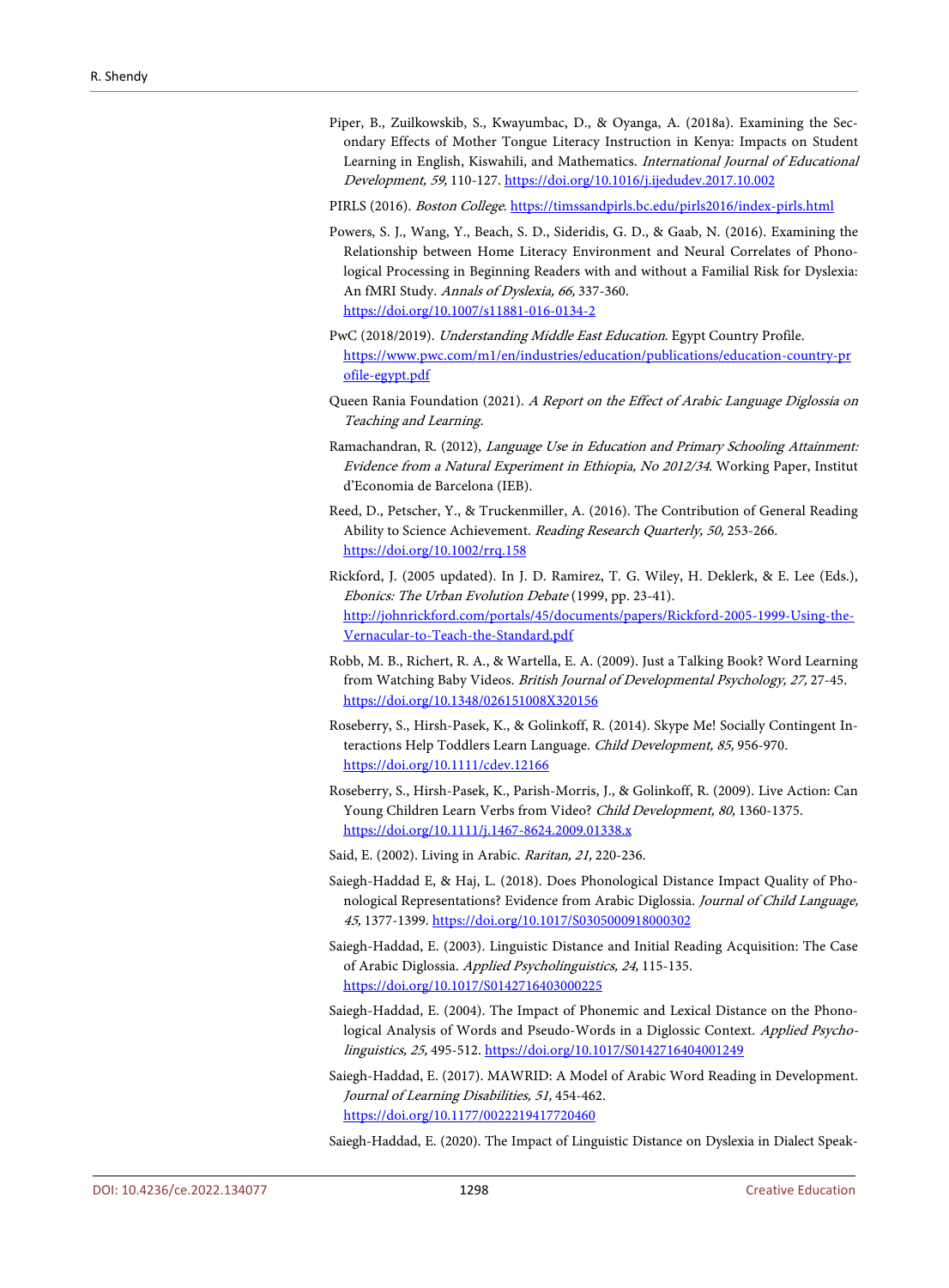Piper, B., Zuilkowskib, S., Kwayumbac, D., & Oyanga, A. (2018a). Examining the Secondary Effects of Mother Tongue Literacy Instruction in Kenya: Impacts on Student Learning in English, Kiswahili, and Mathematics. *International Journal of Educational Development, 59,* 110-127. https://doi.org/10.1016/j.ijedudev.2017.10.002

PIRLS (2016). *Boston College*. https://timssandpirls.bc.edu/pirls2016/index-pirls.html

Powers, S. J., Wang, Y., Beach, S. D., Sideridis, G. D., & Gaab, N. (2016). Examining the Relationship between Home Literacy Environment and Neural Correlates of Phonological Processing in Beginning Readers with and without a Familial Risk for Dyslexia: An fMRI Study. *Annals of Dyslexia, 66,* 337-360. https://doi.org/10.1007/s11881-016-0134-2

PwC (2018/2019). *Understanding Middle East Education*. Egypt Country Profile. https://www.pwc.com/m1/en/industries/education/publications/education-country-profile-egypt.pdf

Queen Rania Foundation (2021). *A Report on the Effect of Arabic Language Diglossia on Teaching and Learning.*

Ramachandran, R. (2012), *Language Use in Education and Primary Schooling Attainment: Evidence from a Natural Experiment in Ethiopia, No 2012/34*. Working Paper, Institut d'Economia de Barcelona (IEB).

Reed, D., Petscher, Y., & Truckenmiller, A. (2016). The Contribution of General Reading Ability to Science Achievement. *Reading Research Quarterly, 50,* 253-266. https://doi.org/10.1002/rrq.158

Rickford, J. (2005 updated). In J. D. Ramirez, T. G. Wiley, H. Deklerk, & E. Lee (Eds.), *Ebonics: The Urban Evolution Debate* (1999, pp. 23-41). http://johnrickford.com/portals/45/documents/papers/Rickford-2005-1999-Using-the-Vernacular-to-Teach-the-Standard.pdf

Robb, M. B., Richert, R. A., & Wartella, E. A. (2009). Just a Talking Book? Word Learning from Watching Baby Videos. *British Journal of Developmental Psychology, 27,* 27-45. https://doi.org/10.1348/026151008X320156

Roseberry, S., Hirsh-Pasek, K., & Golinkoff, R. (2014). Skype Me! Socially Contingent Interactions Help Toddlers Learn Language. *Child Development, 85,* 956-970. https://doi.org/10.1111/cdev.12166

Roseberry, S., Hirsh-Pasek, K., Parish-Morris, J., & Golinkoff, R. (2009). Live Action: Can Young Children Learn Verbs from Video? *Child Development, 80,* 1360-1375. https://doi.org/10.1111/j.1467-8624.2009.01338.x

Said, E. (2002). Living in Arabic. *Raritan, 21,* 220-236.

Saiegh-Haddad E, & Haj, L. (2018). Does Phonological Distance Impact Quality of Phonological Representations? Evidence from Arabic Diglossia. *Journal of Child Language, 45,* 1377-1399. https://doi.org/10.1017/S0305000918000302

Saiegh-Haddad, E. (2003). Linguistic Distance and Initial Reading Acquisition: The Case of Arabic Diglossia. *Applied Psycholinguistics, 24,* 115-135. https://doi.org/10.1017/S0142716403000225

Saiegh-Haddad, E. (2004). The Impact of Phonemic and Lexical Distance on the Phonological Analysis of Words and Pseudo-Words in a Diglossic Context. *Applied Psycholinguistics, 25,* 495-512. https://doi.org/10.1017/S0142716404001249

Saiegh-Haddad, E. (2017). MAWRID: A Model of Arabic Word Reading in Development. *Journal of Learning Disabilities, 51,* 454-462. https://doi.org/10.1177/0022219417720460

Saiegh-Haddad, E. (2020). The Impact of Linguistic Distance on Dyslexia in Dialect Speak-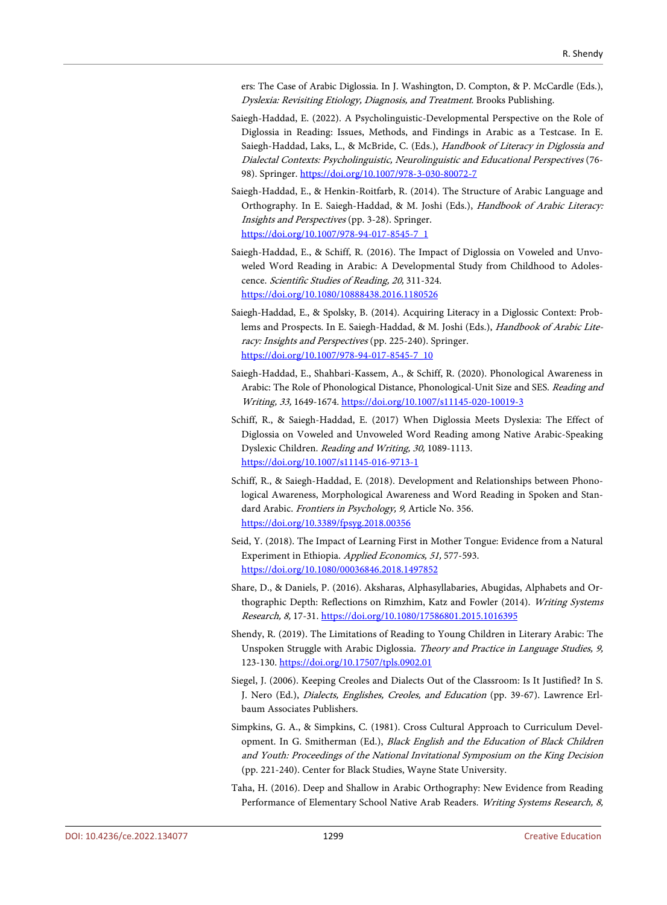ers: The Case of Arabic Diglossia. In J. Washington, D. Compton, & P. McCardle (Eds.), *Dyslexia: Revisiting Etiology, Diagnosis, and Treatment*. Brooks Publishing.

Saiegh-Haddad, E. (2022). A Psycholinguistic-Developmental Perspective on the Role of Diglossia in Reading: Issues, Methods, and Findings in Arabic as a Testcase. In E. Saiegh-Haddad, Laks, L., & McBride, C. (Eds.), *Handbook of Literacy in Diglossia and Dialectal Contexts: Psycholinguistic, Neurolinguistic and Educational Perspectives* (76-98). Springer. https://doi.org/10.1007/978-3-030-80072-7

Saiegh-Haddad, E., & Henkin-Roitfarb, R. (2014). The Structure of Arabic Language and Orthography. In E. Saiegh-Haddad, & M. Joshi (Eds.), *Handbook of Arabic Literacy: Insights and Perspectives* (pp. 3-28). Springer. https://doi.org/10.1007/978-94-017-8545-7_1

Saiegh-Haddad, E., & Schiff, R. (2016). The Impact of Diglossia on Voweled and Unvoweled Word Reading in Arabic: A Developmental Study from Childhood to Adolescence. *Scientific Studies of Reading, 20,* 311-324. https://doi.org/10.1080/10888438.2016.1180526

Saiegh-Haddad, E., & Spolsky, B. (2014). Acquiring Literacy in a Diglossic Context: Problems and Prospects. In E. Saiegh-Haddad, & M. Joshi (Eds.), *Handbook of Arabic Literacy: Insights and Perspectives* (pp. 225-240). Springer. https://doi.org/10.1007/978-94-017-8545-7_10

Saiegh-Haddad, E., Shahbari-Kassem, A., & Schiff, R. (2020). Phonological Awareness in Arabic: The Role of Phonological Distance, Phonological-Unit Size and SES. *Reading and Writing, 33,* 1649-1674. https://doi.org/10.1007/s11145-020-10019-3

Schiff, R., & Saiegh-Haddad, E. (2017) When Diglossia Meets Dyslexia: The Effect of Diglossia on Voweled and Unvoweled Word Reading among Native Arabic-Speaking Dyslexic Children. *Reading and Writing, 30,* 1089-1113. https://doi.org/10.1007/s11145-016-9713-1

Schiff, R., & Saiegh-Haddad, E. (2018). Development and Relationships between Phonological Awareness, Morphological Awareness and Word Reading in Spoken and Standard Arabic. *Frontiers in Psychology, 9,* Article No. 356. https://doi.org/10.3389/fpsyg.2018.00356

Seid, Y. (2018). The Impact of Learning First in Mother Tongue: Evidence from a Natural Experiment in Ethiopia. *Applied Economics, 51,* 577-593. https://doi.org/10.1080/00036846.2018.1497852

Share, D., & Daniels, P. (2016). Aksharas, Alphasyllabaries, Abugidas, Alphabets and Orthographic Depth: Reflections on Rimzhim, Katz and Fowler (2014). *Writing Systems Research, 8,* 17-31. https://doi.org/10.1080/17586801.2015.1016395

Shendy, R. (2019). The Limitations of Reading to Young Children in Literary Arabic: The Unspoken Struggle with Arabic Diglossia. *Theory and Practice in Language Studies, 9,* 123-130. https://doi.org/10.17507/tpls.0902.01

Siegel, J. (2006). Keeping Creoles and Dialects Out of the Classroom: Is It Justified? In S. J. Nero (Ed.), *Dialects, Englishes, Creoles, and Education* (pp. 39-67). Lawrence Erlbaum Associates Publishers.

Simpkins, G. A., & Simpkins, C. (1981). Cross Cultural Approach to Curriculum Development. In G. Smitherman (Ed.), *Black English and the Education of Black Children and Youth: Proceedings of the National Invitational Symposium on the King Decision* (pp. 221-240). Center for Black Studies, Wayne State University.

Taha, H. (2016). Deep and Shallow in Arabic Orthography: New Evidence from Reading Performance of Elementary School Native Arab Readers. *Writing Systems Research, 8,*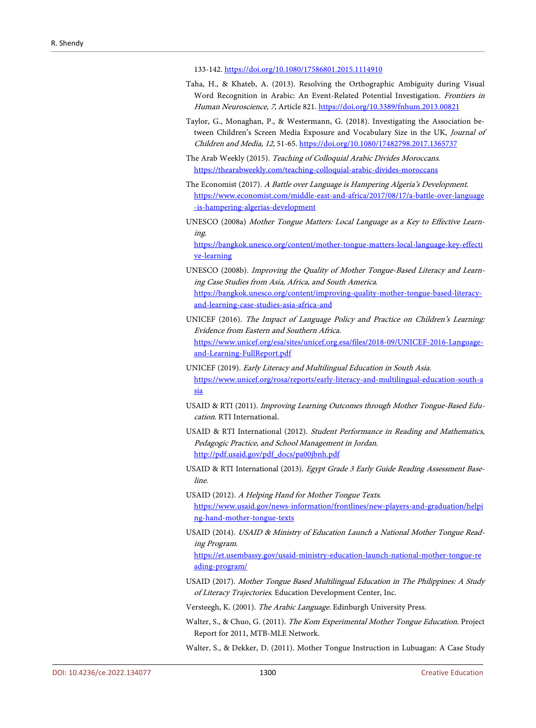133-142. https://doi.org/10.1080/17586801.2015.1114910

Taha, H., & Khateb, A. (2013). Resolving the Orthographic Ambiguity during Visual Word Recognition in Arabic: An Event-Related Potential Investigation. *Frontiers in Human Neuroscience, 7,* Article 821. https://doi.org/10.3389/fnhum.2013.00821

Taylor, G., Monaghan, P., & Westermann, G. (2018). Investigating the Association between Children's Screen Media Exposure and Vocabulary Size in the UK, *Journal of Children and Media, 12,* 51-65. https://doi.org/10.1080/17482798.2017.1365737

The Arab Weekly (2015). *Teaching of Colloquial Arabic Divides Moroccans*. https://thearabweekly.com/teaching-colloquial-arabic-divides-moroccans

The Economist (2017). *A Battle over Language is Hampering Algeria's Development*. https://www.economist.com/middle-east-and-africa/2017/08/17/a-battle-over-language-is-hampering-algerias-development

UNESCO (2008a) *Mother Tongue Matters: Local Language as a Key to Effective Learning*. https://bangkok.unesco.org/content/mother-tongue-matters-local-language-key-effective-learning

UNESCO (2008b). *Improving the Quality of Mother Tongue-Based Literacy and Learning Case Studies from Asia, Africa, and South America*. https://bangkok.unesco.org/content/improving-quality-mother-tongue-based-literacy-and-learning-case-studies-asia-africa-and

UNICEF (2016). *The Impact of Language Policy and Practice on Children's Learning: Evidence from Eastern and Southern Africa*. https://www.unicef.org/esa/sites/unicef.org.esa/files/2018-09/UNICEF-2016-Language-and-Learning-FullReport.pdf

UNICEF (2019). *Early Literacy and Multilingual Education in South Asia*. https://www.unicef.org/rosa/reports/early-literacy-and-multilingual-education-south-asia

USAID & RTI (2011). *Improving Learning Outcomes through Mother Tongue-Based Education*. RTI International.

USAID & RTI International (2012). *Student Performance in Reading and Mathematics, Pedagogic Practice, and School Management in Jordan*. http://pdf.usaid.gov/pdf_docs/pa00jbnh.pdf

USAID & RTI International (2013). *Egypt Grade 3 Early Guide Reading Assessment Baseline*.

USAID (2012). *A Helping Hand for Mother Tongue Texts*. https://www.usaid.gov/news-information/frontlines/new-players-and-graduation/helping-hand-mother-tongue-texts

USAID (2014). *USAID & Ministry of Education Launch a National Mother Tongue Reading Program*. https://et.usembassy.gov/usaid-ministry-education-launch-national-mother-tongue-reading-program/

USAID (2017). *Mother Tongue Based Multilingual Education in The Philippines: A Study of Literacy Trajectories*. Education Development Center, Inc.

Versteegh, K. (2001). *The Arabic Language*. Edinburgh University Press.

Walter, S., & Chuo, G. (2011). *The Kom Experimental Mother Tongue Education*. Project Report for 2011, MTB-MLE Network.

Walter, S., & Dekker, D. (2011). Mother Tongue Instruction in Lubuagan: A Case Study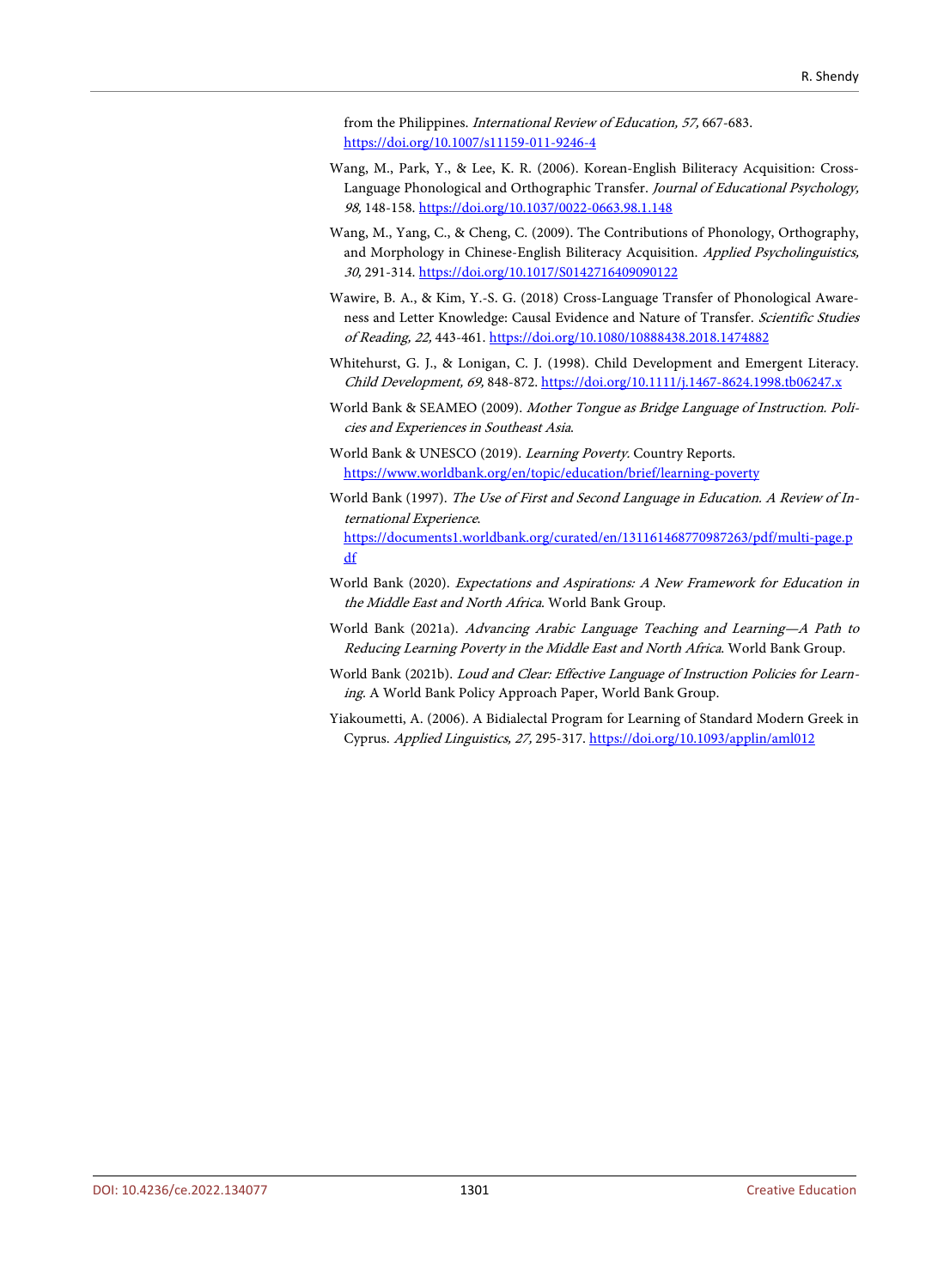from the Philippines. *International Review of Education, 57,* 667-683. https://doi.org/10.1007/s11159-011-9246-4

Wang, M., Park, Y., & Lee, K. R. (2006). Korean-English Biliteracy Acquisition: Cross-Language Phonological and Orthographic Transfer. *Journal of Educational Psychology, 98,* 148-158. https://doi.org/10.1037/0022-0663.98.1.148

Wang, M., Yang, C., & Cheng, C. (2009). The Contributions of Phonology, Orthography, and Morphology in Chinese-English Biliteracy Acquisition. *Applied Psycholinguistics, 30,* 291-314. https://doi.org/10.1017/S0142716409090122

Wawire, B. A., & Kim, Y.-S. G. (2018) Cross-Language Transfer of Phonological Awareness and Letter Knowledge: Causal Evidence and Nature of Transfer. *Scientific Studies of Reading, 22,* 443-461. https://doi.org/10.1080/10888438.2018.1474882

Whitehurst, G. J., & Lonigan, C. J. (1998). Child Development and Emergent Literacy. *Child Development, 69,* 848-872. https://doi.org/10.1111/j.1467-8624.1998.tb06247.x

World Bank & SEAMEO (2009). *Mother Tongue as Bridge Language of Instruction. Policies and Experiences in Southeast Asia*.

World Bank & UNESCO (2019). *Learning Poverty*. Country Reports. https://www.worldbank.org/en/topic/education/brief/learning-poverty

World Bank (1997). *The Use of First and Second Language in Education. A Review of International Experience*. https://documents1.worldbank.org/curated/en/131161468770987263/pdf/multi-page.pdf

World Bank (2020). *Expectations and Aspirations: A New Framework for Education in the Middle East and North Africa*. World Bank Group.

World Bank (2021a). *Advancing Arabic Language Teaching and Learning—A Path to Reducing Learning Poverty in the Middle East and North Africa*. World Bank Group.

World Bank (2021b). *Loud and Clear: Effective Language of Instruction Policies for Learning*. A World Bank Policy Approach Paper, World Bank Group.

Yiakoumetti, A. (2006). A Bidialectal Program for Learning of Standard Modern Greek in Cyprus. *Applied Linguistics, 27,* 295-317. https://doi.org/10.1093/applin/aml012